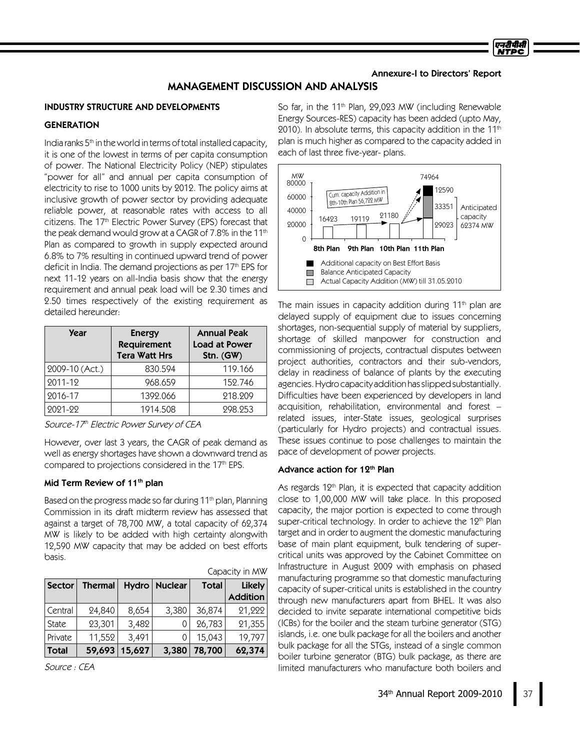Annexure-I to Directors' Report

# MANAGEMENT DISCUSSION AND ANALYSIS

## INDUSTRY STRUCTURE AND DEVELOPMENTS

### GENERATION

India ranks 5th in the world in terms of total installed capacity, it is one of the lowest in terms of per capita consumption of power. The National Electricity Policy (NEP) stipulates "power for all" and annual per capita consumption of electricity to rise to 1000 units by 2012. The policy aims at inclusive growth of power sector by providing adequate reliable power, at reasonable rates with access to all citizens. The 17th Electric Power Survey (EPS) forecast that the peak demand would grow at a CAGR of 7.8% in the 11th Plan as compared to growth in supply expected around 6.8% to 7% resulting in continued upward trend of power deficit in India. The demand projections as per 17th EPS for next 11-12 years on all-India basis show that the energy requirement and annual peak load will be 2.30 times and 2.50 times respectively of the existing requirement as detailed hereunder:

| Year | Energy Requirement Tera Watt Hrs | Annual Peak Load at Power Stn. (GW) |
|---|---|---|
| 2009-10 (Act.) | 830.594 | 119.166 |
| 2011-12 | 968.659 | 152.746 |
| 2016-17 | 1392.066 | 218.209 |
| 2021-22 | 1914.508 | 298.253 |

*Source-17th Electric Power Survey of CEA*

However, over last 3 years, the CAGR of peak demand as well as energy shortages have shown a downward trend as compared to projections considered in the 17th EPS.

### Mid Term Review of 11th plan

Based on the progress made so far during 11th plan, Planning Commission in its draft midterm review has assessed that against a target of 78,700 MW, a total capacity of 62,374 MW is likely to be added with high certainty alongwith 12,590 MW capacity that may be added on best efforts basis.

Capacity in MW

| Sector | Thermal | Hydro | Nuclear | Total | Likely Addition |
|---|---|---|---|---|---|
| Central | 24,840 | 8,654 | 3,380 | 36,874 | 21,222 |
| State | 23,301 | 3,482 | 0 | 26,783 | 21,355 |
| Private | 11,552 | 3,491 | 0 | 15,043 | 19,797 |
| **Total** | **59,693** | **15,627** | **3,380** | **78,700** | **62,374** |

*Source : CEA*

So far, in the 11th Plan, 29,023 MW (including Renewable Energy Sources-RES) capacity has been added (upto May, 2010). In absolute terms, this capacity addition in the 11th plan is much higher as compared to the capacity added in each of last three five-year- plans.

MW

| Plan | Actual Capacity Addition (MW) |
|---|---|
| 8th Plan | 16423 |
| 9th Plan | 19119 |
| 10th Plan | 21180 |
| 11th Plan | 29023 (Actual till 31.05.2010) + 33351 (Balance Anticipated Capacity) + 12590 (Additional capacity on Best Effort Basis) = 74964 |

Cum. capacity Addition in 8th-10th Plan 56,722 MW

Anticipated capacity 62374 MW

- Additional capacity on Best Effort Basis
- Balance Anticipated Capacity
- Actual Capacity Addition (MW) till 31.05.2010

The main issues in capacity addition during 11th plan are delayed supply of equipment due to issues concerning shortages, non-sequential supply of material by suppliers, shortage of skilled manpower for construction and commissioning of projects, contractual disputes between project authorities, contractors and their sub-vendors, delay in readiness of balance of plants by the executing agencies. Hydro capacity addition has slipped substantially. Difficulties have been experienced by developers in land acquisition, rehabilitation, environmental and forest – related issues, inter-State issues, geological surprises (particularly for Hydro projects) and contractual issues. These issues continue to pose challenges to maintain the pace of development of power projects.

### Advance action for 12th Plan

As regards 12th Plan, it is expected that capacity addition close to 1,00,000 MW will take place. In this proposed capacity, the major portion is expected to come through super-critical technology. In order to achieve the 12th Plan target and in order to augment the domestic manufacturing base of main plant equipment, bulk tendering of super-critical units was approved by the Cabinet Committee on Infrastructure in August 2009 with emphasis on phased manufacturing programme so that domestic manufacturing capacity of super-critical units is established in the country through new manufacturers apart from BHEL. It was also decided to invite separate international competitive bids (ICBs) for the boiler and the steam turbine generator (STG) islands, i.e. one bulk package for all the boilers and another bulk package for all the STGs, instead of a single common boiler turbine generator (BTG) bulk package, as there are limited manufacturers who manufacture both boilers and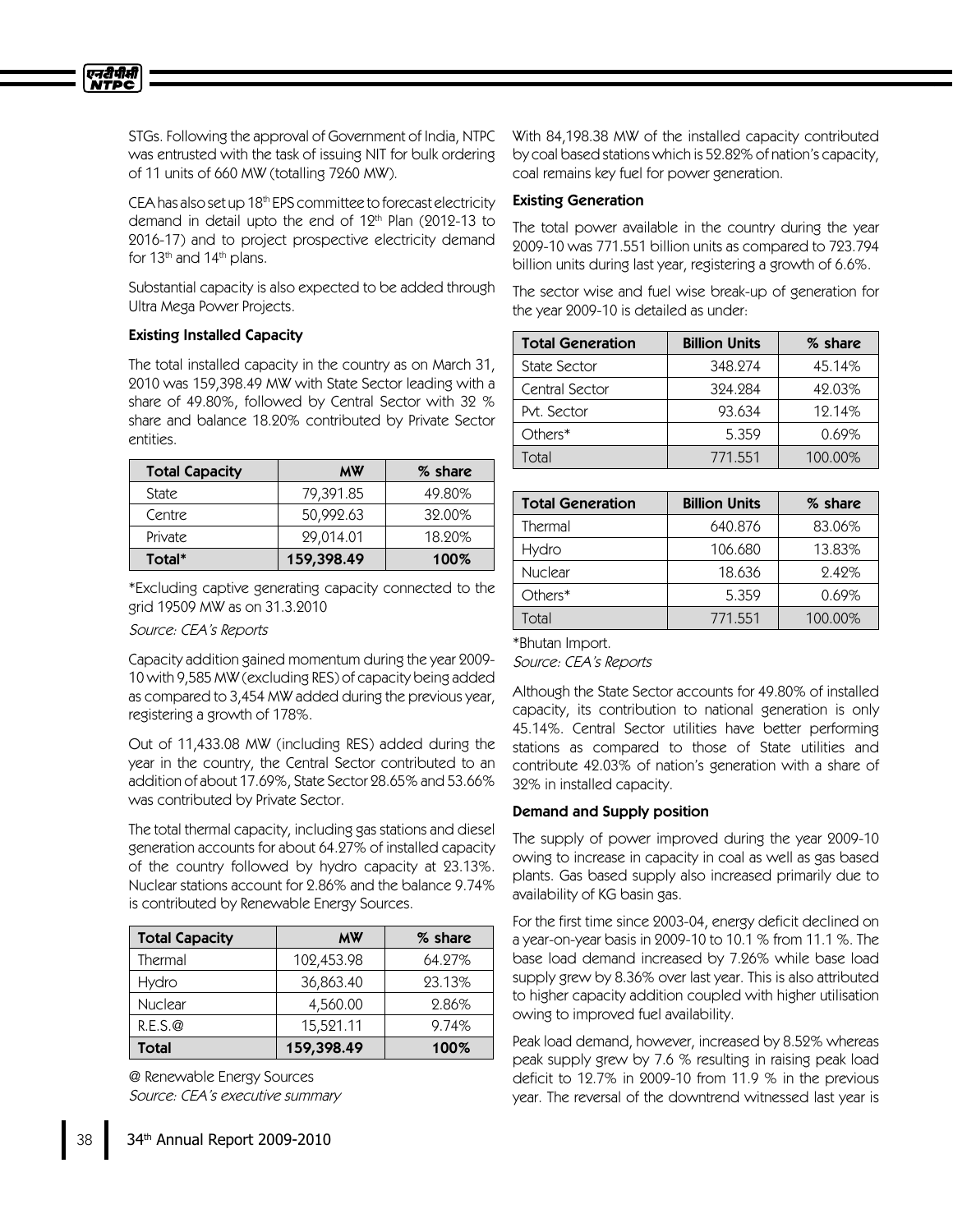STGs. Following the approval of Government of India, NTPC was entrusted with the task of issuing NIT for bulk ordering of 11 units of 660 MW (totalling 7260 MW).

CEA has also set up 18th EPS committee to forecast electricity demand in detail upto the end of 12th Plan (2012-13 to 2016-17) and to project prospective electricity demand for 13th and 14th plans.

Substantial capacity is also expected to be added through Ultra Mega Power Projects.

**Existing Installed Capacity**

The total installed capacity in the country as on March 31, 2010 was 159,398.49 MW with State Sector leading with a share of 49.80%, followed by Central Sector with 32 % share and balance 18.20% contributed by Private Sector entities.

| Total Capacity | MW | % share |
|---|---|---|
| State | 79,391.85 | 49.80% |
| Centre | 50,992.63 | 32.00% |
| Private | 29,014.01 | 18.20% |
| **Total*** | **159,398.49** | **100%** |

*Excluding captive generating capacity connected to the grid 19509 MW as on 31.3.2010

*Source: CEA's Reports*

Capacity addition gained momentum during the year 2009-10 with 9,585 MW (excluding RES) of capacity being added as compared to 3,454 MW added during the previous year, registering a growth of 178%.

Out of 11,433.08 MW (including RES) added during the year in the country, the Central Sector contributed to an addition of about 17.69%, State Sector 28.65% and 53.66% was contributed by Private Sector.

The total thermal capacity, including gas stations and diesel generation accounts for about 64.27% of installed capacity of the country followed by hydro capacity at 23.13%. Nuclear stations account for 2.86% and the balance 9.74% is contributed by Renewable Energy Sources.

| Total Capacity | MW | % share |
|---|---|---|
| Thermal | 102,453.98 | 64.27% |
| Hydro | 36,863.40 | 23.13% |
| Nuclear | 4,560.00 | 2.86% |
| R.E.S.@ | 15,521.11 | 9.74% |
| **Total** | **159,398.49** | **100%** |

@ Renewable Energy Sources

*Source: CEA's executive summary*

With 84,198.38 MW of the installed capacity contributed by coal based stations which is 52.82% of nation's capacity, coal remains key fuel for power generation.

**Existing Generation**

The total power available in the country during the year 2009-10 was 771.551 billion units as compared to 723.794 billion units during last year, registering a growth of 6.6%.

The sector wise and fuel wise break-up of generation for the year 2009-10 is detailed as under:

| Total Generation | Billion Units | % share |
|---|---|---|
| State Sector | 348.274 | 45.14% |
| Central Sector | 324.284 | 42.03% |
| Pvt. Sector | 93.634 | 12.14% |
| Others* | 5.359 | 0.69% |
| Total | 771.551 | 100.00% |

| Total Generation | Billion Units | % share |
|---|---|---|
| Thermal | 640.876 | 83.06% |
| Hydro | 106.680 | 13.83% |
| Nuclear | 18.636 | 2.42% |
| Others* | 5.359 | 0.69% |
| Total | 771.551 | 100.00% |

*Bhutan Import.

*Source: CEA's Reports*

Although the State Sector accounts for 49.80% of installed capacity, its contribution to national generation is only 45.14%. Central Sector utilities have better performing stations as compared to those of State utilities and contribute 42.03% of nation's generation with a share of 32% in installed capacity.

**Demand and Supply position**

The supply of power improved during the year 2009-10 owing to increase in capacity in coal as well as gas based plants. Gas based supply also increased primarily due to availability of KG basin gas.

For the first time since 2003-04, energy deficit declined on a year-on-year basis in 2009-10 to 10.1 % from 11.1 %. The base load demand increased by 7.26% while base load supply grew by 8.36% over last year. This is also attributed to higher capacity addition coupled with higher utilisation owing to improved fuel availability.

Peak load demand, however, increased by 8.52% whereas peak supply grew by 7.6 % resulting in raising peak load deficit to 12.7% in 2009-10 from 11.9 % in the previous year. The reversal of the downtrend witnessed last year is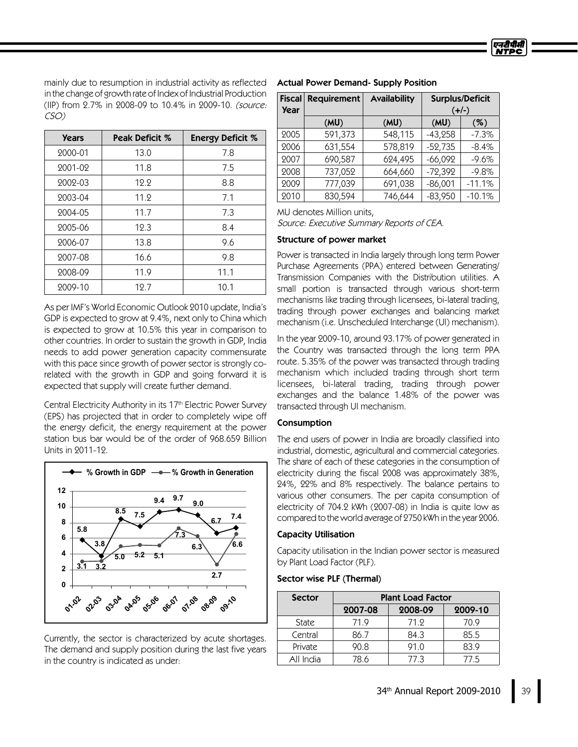mainly due to resumption in industrial activity as reflected in the change of growth rate of Index of Industrial Production (IIP) from 2.7% in 2008-09 to 10.4% in 2009-10. *(source: CSO)*

| Years | Peak Deficit % | Energy Deficit % |
|---|---|---|
| 2000-01 | 13.0 | 7.8 |
| 2001-02 | 11.8 | 7.5 |
| 2002-03 | 12.2 | 8.8 |
| 2003-04 | 11.2 | 7.1 |
| 2004-05 | 11.7 | 7.3 |
| 2005-06 | 12.3 | 8.4 |
| 2006-07 | 13.8 | 9.6 |
| 2007-08 | 16.6 | 9.8 |
| 2008-09 | 11.9 | 11.1 |
| 2009-10 | 12.7 | 10.1 |

As per IMF's World Economic Outlook 2010 update, India's GDP is expected to grow at 9.4%, next only to China which is expected to grow at 10.5% this year in comparison to other countries. In order to sustain the growth in GDP, India needs to add power generation capacity commensurate with this pace since growth of power sector is strongly co-related with the growth in GDP and going forward it is expected that supply will create further demand.

Central Electricity Authority in its 17th Electric Power Survey (EPS) has projected that in order to completely wipe off the energy deficit, the energy requirement at the power station bus bar would be of the order of 968.659 Billion Units in 2011-12.

| Year | % Growth in GDP | % Growth in Generation |
|---|---|---|
| 01-02 | 5.8 | 3.1 |
| 02-03 | 3.8 | 3.2 |
| 03-04 | 8.5 | 5.0 |
| 04-05 | 7.5 | 5.2 |
| 05-06 | 9.4 | 5.1 |
| 06-07 | 9.7 | 7.3 |
| 07-08 | 9.0 | 6.3 |
| 08-09 | 6.7 | 2.7 |
| 09-10 | 7.4 | 6.6 |

Currently, the sector is characterized by acute shortages. The demand and supply position during the last five years in the country is indicated as under:

**Actual Power Demand- Supply Position**

| Fiscal Year | Requirement | Availability | Surplus/Deficit (+/-) | |
|---|---|---|---|---|
| | (MU) | (MU) | (MU) | (%) |
| 2005 | 591,373 | 548,115 | -43,258 | -7.3% |
| 2006 | 631,554 | 578,819 | -52,735 | -8.4% |
| 2007 | 690,587 | 624,495 | -66,092 | -9.6% |
| 2008 | 737,052 | 664,660 | -72,392 | -9.8% |
| 2009 | 777,039 | 691,038 | -86,001 | -11.1% |
| 2010 | 830,594 | 746,644 | -83,950 | -10.1% |

MU denotes Million units,

*Source: Executive Summary Reports of CEA.*

**Structure of power market**

Power is transacted in India largely through long term Power Purchase Agreements (PPA) entered between Generating/Transmission Companies with the Distribution utilities. A small portion is transacted through various short-term mechanisms like trading through licensees, bi-lateral trading, trading through power exchanges and balancing market mechanism (i.e. Unscheduled Interchange (UI) mechanism).

In the year 2009-10, around 93.17% of power generated in the Country was transacted through the long term PPA route. 5.35% of the power was transacted through trading mechanism which included trading through short term licensees, bi-lateral trading, trading through power exchanges and the balance 1.48% of the power was transacted through UI mechanism.

**Consumption**

The end users of power in India are broadly classified into industrial, domestic, agricultural and commercial categories. The share of each of these categories in the consumption of electricity during the fiscal 2008 was approximately 38%, 24%, 22% and 8% respectively. The balance pertains to various other consumers. The per capita consumption of electricity of 704.2 kWh (2007-08) in India is quite low as compared to the world average of 2750 kWh in the year 2006.

**Capacity Utilisation**

Capacity utilisation in the Indian power sector is measured by Plant Load Factor (PLF).

**Sector wise PLF (Thermal)**

| Sector | Plant Load Factor | | |
|---|---|---|---|
| | 2007-08 | 2008-09 | 2009-10 |
| State | 71.9 | 71.2 | 70.9 |
| Central | 86.7 | 84.3 | 85.5 |
| Private | 90.8 | 91.0 | 83.9 |
| All India | 78.6 | 77.3 | 77.5 |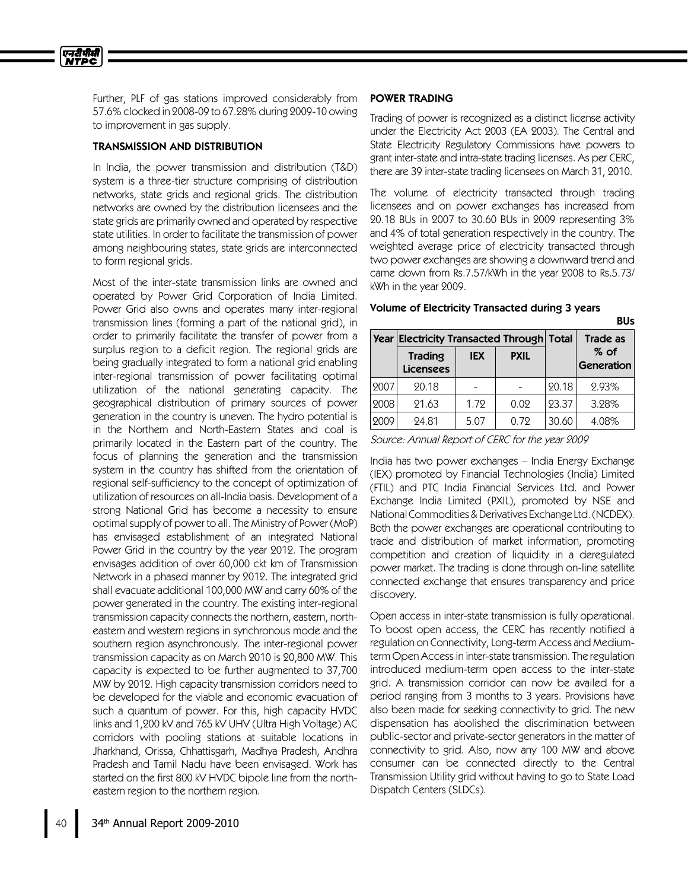Further, PLF of gas stations improved considerably from 57.6% clocked in 2008-09 to 67.28% during 2009-10 owing to improvement in gas supply.

## TRANSMISSION AND DISTRIBUTION

In India, the power transmission and distribution (T&D) system is a three-tier structure comprising of distribution networks, state grids and regional grids. The distribution networks are owned by the distribution licensees and the state grids are primarily owned and operated by respective state utilities. In order to facilitate the transmission of power among neighbouring states, state grids are interconnected to form regional grids.

Most of the inter-state transmission links are owned and operated by Power Grid Corporation of India Limited. Power Grid also owns and operates many inter-regional transmission lines (forming a part of the national grid), in order to primarily facilitate the transfer of power from a surplus region to a deficit region. The regional grids are being gradually integrated to form a national grid enabling inter-regional transmission of power facilitating optimal utilization of the national generating capacity. The geographical distribution of primary sources of power generation in the country is uneven. The hydro potential is in the Northern and North-Eastern States and coal is primarily located in the Eastern part of the country. The focus of planning the generation and the transmission system in the country has shifted from the orientation of regional self-sufficiency to the concept of optimization of utilization of resources on all-India basis. Development of a strong National Grid has become a necessity to ensure optimal supply of power to all. The Ministry of Power (MoP) has envisaged establishment of an integrated National Power Grid in the country by the year 2012. The program envisages addition of over 60,000 ckt km of Transmission Network in a phased manner by 2012. The integrated grid shall evacuate additional 100,000 MW and carry 60% of the power generated in the country. The existing inter-regional transmission capacity connects the northern, eastern, north-eastern and western regions in synchronous mode and the southern region asynchronously. The inter-regional power transmission capacity as on March 2010 is 20,800 MW. This capacity is expected to be further augmented to 37,700 MW by 2012. High capacity transmission corridors need to be developed for the viable and economic evacuation of such a quantum of power. For this, high capacity HVDC links and 1,200 kV and 765 kV UHV (Ultra High Voltage) AC corridors with pooling stations at suitable locations in Jharkhand, Orissa, Chhattisgarh, Madhya Pradesh, Andhra Pradesh and Tamil Nadu have been envisaged. Work has started on the first 800 kV HVDC bipole line from the north-eastern region to the northern region.

## POWER TRADING

Trading of power is recognized as a distinct license activity under the Electricity Act 2003 (EA 2003). The Central and State Electricity Regulatory Commissions have powers to grant inter-state and intra-state trading licenses. As per CERC, there are 39 inter-state trading licensees on March 31, 2010.

The volume of electricity transacted through trading licensees and on power exchanges has increased from 20.18 BUs in 2007 to 30.60 BUs in 2009 representing 3% and 4% of total generation respectively in the country. The weighted average price of electricity transacted through two power exchanges are showing a downward trend and came down from Rs.7.57/kWh in the year 2008 to Rs.5.73/kWh in the year 2009.

**Volume of Electricity Transacted during 3 years**

**BUs**

| Year | Electricity Transacted Through | | | Total | Trade as % of Generation |
|---|---|---|---|---|---|
| | Trading Licensees | IEX | PXIL | | |
| 2007 | 20.18 | - | - | 20.18 | 2.93% |
| 2008 | 21.63 | 1.72 | 0.02 | 23.37 | 3.28% |
| 2009 | 24.81 | 5.07 | 0.72 | 30.60 | 4.08% |

*Source: Annual Report of CERC for the year 2009*

India has two power exchanges – India Energy Exchange (IEX) promoted by Financial Technologies (India) Limited (FTIL) and PTC India Financial Services Ltd. and Power Exchange India Limited (PXIL), promoted by NSE and National Commodities & Derivatives Exchange Ltd. (NCDEX). Both the power exchanges are operational contributing to trade and distribution of market information, promoting competition and creation of liquidity in a deregulated power market. The trading is done through on-line satellite connected exchange that ensures transparency and price discovery.

Open access in inter-state transmission is fully operational. To boost open access, the CERC has recently notified a regulation on Connectivity, Long-term Access and Medium-term Open Access in inter-state transmission. The regulation introduced medium-term open access to the inter-state grid. A transmission corridor can now be availed for a period ranging from 3 months to 3 years. Provisions have also been made for seeking connectivity to grid. The new dispensation has abolished the discrimination between public-sector and private-sector generators in the matter of connectivity to grid. Also, now any 100 MW and above consumer can be connected directly to the Central Transmission Utility grid without having to go to State Load Dispatch Centers (SLDCs).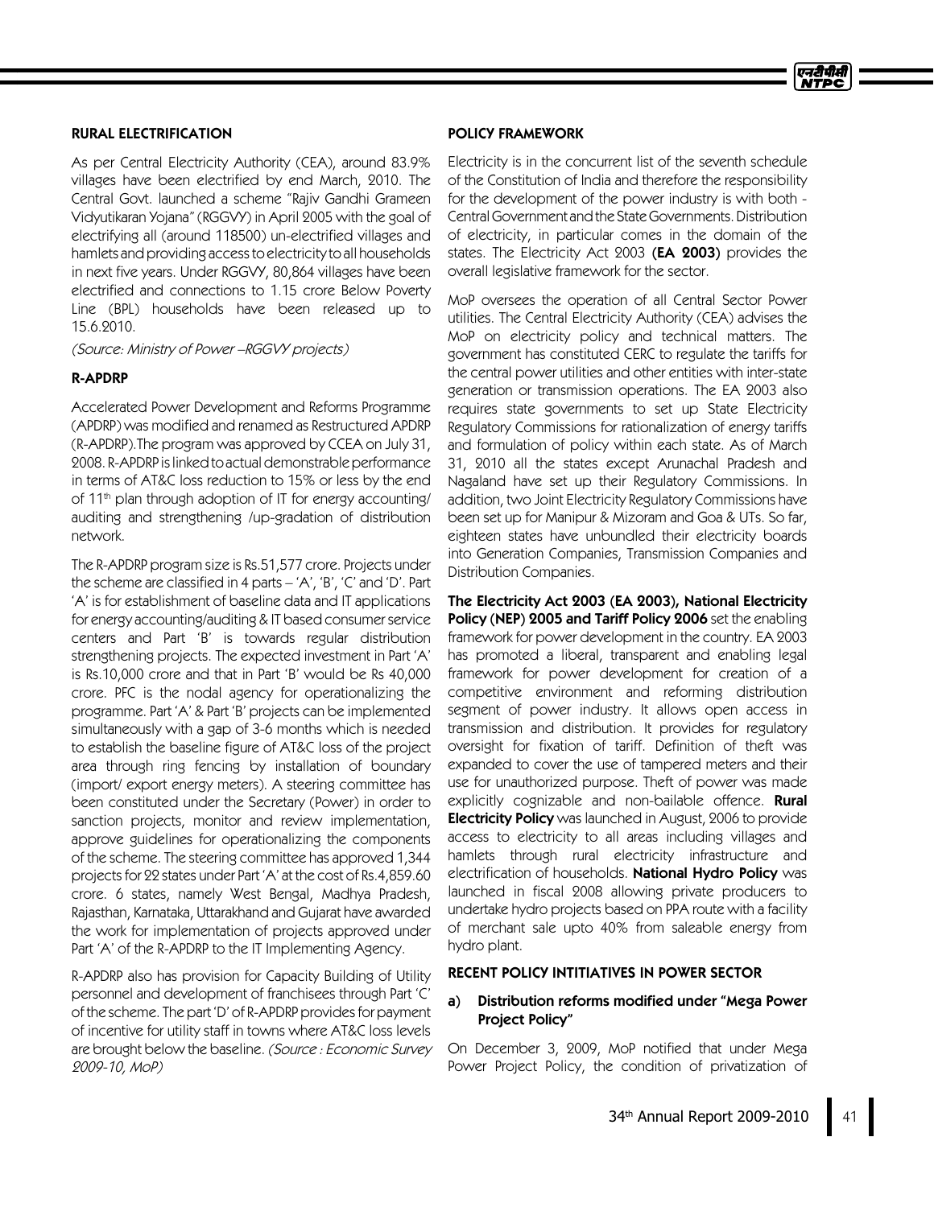## RURAL ELECTRIFICATION

As per Central Electricity Authority (CEA), around 83.9% villages have been electrified by end March, 2010. The Central Govt. launched a scheme "Rajiv Gandhi Grameen Vidyutikaran Yojana" (RGGVY) in April 2005 with the goal of electrifying all (around 118500) un-electrified villages and hamlets and providing access to electricity to all households in next five years. Under RGGVY, 80,864 villages have been electrified and connections to 1.15 crore Below Poverty Line (BPL) households have been released up to 15.6.2010.

*(Source: Ministry of Power –RGGVY projects)*

## R-APDRP

Accelerated Power Development and Reforms Programme (APDRP) was modified and renamed as Restructured APDRP (R-APDRP). The program was approved by CCEA on July 31, 2008. R-APDRP is linked to actual demonstrable performance in terms of AT&C loss reduction to 15% or less by the end of 11th plan through adoption of IT for energy accounting/ auditing and strengthening /up-gradation of distribution network.

The R-APDRP program size is Rs.51,577 crore. Projects under the scheme are classified in 4 parts – 'A', 'B', 'C' and 'D'. Part 'A' is for establishment of baseline data and IT applications for energy accounting/auditing & IT based consumer service centers and Part 'B' is towards regular distribution strengthening projects. The expected investment in Part 'A' is Rs.10,000 crore and that in Part 'B' would be Rs 40,000 crore. PFC is the nodal agency for operationalizing the programme. Part 'A' & Part 'B' projects can be implemented simultaneously with a gap of 3-6 months which is needed to establish the baseline figure of AT&C loss of the project area through ring fencing by installation of boundary (import/ export energy meters). A steering committee has been constituted under the Secretary (Power) in order to sanction projects, monitor and review implementation, approve guidelines for operationalizing the components of the scheme. The steering committee has approved 1,344 projects for 22 states under Part 'A' at the cost of Rs.4,859.60 crore. 6 states, namely West Bengal, Madhya Pradesh, Rajasthan, Karnataka, Uttarakhand and Gujarat have awarded the work for implementation of projects approved under Part 'A' of the R-APDRP to the IT Implementing Agency.

R-APDRP also has provision for Capacity Building of Utility personnel and development of franchisees through Part 'C' of the scheme. The part 'D' of R-APDRP provides for payment of incentive for utility staff in towns where AT&C loss levels are brought below the baseline. *(Source : Economic Survey 2009-10, MoP)*

## POLICY FRAMEWORK

Electricity is in the concurrent list of the seventh schedule of the Constitution of India and therefore the responsibility for the development of the power industry is with both - Central Government and the State Governments. Distribution of electricity, in particular comes in the domain of the states. The Electricity Act 2003 (**EA 2003**) provides the overall legislative framework for the sector.

MoP oversees the operation of all Central Sector Power utilities. The Central Electricity Authority (CEA) advises the MoP on electricity policy and technical matters. The government has constituted CERC to regulate the tariffs for the central power utilities and other entities with inter-state generation or transmission operations. The EA 2003 also requires state governments to set up State Electricity Regulatory Commissions for rationalization of energy tariffs and formulation of policy within each state. As of March 31, 2010 all the states except Arunachal Pradesh and Nagaland have set up their Regulatory Commissions. In addition, two Joint Electricity Regulatory Commissions have been set up for Manipur & Mizoram and Goa & UTs. So far, eighteen states have unbundled their electricity boards into Generation Companies, Transmission Companies and Distribution Companies.

**The Electricity Act 2003 (EA 2003), National Electricity Policy (NEP) 2005 and Tariff Policy 2006** set the enabling framework for power development in the country. EA 2003 has promoted a liberal, transparent and enabling legal framework for power development for creation of a competitive environment and reforming distribution segment of power industry. It allows open access in transmission and distribution. It provides for regulatory oversight for fixation of tariff. Definition of theft was expanded to cover the use of tampered meters and their use for unauthorized purpose. Theft of power was made explicitly cognizable and non-bailable offence. **Rural Electricity Policy** was launched in August, 2006 to provide access to electricity to all areas including villages and hamlets through rural electricity infrastructure and electrification of households. **National Hydro Policy** was launched in fiscal 2008 allowing private producers to undertake hydro projects based on PPA route with a facility of merchant sale upto 40% from saleable energy from hydro plant.

## RECENT POLICY INTITIATIVES IN POWER SECTOR

### a) Distribution reforms modified under "Mega Power Project Policy"

On December 3, 2009, MoP notified that under Mega Power Project Policy, the condition of privatization of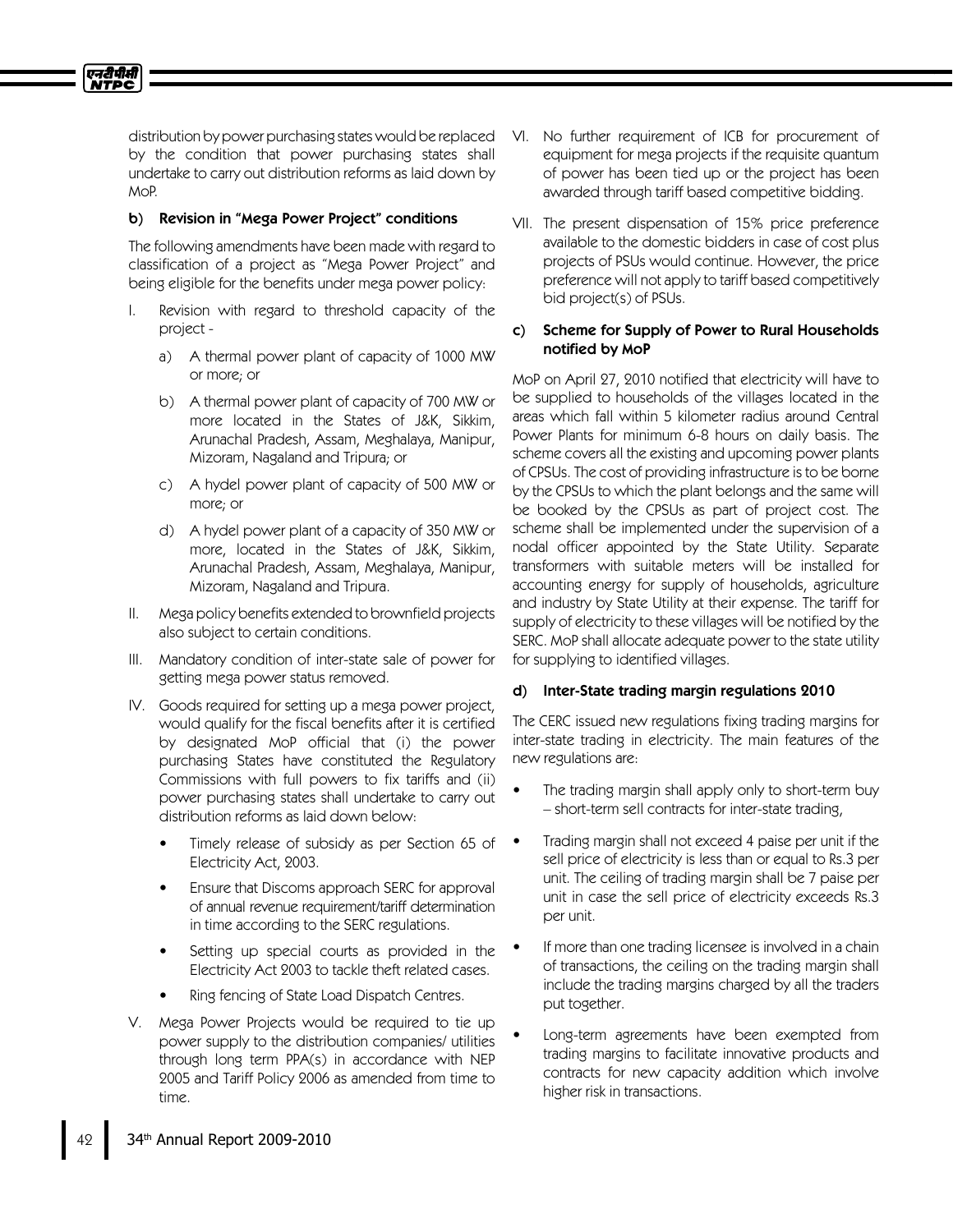distribution by power purchasing states would be replaced by the condition that power purchasing states shall undertake to carry out distribution reforms as laid down by MoP.

### b) Revision in "Mega Power Project" conditions

The following amendments have been made with regard to classification of a project as "Mega Power Project" and being eligible for the benefits under mega power policy:

I. Revision with regard to threshold capacity of the project -

   a) A thermal power plant of capacity of 1000 MW or more; or

   b) A thermal power plant of capacity of 700 MW or more located in the States of J&K, Sikkim, Arunachal Pradesh, Assam, Meghalaya, Manipur, Mizoram, Nagaland and Tripura; or

   c) A hydel power plant of capacity of 500 MW or more; or

   d) A hydel power plant of a capacity of 350 MW or more, located in the States of J&K, Sikkim, Arunachal Pradesh, Assam, Meghalaya, Manipur, Mizoram, Nagaland and Tripura.

II. Mega policy benefits extended to brownfield projects also subject to certain conditions.

III. Mandatory condition of inter-state sale of power for getting mega power status removed.

IV. Goods required for setting up a mega power project, would qualify for the fiscal benefits after it is certified by designated MoP official that (i) the power purchasing States have constituted the Regulatory Commissions with full powers to fix tariffs and (ii) power purchasing states shall undertake to carry out distribution reforms as laid down below:

   - Timely release of subsidy as per Section 65 of Electricity Act, 2003.
   - Ensure that Discoms approach SERC for approval of annual revenue requirement/tariff determination in time according to the SERC regulations.
   - Setting up special courts as provided in the Electricity Act 2003 to tackle theft related cases.
   - Ring fencing of State Load Dispatch Centres.

V. Mega Power Projects would be required to tie up power supply to the distribution companies/ utilities through long term PPA(s) in accordance with NEP 2005 and Tariff Policy 2006 as amended from time to time.

VI. No further requirement of ICB for procurement of equipment for mega projects if the requisite quantum of power has been tied up or the project has been awarded through tariff based competitive bidding.

VII. The present dispensation of 15% price preference available to the domestic bidders in case of cost plus projects of PSUs would continue. However, the price preference will not apply to tariff based competitively bid project(s) of PSUs.

### c) Scheme for Supply of Power to Rural Households notified by MoP

MoP on April 27, 2010 notified that electricity will have to be supplied to households of the villages located in the areas which fall within 5 kilometer radius around Central Power Plants for minimum 6-8 hours on daily basis. The scheme covers all the existing and upcoming power plants of CPSUs. The cost of providing infrastructure is to be borne by the CPSUs to which the plant belongs and the same will be booked by the CPSUs as part of project cost. The scheme shall be implemented under the supervision of a nodal officer appointed by the State Utility. Separate transformers with suitable meters will be installed for accounting energy for supply of households, agriculture and industry by State Utility at their expense. The tariff for supply of electricity to these villages will be notified by the SERC. MoP shall allocate adequate power to the state utility for supplying to identified villages.

### d) Inter-State trading margin regulations 2010

The CERC issued new regulations fixing trading margins for inter-state trading in electricity. The main features of the new regulations are:

- The trading margin shall apply only to short-term buy – short-term sell contracts for inter-state trading,
- Trading margin shall not exceed 4 paise per unit if the sell price of electricity is less than or equal to Rs.3 per unit. The ceiling of trading margin shall be 7 paise per unit in case the sell price of electricity exceeds Rs.3 per unit.
- If more than one trading licensee is involved in a chain of transactions, the ceiling on the trading margin shall include the trading margins charged by all the traders put together.
- Long-term agreements have been exempted from trading margins to facilitate innovative products and contracts for new capacity addition which involve higher risk in transactions.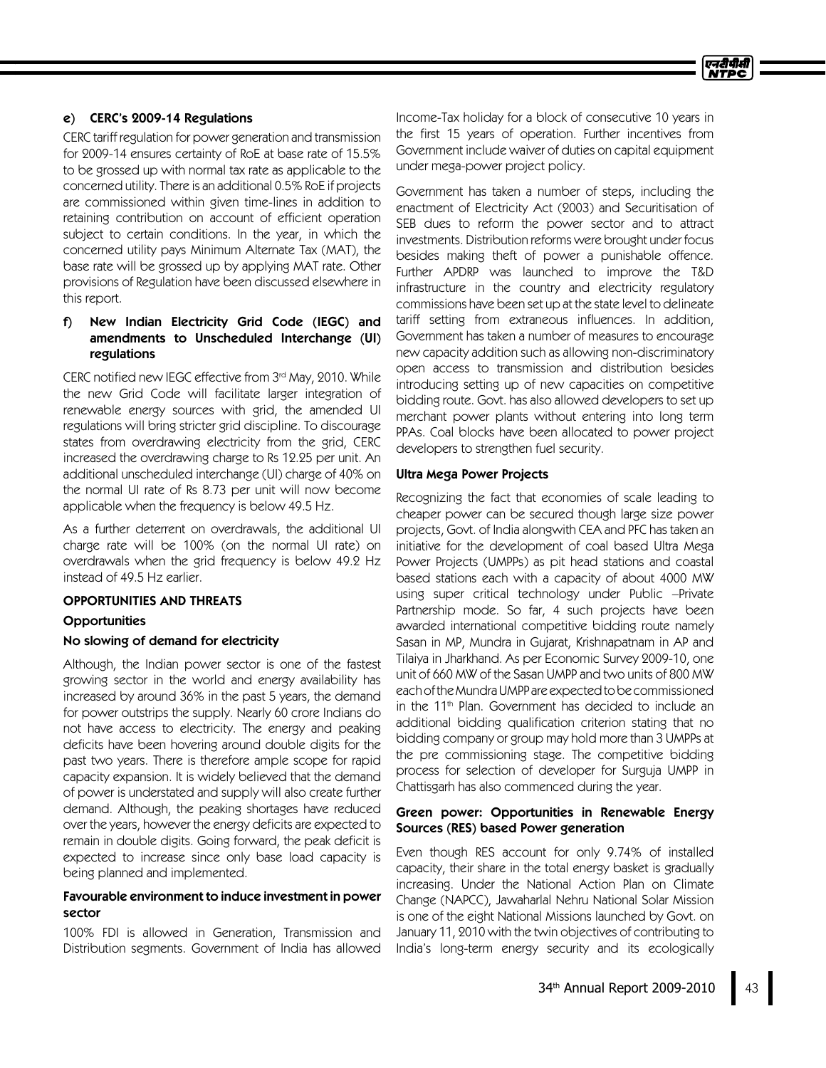#### e) CERC's 2009-14 Regulations

CERC tariff regulation for power generation and transmission for 2009-14 ensures certainty of RoE at base rate of 15.5% to be grossed up with normal tax rate as applicable to the concerned utility. There is an additional 0.5% RoE if projects are commissioned within given time-lines in addition to retaining contribution on account of efficient operation subject to certain conditions. In the year, in which the concerned utility pays Minimum Alternate Tax (MAT), the base rate will be grossed up by applying MAT rate. Other provisions of Regulation have been discussed elsewhere in this report.

#### f) New Indian Electricity Grid Code (IEGC) and amendments to Unscheduled Interchange (UI) regulations

CERC notified new IEGC effective from 3rd May, 2010. While the new Grid Code will facilitate larger integration of renewable energy sources with grid, the amended UI regulations will bring stricter grid discipline. To discourage states from overdrawing electricity from the grid, CERC increased the overdrawing charge to Rs 12.25 per unit. An additional unscheduled interchange (UI) charge of 40% on the normal UI rate of Rs 8.73 per unit will now become applicable when the frequency is below 49.5 Hz.

As a further deterrent on overdrawals, the additional UI charge rate will be 100% (on the normal UI rate) on overdrawals when the grid frequency is below 49.2 Hz instead of 49.5 Hz earlier.

## OPPORTUNITIES AND THREATS

### Opportunities

#### No slowing of demand for electricity

Although, the Indian power sector is one of the fastest growing sector in the world and energy availability has increased by around 36% in the past 5 years, the demand for power outstrips the supply. Nearly 60 crore Indians do not have access to electricity. The energy and peaking deficits have been hovering around double digits for the past two years. There is therefore ample scope for rapid capacity expansion. It is widely believed that the demand of power is understated and supply will also create further demand. Although, the peaking shortages have reduced over the years, however the energy deficits are expected to remain in double digits. Going forward, the peak deficit is expected to increase since only base load capacity is being planned and implemented.

#### Favourable environment to induce investment in power sector

100% FDI is allowed in Generation, Transmission and Distribution segments. Government of India has allowed Income-Tax holiday for a block of consecutive 10 years in the first 15 years of operation. Further incentives from Government include waiver of duties on capital equipment under mega-power project policy.

Government has taken a number of steps, including the enactment of Electricity Act (2003) and Securitisation of SEB dues to reform the power sector and to attract investments. Distribution reforms were brought under focus besides making theft of power a punishable offence. Further APDRP was launched to improve the T&D infrastructure in the country and electricity regulatory commissions have been set up at the state level to delineate tariff setting from extraneous influences. In addition, Government has taken a number of measures to encourage new capacity addition such as allowing non-discriminatory open access to transmission and distribution besides introducing setting up of new capacities on competitive bidding route. Govt. has also allowed developers to set up merchant power plants without entering into long term PPAs. Coal blocks have been allocated to power project developers to strengthen fuel security.

#### Ultra Mega Power Projects

Recognizing the fact that economies of scale leading to cheaper power can be secured though large size power projects, Govt. of India alongwith CEA and PFC has taken an initiative for the development of coal based Ultra Mega Power Projects (UMPPs) as pit head stations and coastal based stations each with a capacity of about 4000 MW using super critical technology under Public –Private Partnership mode. So far, 4 such projects have been awarded international competitive bidding route namely Sasan in MP, Mundra in Gujarat, Krishnapatnam in AP and Tilaiya in Jharkhand. As per Economic Survey 2009-10, one unit of 660 MW of the Sasan UMPP and two units of 800 MW each of the Mundra UMPP are expected to be commissioned in the 11th Plan. Government has decided to include an additional bidding qualification criterion stating that no bidding company or group may hold more than 3 UMPPs at the pre commissioning stage. The competitive bidding process for selection of developer for Surguja UMPP in Chattisgarh has also commenced during the year.

#### Green power: Opportunities in Renewable Energy Sources (RES) based Power generation

Even though RES account for only 9.74% of installed capacity, their share in the total energy basket is gradually increasing. Under the National Action Plan on Climate Change (NAPCC), Jawaharlal Nehru National Solar Mission is one of the eight National Missions launched by Govt. on January 11, 2010 with the twin objectives of contributing to India's long-term energy security and its ecologically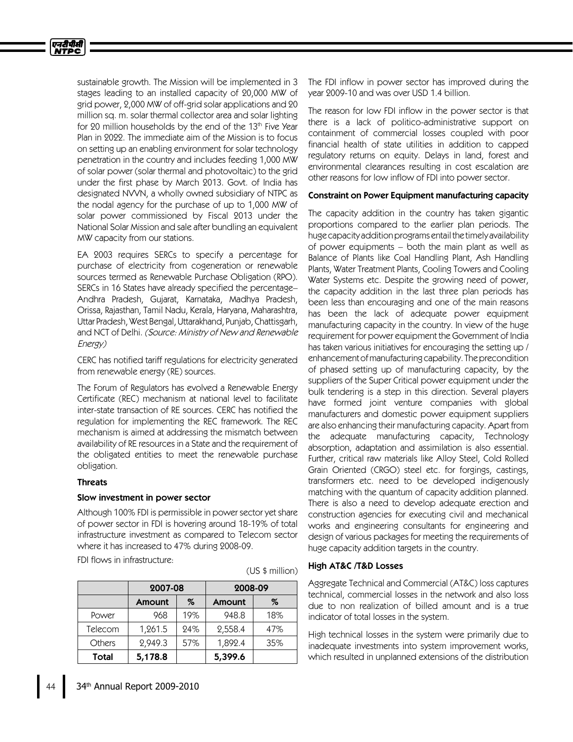sustainable growth. The Mission will be implemented in 3 stages leading to an installed capacity of 20,000 MW of grid power, 2,000 MW of off-grid solar applications and 20 million sq. m. solar thermal collector area and solar lighting for 20 million households by the end of the 13th Five Year Plan in 2022. The immediate aim of the Mission is to focus on setting up an enabling environment for solar technology penetration in the country and includes feeding 1,000 MW of solar power (solar thermal and photovoltaic) to the grid under the first phase by March 2013. Govt. of India has designated NVVN, a wholly owned subsidiary of NTPC as the nodal agency for the purchase of up to 1,000 MW of solar power commissioned by Fiscal 2013 under the National Solar Mission and sale after bundling an equivalent MW capacity from our stations.

EA 2003 requires SERCs to specify a percentage for purchase of electricity from cogeneration or renewable sources termed as Renewable Purchase Obligation (RPO). SERCs in 16 States have already specified the percentage– Andhra Pradesh, Gujarat, Karnataka, Madhya Pradesh, Orissa, Rajasthan, Tamil Nadu, Kerala, Haryana, Maharashtra, Uttar Pradesh, West Bengal, Uttarakhand, Punjab, Chattisgarh, and NCT of Delhi. *(Source: Ministry of New and Renewable Energy)*

CERC has notified tariff regulations for electricity generated from renewable energy (RE) sources.

The Forum of Regulators has evolved a Renewable Energy Certificate (REC) mechanism at national level to facilitate inter-state transaction of RE sources. CERC has notified the regulation for implementing the REC framework. The REC mechanism is aimed at addressing the mismatch between availability of RE resources in a State and the requirement of the obligated entities to meet the renewable purchase obligation.

### Threats

#### Slow investment in power sector

Although 100% FDI is permissible in power sector yet share of power sector in FDI is hovering around 18-19% of total infrastructure investment as compared to Telecom sector where it has increased to 47% during 2008-09.

FDI flows in infrastructure:

(US $ million)

| | 2007-08 | | 2008-09 | |
|---|---|---|---|---|
| | Amount | % | Amount | % |
| Power | 968 | 19% | 948.8 | 18% |
| Telecom | 1,261.5 | 24% | 2,558.4 | 47% |
| Others | 2,949.3 | 57% | 1,892.4 | 35% |
| **Total** | **5,178.8** | | **5,399.6** | |

The FDI inflow in power sector has improved during the year 2009-10 and was over USD 1.4 billion.

The reason for low FDI inflow in the power sector is that there is a lack of politico-administrative support on containment of commercial losses coupled with poor financial health of state utilities in addition to capped regulatory returns on equity. Delays in land, forest and environmental clearances resulting in cost escalation are other reasons for low inflow of FDI into power sector.

#### Constraint on Power Equipment manufacturing capacity

The capacity addition in the country has taken gigantic proportions compared to the earlier plan periods. The huge capacity addition programs entail the timely availability of power equipments – both the main plant as well as Balance of Plants like Coal Handling Plant, Ash Handling Plants, Water Treatment Plants, Cooling Towers and Cooling Water Systems etc. Despite the growing need of power, the capacity addition in the last three plan periods has been less than encouraging and one of the main reasons has been the lack of adequate power equipment manufacturing capacity in the country. In view of the huge requirement for power equipment the Government of India has taken various initiatives for encouraging the setting up / enhancement of manufacturing capability. The precondition of phased setting up of manufacturing capacity, by the suppliers of the Super Critical power equipment under the bulk tendering is a step in this direction. Several players have formed joint venture companies with global manufacturers and domestic power equipment suppliers are also enhancing their manufacturing capacity. Apart from the adequate manufacturing capacity, Technology absorption, adaptation and assimilation is also essential. Further, critical raw materials like Alloy Steel, Cold Rolled Grain Oriented (CRGO) steel etc. for forgings, castings, transformers etc. need to be developed indigenously matching with the quantum of capacity addition planned. There is also a need to develop adequate erection and construction agencies for executing civil and mechanical works and engineering consultants for engineering and design of various packages for meeting the requirements of huge capacity addition targets in the country.

#### High AT&C /T&D Losses

Aggregate Technical and Commercial (AT&C) loss captures technical, commercial losses in the network and also loss due to non realization of billed amount and is a true indicator of total losses in the system.

High technical losses in the system were primarily due to inadequate investments into system improvement works, which resulted in unplanned extensions of the distribution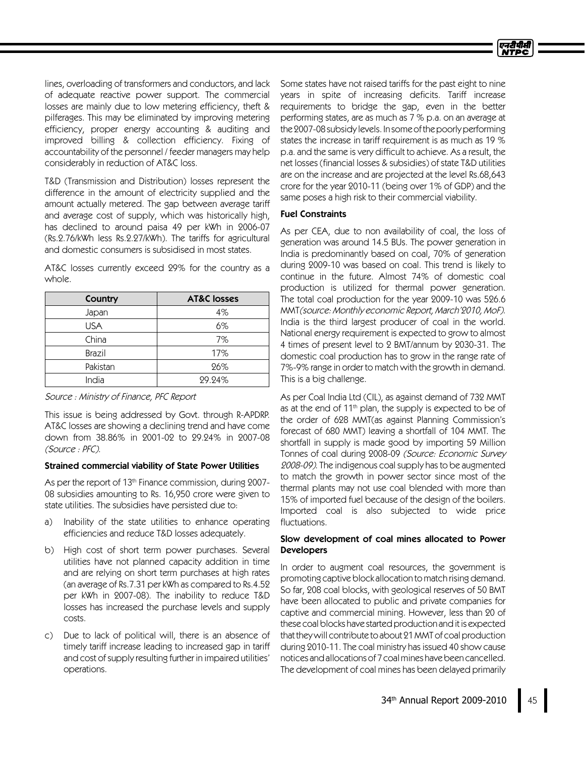lines, overloading of transformers and conductors, and lack of adequate reactive power support. The commercial losses are mainly due to low metering efficiency, theft & pilferages. This may be eliminated by improving metering efficiency, proper energy accounting & auditing and improved billing & collection efficiency. Fixing of accountability of the personnel / feeder managers may help considerably in reduction of AT&C loss.

T&D (Transmission and Distribution) losses represent the difference in the amount of electricity supplied and the amount actually metered. The gap between average tariff and average cost of supply, which was historically high, has declined to around paisa 49 per kWh in 2006-07 (Rs.2.76/kWh less Rs.2.27/kWh). The tariffs for agricultural and domestic consumers is subsidised in most states.

AT&C losses currently exceed 29% for the country as a whole.

| Country | AT&C losses |
|---|---|
| Japan | 4% |
| USA | 6% |
| China | 7% |
| Brazil | 17% |
| Pakistan | 26% |
| India | 29.24% |

*Source : Ministry of Finance, PFC Report*

This issue is being addressed by Govt. through R-APDRP. AT&C losses are showing a declining trend and have come down from 38.86% in 2001-02 to 29.24% in 2007-08 *(Source : PFC)*.

**Strained commercial viability of State Power Utilities**

As per the report of 13th Finance commission, during 2007-08 subsidies amounting to Rs. 16,950 crore were given to state utilities. The subsidies have persisted due to:

a) Inability of the state utilities to enhance operating efficiencies and reduce T&D losses adequately.

b) High cost of short term power purchases. Several utilities have not planned capacity addition in time and are relying on short term purchases at high rates (an average of Rs.7.31 per kWh as compared to Rs.4.52 per kWh in 2007-08). The inability to reduce T&D losses has increased the purchase levels and supply costs.

c) Due to lack of political will, there is an absence of timely tariff increase leading to increased gap in tariff and cost of supply resulting further in impaired utilities' operations.

Some states have not raised tariffs for the past eight to nine years in spite of increasing deficits. Tariff increase requirements to bridge the gap, even in the better performing states, are as much as 7 % p.a. on an average at the 2007-08 subsidy levels. In some of the poorly performing states the increase in tariff requirement is as much as 19 % p.a. and the same is very difficult to achieve. As a result, the net losses (financial losses & subsidies) of state T&D utilities are on the increase and are projected at the level Rs.68,643 crore for the year 2010-11 (being over 1% of GDP) and the same poses a high risk to their commercial viability.

**Fuel Constraints**

As per CEA, due to non availability of coal, the loss of generation was around 14.5 BUs. The power generation in India is predominantly based on coal, 70% of generation during 2009-10 was based on coal. This trend is likely to continue in the future. Almost 74% of domestic coal production is utilized for thermal power generation. The total coal production for the year 2009-10 was 526.6 MMT*(source: Monthly economic Report, March'2010, MoF)*. India is the third largest producer of coal in the world. National energy requirement is expected to grow to almost 4 times of present level to 2 BMT/annum by 2030-31. The domestic coal production has to grow in the range rate of 7%-9% range in order to match with the growth in demand. This is a big challenge.

As per Coal India Ltd (CIL), as against demand of 732 MMT as at the end of 11th plan, the supply is expected to be of the order of 628 MMT(as against Planning Commission's forecast of 680 MMT) leaving a shortfall of 104 MMT. The shortfall in supply is made good by importing 59 Million Tonnes of coal during 2008-09 *(Source: Economic Survey 2008-09)*. The indigenous coal supply has to be augmented to match the growth in power sector since most of the thermal plants may not use coal blended with more than 15% of imported fuel because of the design of the boilers. Imported coal is also subjected to wide price fluctuations.

**Slow development of coal mines allocated to Power Developers**

In order to augment coal resources, the government is promoting captive block allocation to match rising demand. So far, 208 coal blocks, with geological reserves of 50 BMT have been allocated to public and private companies for captive and commercial mining. However, less than 20 of these coal blocks have started production and it is expected that they will contribute to about 21 MMT of coal production during 2010-11. The coal ministry has issued 40 show cause notices and allocations of 7 coal mines have been cancelled. The development of coal mines has been delayed primarily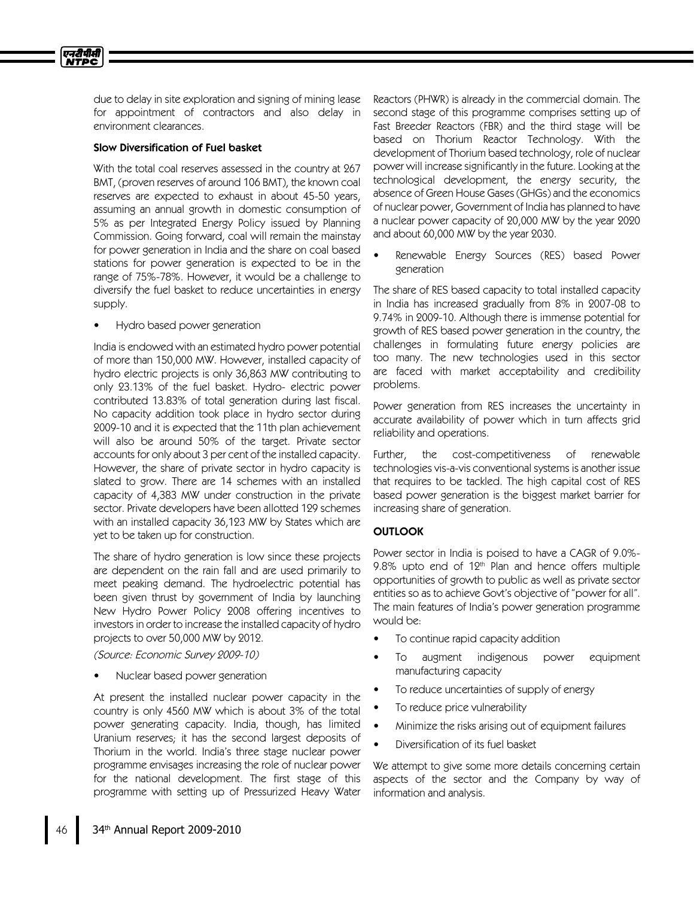due to delay in site exploration and signing of mining lease for appointment of contractors and also delay in environment clearances.

**Slow Diversification of Fuel basket**

With the total coal reserves assessed in the country at 267 BMT, (proven reserves of around 106 BMT), the known coal reserves are expected to exhaust in about 45-50 years, assuming an annual growth in domestic consumption of 5% as per Integrated Energy Policy issued by Planning Commission. Going forward, coal will remain the mainstay for power generation in India and the share on coal based stations for power generation is expected to be in the range of 75%-78%. However, it would be a challenge to diversify the fuel basket to reduce uncertainties in energy supply.

- Hydro based power generation

India is endowed with an estimated hydro power potential of more than 150,000 MW. However, installed capacity of hydro electric projects is only 36,863 MW contributing to only 23.13% of the fuel basket. Hydro- electric power contributed 13.83% of total generation during last fiscal. No capacity addition took place in hydro sector during 2009-10 and it is expected that the 11th plan achievement will also be around 50% of the target. Private sector accounts for only about 3 per cent of the installed capacity. However, the share of private sector in hydro capacity is slated to grow. There are 14 schemes with an installed capacity of 4,383 MW under construction in the private sector. Private developers have been allotted 129 schemes with an installed capacity 36,123 MW by States which are yet to be taken up for construction.

The share of hydro generation is low since these projects are dependent on the rain fall and are used primarily to meet peaking demand. The hydroelectric potential has been given thrust by government of India by launching New Hydro Power Policy 2008 offering incentives to investors in order to increase the installed capacity of hydro projects to over 50,000 MW by 2012.

*(Source: Economic Survey 2009-10)*

- Nuclear based power generation

At present the installed nuclear power capacity in the country is only 4560 MW which is about 3% of the total power generating capacity. India, though, has limited Uranium reserves; it has the second largest deposits of Thorium in the world. India's three stage nuclear power programme envisages increasing the role of nuclear power for the national development. The first stage of this programme with setting up of Pressurized Heavy Water Reactors (PHWR) is already in the commercial domain. The second stage of this programme comprises setting up of Fast Breeder Reactors (FBR) and the third stage will be based on Thorium Reactor Technology. With the development of Thorium based technology, role of nuclear power will increase significantly in the future. Looking at the technological development, the energy security, the absence of Green House Gases (GHGs) and the economics of nuclear power, Government of India has planned to have a nuclear power capacity of 20,000 MW by the year 2020 and about 60,000 MW by the year 2030.

- Renewable Energy Sources (RES) based Power generation

The share of RES based capacity to total installed capacity in India has increased gradually from 8% in 2007-08 to 9.74% in 2009-10. Although there is immense potential for growth of RES based power generation in the country, the challenges in formulating future energy policies are too many. The new technologies used in this sector are faced with market acceptability and credibility problems.

Power generation from RES increases the uncertainty in accurate availability of power which in turn affects grid reliability and operations.

Further, the cost-competitiveness of renewable technologies vis-a-vis conventional systems is another issue that requires to be tackled. The high capital cost of RES based power generation is the biggest market barrier for increasing share of generation.

**OUTLOOK**

Power sector in India is poised to have a CAGR of 9.0%-9.8% upto end of 12th Plan and hence offers multiple opportunities of growth to public as well as private sector entities so as to achieve Govt's objective of "power for all". The main features of India's power generation programme would be:

- To continue rapid capacity addition
- To augment indigenous power equipment manufacturing capacity
- To reduce uncertainties of supply of energy
- To reduce price vulnerability
- Minimize the risks arising out of equipment failures
- Diversification of its fuel basket

We attempt to give some more details concerning certain aspects of the sector and the Company by way of information and analysis.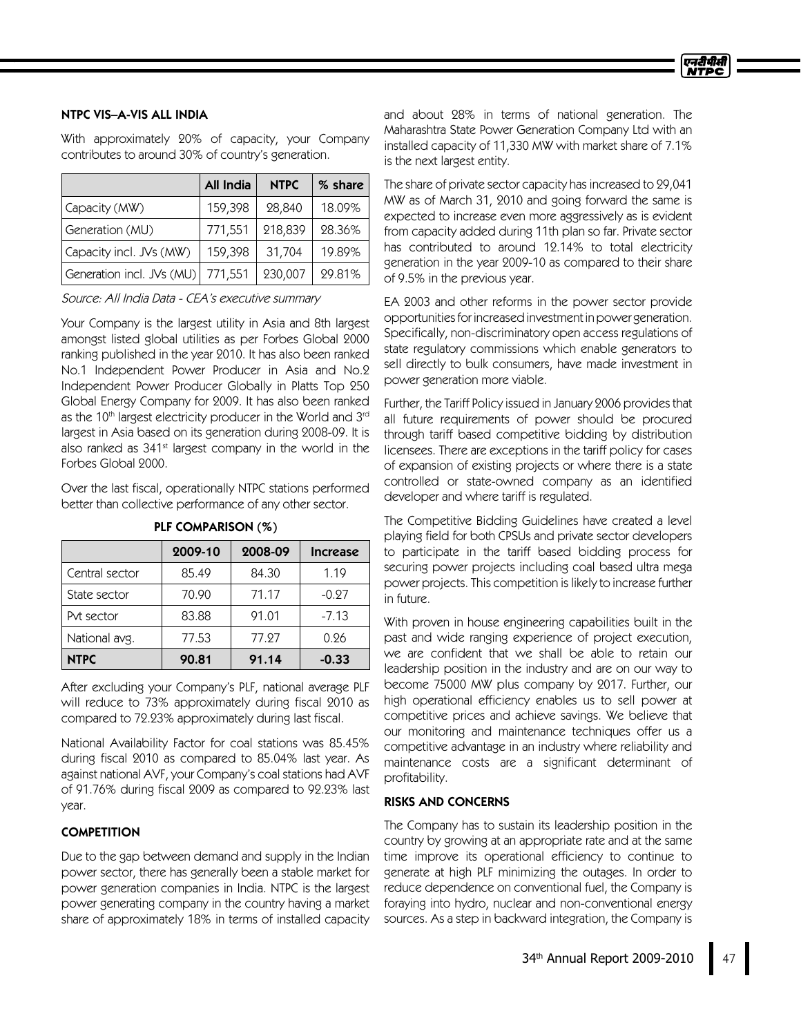### NTPC VIS–A-VIS ALL INDIA

With approximately 20% of capacity, your Company contributes to around 30% of country's generation.

| | All India | NTPC | % share |
|---|---|---|---|
| Capacity (MW) | 159,398 | 28,840 | 18.09% |
| Generation (MU) | 771,551 | 218,839 | 28.36% |
| Capacity incl. JVs (MW) | 159,398 | 31,704 | 19.89% |
| Generation incl. JVs (MU) | 771,551 | 230,007 | 29.81% |

*Source: All India Data - CEA's executive summary*

Your Company is the largest utility in Asia and 8th largest amongst listed global utilities as per Forbes Global 2000 ranking published in the year 2010. It has also been ranked No.1 Independent Power Producer in Asia and No.2 Independent Power Producer Globally in Platts Top 250 Global Energy Company for 2009. It has also been ranked as the 10th largest electricity producer in the World and 3rd largest in Asia based on its generation during 2008-09. It is also ranked as 341st largest company in the world in the Forbes Global 2000.

Over the last fiscal, operationally NTPC stations performed better than collective performance of any other sector.

**PLF COMPARISON (%)**

| | 2009-10 | 2008-09 | Increase |
|---|---|---|---|
| Central sector | 85.49 | 84.30 | 1.19 |
| State sector | 70.90 | 71.17 | -0.27 |
| Pvt sector | 83.88 | 91.01 | -7.13 |
| National avg. | 77.53 | 77.27 | 0.26 |
| **NTPC** | **90.81** | **91.14** | **-0.33** |

After excluding your Company's PLF, national average PLF will reduce to 73% approximately during fiscal 2010 as compared to 72.23% approximately during last fiscal.

National Availability Factor for coal stations was 85.45% during fiscal 2010 as compared to 85.04% last year. As against national AVF, your Company's coal stations had AVF of 91.76% during fiscal 2009 as compared to 92.23% last year.

### COMPETITION

Due to the gap between demand and supply in the Indian power sector, there has generally been a stable market for power generation companies in India. NTPC is the largest power generating company in the country having a market share of approximately 18% in terms of installed capacity and about 28% in terms of national generation. The Maharashtra State Power Generation Company Ltd with an installed capacity of 11,330 MW with market share of 7.1% is the next largest entity.

The share of private sector capacity has increased to 29,041 MW as of March 31, 2010 and going forward the same is expected to increase even more aggressively as is evident from capacity added during 11th plan so far. Private sector has contributed to around 12.14% to total electricity generation in the year 2009-10 as compared to their share of 9.5% in the previous year.

EA 2003 and other reforms in the power sector provide opportunities for increased investment in power generation. Specifically, non-discriminatory open access regulations of state regulatory commissions which enable generators to sell directly to bulk consumers, have made investment in power generation more viable.

Further, the Tariff Policy issued in January 2006 provides that all future requirements of power should be procured through tariff based competitive bidding by distribution licensees. There are exceptions in the tariff policy for cases of expansion of existing projects or where there is a state controlled or state-owned company as an identified developer and where tariff is regulated.

The Competitive Bidding Guidelines have created a level playing field for both CPSUs and private sector developers to participate in the tariff based bidding process for securing power projects including coal based ultra mega power projects. This competition is likely to increase further in future.

With proven in house engineering capabilities built in the past and wide ranging experience of project execution, we are confident that we shall be able to retain our leadership position in the industry and are on our way to become 75000 MW plus company by 2017. Further, our high operational efficiency enables us to sell power at competitive prices and achieve savings. We believe that our monitoring and maintenance techniques offer us a competitive advantage in an industry where reliability and maintenance costs are a significant determinant of profitability.

### RISKS AND CONCERNS

The Company has to sustain its leadership position in the country by growing at an appropriate rate and at the same time improve its operational efficiency to continue to generate at high PLF minimizing the outages. In order to reduce dependence on conventional fuel, the Company is foraying into hydro, nuclear and non-conventional energy sources. As a step in backward integration, the Company is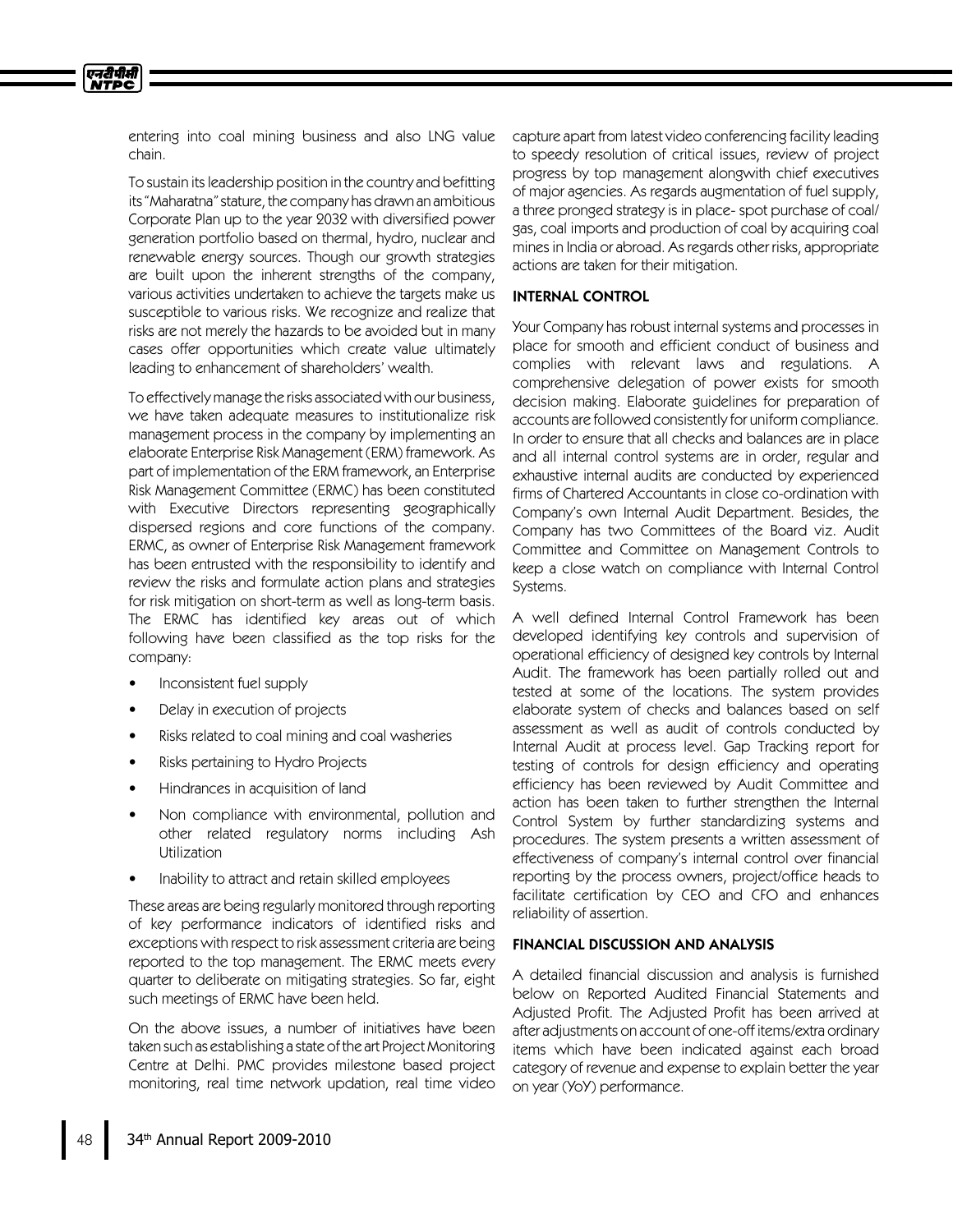entering into coal mining business and also LNG value chain.

To sustain its leadership position in the country and befitting its "Maharatna" stature, the company has drawn an ambitious Corporate Plan up to the year 2032 with diversified power generation portfolio based on thermal, hydro, nuclear and renewable energy sources. Though our growth strategies are built upon the inherent strengths of the company, various activities undertaken to achieve the targets make us susceptible to various risks. We recognize and realize that risks are not merely the hazards to be avoided but in many cases offer opportunities which create value ultimately leading to enhancement of shareholders' wealth.

To effectively manage the risks associated with our business, we have taken adequate measures to institutionalize risk management process in the company by implementing an elaborate Enterprise Risk Management (ERM) framework. As part of implementation of the ERM framework, an Enterprise Risk Management Committee (ERMC) has been constituted with Executive Directors representing geographically dispersed regions and core functions of the company. ERMC, as owner of Enterprise Risk Management framework has been entrusted with the responsibility to identify and review the risks and formulate action plans and strategies for risk mitigation on short-term as well as long-term basis. The ERMC has identified key areas out of which following have been classified as the top risks for the company:

- Inconsistent fuel supply
- Delay in execution of projects
- Risks related to coal mining and coal washeries
- Risks pertaining to Hydro Projects
- Hindrances in acquisition of land
- Non compliance with environmental, pollution and other related regulatory norms including Ash Utilization
- Inability to attract and retain skilled employees

These areas are being regularly monitored through reporting of key performance indicators of identified risks and exceptions with respect to risk assessment criteria are being reported to the top management. The ERMC meets every quarter to deliberate on mitigating strategies. So far, eight such meetings of ERMC have been held.

On the above issues, a number of initiatives have been taken such as establishing a state of the art Project Monitoring Centre at Delhi. PMC provides milestone based project monitoring, real time network updation, real time video capture apart from latest video conferencing facility leading to speedy resolution of critical issues, review of project progress by top management alongwith chief executives of major agencies. As regards augmentation of fuel supply, a three pronged strategy is in place- spot purchase of coal/ gas, coal imports and production of coal by acquiring coal mines in India or abroad. As regards other risks, appropriate actions are taken for their mitigation.

### INTERNAL CONTROL

Your Company has robust internal systems and processes in place for smooth and efficient conduct of business and complies with relevant laws and regulations. A comprehensive delegation of power exists for smooth decision making. Elaborate guidelines for preparation of accounts are followed consistently for uniform compliance. In order to ensure that all checks and balances are in place and all internal control systems are in order, regular and exhaustive internal audits are conducted by experienced firms of Chartered Accountants in close co-ordination with Company's own Internal Audit Department. Besides, the Company has two Committees of the Board viz. Audit Committee and Committee on Management Controls to keep a close watch on compliance with Internal Control Systems.

A well defined Internal Control Framework has been developed identifying key controls and supervision of operational efficiency of designed key controls by Internal Audit. The framework has been partially rolled out and tested at some of the locations. The system provides elaborate system of checks and balances based on self assessment as well as audit of controls conducted by Internal Audit at process level. Gap Tracking report for testing of controls for design efficiency and operating efficiency has been reviewed by Audit Committee and action has been taken to further strengthen the Internal Control System by further standardizing systems and procedures. The system presents a written assessment of effectiveness of company's internal control over financial reporting by the process owners, project/office heads to facilitate certification by CEO and CFO and enhances reliability of assertion.

### FINANCIAL DISCUSSION AND ANALYSIS

A detailed financial discussion and analysis is furnished below on Reported Audited Financial Statements and Adjusted Profit. The Adjusted Profit has been arrived at after adjustments on account of one-off items/extra ordinary items which have been indicated against each broad category of revenue and expense to explain better the year on year (YoY) performance.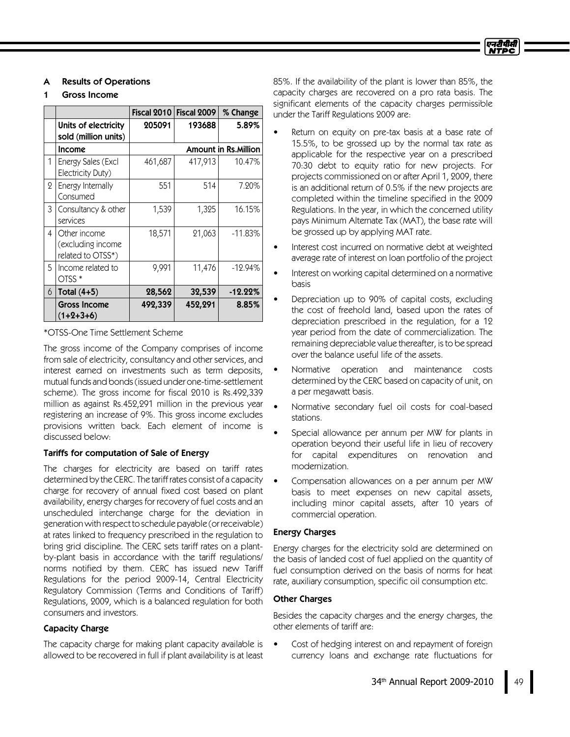## A Results of Operations

### 1 Gross Income

| | | Fiscal 2010 | Fiscal 2009 | % Change |
|---|---|---|---|---|
| | **Units of electricity sold (million units)** | **205091** | **193688** | **5.89%** |
| | **Income** | | | **Amount in Rs.Million** |
| 1 | Energy Sales (Excl Electricity Duty) | 461,687 | 417,913 | 10.47% |
| 2 | Energy Internally Consumed | 551 | 514 | 7.20% |
| 3 | Consultancy & other services | 1,539 | 1,325 | 16.15% |
| 4 | Other income (excluding income related to OTSS*) | 18,571 | 21,063 | -11.83% |
| 5 | Income related to OTSS * | 9,991 | 11,476 | -12.94% |
| 6 | **Total (4+5)** | **28,562** | **32,539** | **-12.22%** |
| | **Gross Income (1+2+3+6)** | **492,339** | **452,291** | **8.85%** |

*OTSS-One Time Settlement Scheme

The gross income of the Company comprises of income from sale of electricity, consultancy and other services, and interest earned on investments such as term deposits, mutual funds and bonds (issued under one-time-settlement scheme). The gross income for fiscal 2010 is Rs.492,339 million as against Rs.452,291 million in the previous year registering an increase of 9%. This gross income excludes provisions written back. Each element of income is discussed below:

#### Tariffs for computation of Sale of Energy

The charges for electricity are based on tariff rates determined by the CERC. The tariff rates consist of a capacity charge for recovery of annual fixed cost based on plant availability, energy charges for recovery of fuel costs and an unscheduled interchange charge for the deviation in generation with respect to schedule payable (or receivable) at rates linked to frequency prescribed in the regulation to bring grid discipline. The CERC sets tariff rates on a plant-by-plant basis in accordance with the tariff regulations/ norms notified by them. CERC has issued new Tariff Regulations for the period 2009-14, Central Electricity Regulatory Commission (Terms and Conditions of Tariff) Regulations, 2009, which is a balanced regulation for both consumers and investors.

#### Capacity Charge

The capacity charge for making plant capacity available is allowed to be recovered in full if plant availability is at least 85%. If the availability of the plant is lower than 85%, the capacity charges are recovered on a pro rata basis. The significant elements of the capacity charges permissible under the Tariff Regulations 2009 are:

- Return on equity on pre-tax basis at a base rate of 15.5%, to be grossed up by the normal tax rate as applicable for the respective year on a prescribed 70:30 debt to equity ratio for new projects. For projects commissioned on or after April 1, 2009, there is an additional return of 0.5% if the new projects are completed within the timeline specified in the 2009 Regulations. In the year, in which the concerned utility pays Minimum Alternate Tax (MAT), the base rate will be grossed up by applying MAT rate.
- Interest cost incurred on normative debt at weighted average rate of interest on loan portfolio of the project
- Interest on working capital determined on a normative basis
- Depreciation up to 90% of capital costs, excluding the cost of freehold land, based upon the rates of depreciation prescribed in the regulation, for a 12 year period from the date of commercialization. The remaining depreciable value thereafter, is to be spread over the balance useful life of the assets.
- Normative operation and maintenance costs determined by the CERC based on capacity of unit, on a per megawatt basis.
- Normative secondary fuel oil costs for coal-based stations.
- Special allowance per annum per MW for plants in operation beyond their useful life in lieu of recovery for capital expenditures on renovation and modernization.
- Compensation allowances on a per annum per MW basis to meet expenses on new capital assets, including minor capital assets, after 10 years of commercial operation.

#### Energy Charges

Energy charges for the electricity sold are determined on the basis of landed cost of fuel applied on the quantity of fuel consumption derived on the basis of norms for heat rate, auxiliary consumption, specific oil consumption etc.

#### Other Charges

Besides the capacity charges and the energy charges, the other elements of tariff are:

- Cost of hedging interest on and repayment of foreign currency loans and exchange rate fluctuations for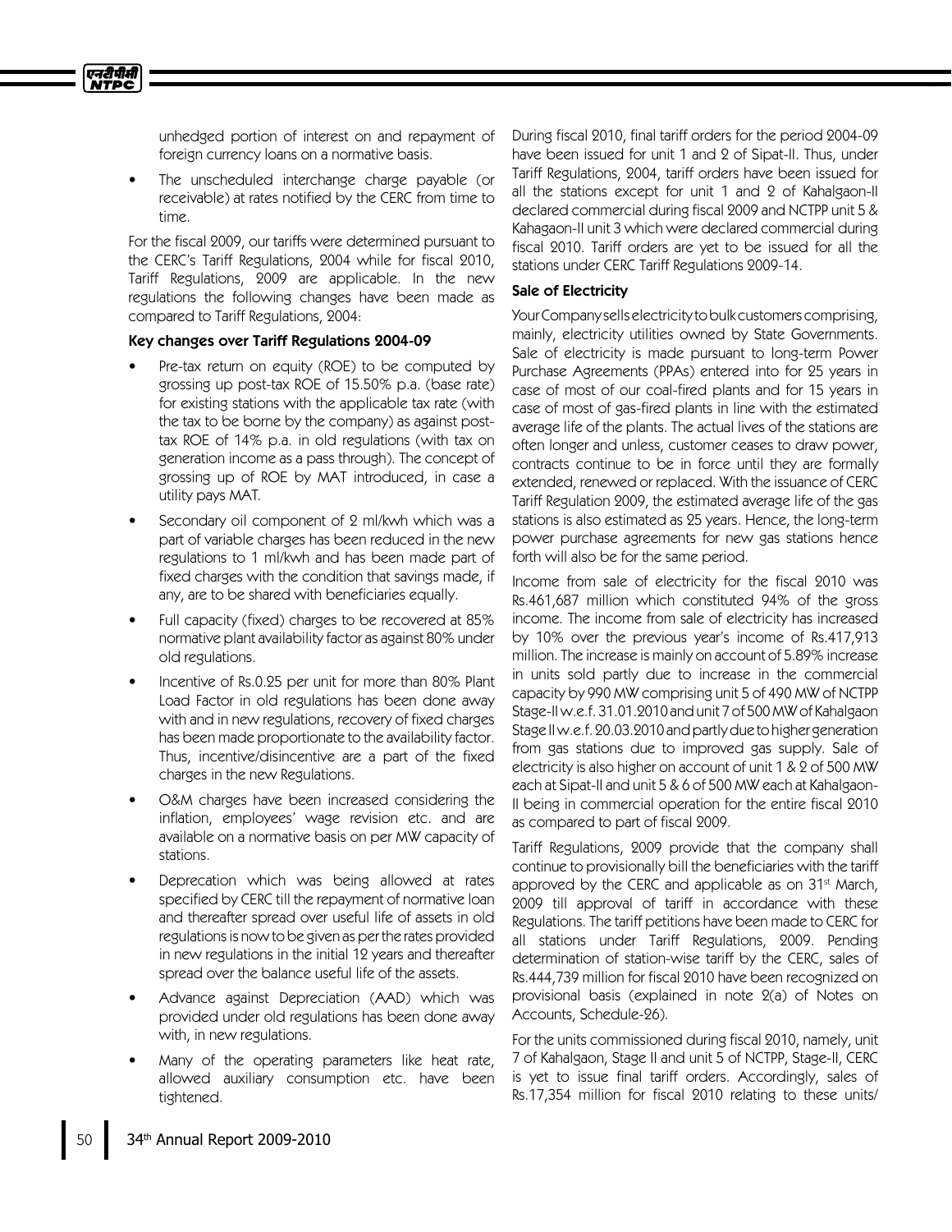unhedged portion of interest on and repayment of foreign currency loans on a normative basis.

- The unscheduled interchange charge payable (or receivable) at rates notified by the CERC from time to time.

For the fiscal 2009, our tariffs were determined pursuant to the CERC's Tariff Regulations, 2004 while for fiscal 2010, Tariff Regulations, 2009 are applicable. In the new regulations the following changes have been made as compared to Tariff Regulations, 2004:

### Key changes over Tariff Regulations 2004-09

- Pre-tax return on equity (ROE) to be computed by grossing up post-tax ROE of 15.50% p.a. (base rate) for existing stations with the applicable tax rate (with the tax to be borne by the company) as against post-tax ROE of 14% p.a. in old regulations (with tax on generation income as a pass through). The concept of grossing up of ROE by MAT introduced, in case a utility pays MAT.
- Secondary oil component of 2 ml/kwh which was a part of variable charges has been reduced in the new regulations to 1 ml/kwh and has been made part of fixed charges with the condition that savings made, if any, are to be shared with beneficiaries equally.
- Full capacity (fixed) charges to be recovered at 85% normative plant availability factor as against 80% under old regulations.
- Incentive of Rs.0.25 per unit for more than 80% Plant Load Factor in old regulations has been done away with and in new regulations, recovery of fixed charges has been made proportionate to the availability factor. Thus, incentive/disincentive are a part of the fixed charges in the new Regulations.
- O&M charges have been increased considering the inflation, employees' wage revision etc. and are available on a normative basis on per MW capacity of stations.
- Deprecation which was being allowed at rates specified by CERC till the repayment of normative loan and thereafter spread over useful life of assets in old regulations is now to be given as per the rates provided in new regulations in the initial 12 years and thereafter spread over the balance useful life of the assets.
- Advance against Depreciation (AAD) which was provided under old regulations has been done away with, in new regulations.
- Many of the operating parameters like heat rate, allowed auxiliary consumption etc. have been tightened.

During fiscal 2010, final tariff orders for the period 2004-09 have been issued for unit 1 and 2 of Sipat-II. Thus, under Tariff Regulations, 2004, tariff orders have been issued for all the stations except for unit 1 and 2 of Kahalgaon-II declared commercial during fiscal 2009 and NCTPP unit 5 & Kahagaon-II unit 3 which were declared commercial during fiscal 2010. Tariff orders are yet to be issued for all the stations under CERC Tariff Regulations 2009-14.

### Sale of Electricity

Your Company sells electricity to bulk customers comprising, mainly, electricity utilities owned by State Governments. Sale of electricity is made pursuant to long-term Power Purchase Agreements (PPAs) entered into for 25 years in case of most of our coal-fired plants and for 15 years in case of most of gas-fired plants in line with the estimated average life of the plants. The actual lives of the stations are often longer and unless, customer ceases to draw power, contracts continue to be in force until they are formally extended, renewed or replaced. With the issuance of CERC Tariff Regulation 2009, the estimated average life of the gas stations is also estimated as 25 years. Hence, the long-term power purchase agreements for new gas stations hence forth will also be for the same period.

Income from sale of electricity for the fiscal 2010 was Rs.461,687 million which constituted 94% of the gross income. The income from sale of electricity has increased by 10% over the previous year's income of Rs.417,913 million. The increase is mainly on account of 5.89% increase in units sold partly due to increase in the commercial capacity by 990 MW comprising unit 5 of 490 MW of NCTPP Stage-II w.e.f. 31.01.2010 and unit 7 of 500 MW of Kahalgaon Stage II w.e.f. 20.03.2010 and partly due to higher generation from gas stations due to improved gas supply. Sale of electricity is also higher on account of unit 1 & 2 of 500 MW each at Sipat-II and unit 5 & 6 of 500 MW each at Kahalgaon-II being in commercial operation for the entire fiscal 2010 as compared to part of fiscal 2009.

Tariff Regulations, 2009 provide that the company shall continue to provisionally bill the beneficiaries with the tariff approved by the CERC and applicable as on 31st March, 2009 till approval of tariff in accordance with these Regulations. The tariff petitions have been made to CERC for all stations under Tariff Regulations, 2009. Pending determination of station-wise tariff by the CERC, sales of Rs.444,739 million for fiscal 2010 have been recognized on provisional basis (explained in note 2(a) of Notes on Accounts, Schedule-26).

For the units commissioned during fiscal 2010, namely, unit 7 of Kahalgaon, Stage II and unit 5 of NCTPP, Stage-II, CERC is yet to issue final tariff orders. Accordingly, sales of Rs.17,354 million for fiscal 2010 relating to these units/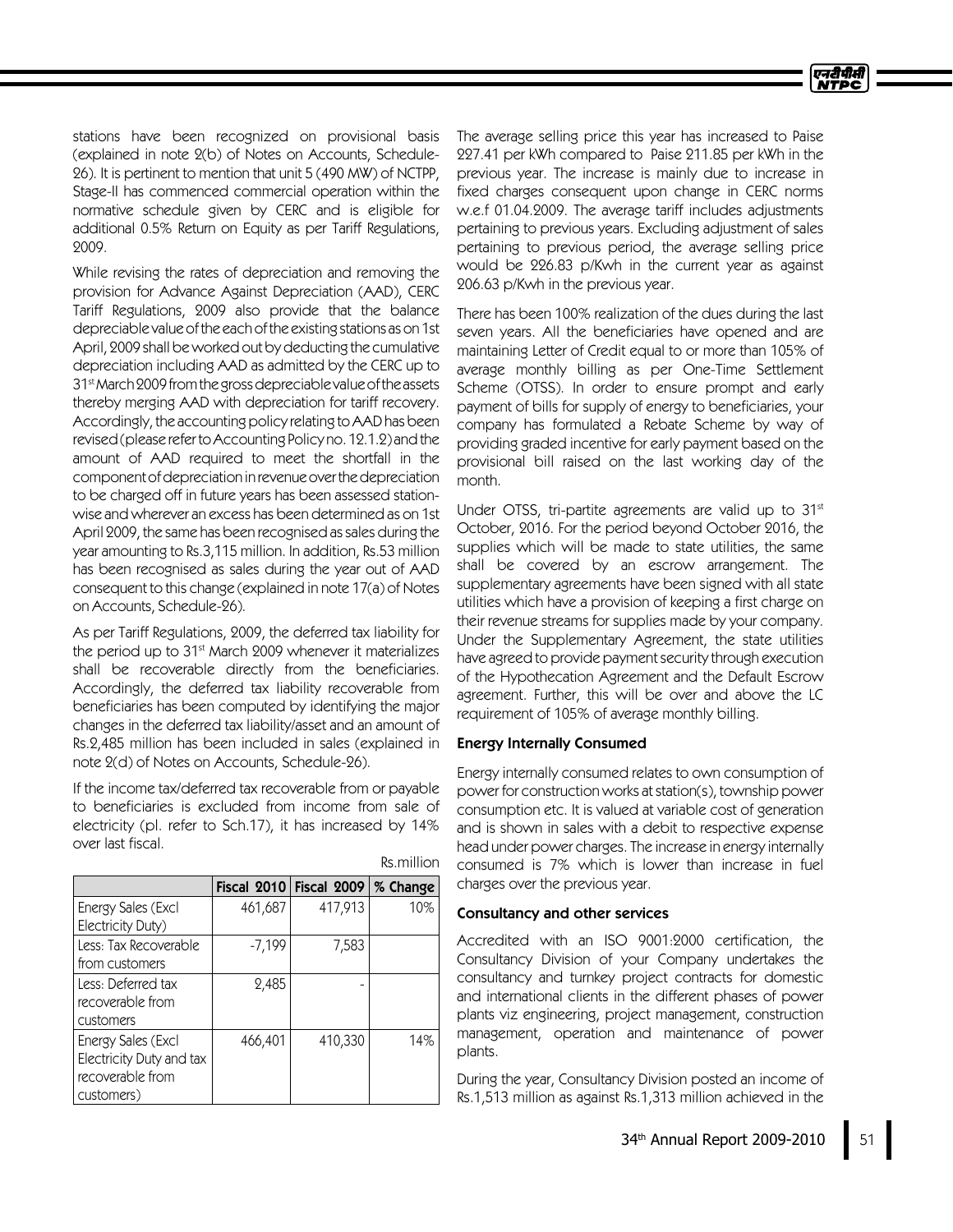stations have been recognized on provisional basis (explained in note 2(b) of Notes on Accounts, Schedule-26). It is pertinent to mention that unit 5 (490 MW) of NCTPP, Stage-II has commenced commercial operation within the normative schedule given by CERC and is eligible for additional 0.5% Return on Equity as per Tariff Regulations, 2009.

While revising the rates of depreciation and removing the provision for Advance Against Depreciation (AAD), CERC Tariff Regulations, 2009 also provide that the balance depreciable value of the each of the existing stations as on 1st April, 2009 shall be worked out by deducting the cumulative depreciation including AAD as admitted by the CERC up to 31st March 2009 from the gross depreciable value of the assets thereby merging AAD with depreciation for tariff recovery. Accordingly, the accounting policy relating to AAD has been revised (please refer to Accounting Policy no. 12.1.2) and the amount of AAD required to meet the shortfall in the component of depreciation in revenue over the depreciation to be charged off in future years has been assessed station-wise and wherever an excess has been determined as on 1st April 2009, the same has been recognised as sales during the year amounting to Rs.3,115 million. In addition, Rs.53 million has been recognised as sales during the year out of AAD consequent to this change (explained in note 17(a) of Notes on Accounts, Schedule-26).

As per Tariff Regulations, 2009, the deferred tax liability for the period up to 31st March 2009 whenever it materializes shall be recoverable directly from the beneficiaries. Accordingly, the deferred tax liability recoverable from beneficiaries has been computed by identifying the major changes in the deferred tax liability/asset and an amount of Rs.2,485 million has been included in sales (explained in note 2(d) of Notes on Accounts, Schedule-26).

If the income tax/deferred tax recoverable from or payable to beneficiaries is excluded from income from sale of electricity (pl. refer to Sch.17), it has increased by 14% over last fiscal.

Rs.million

| | Fiscal 2010 | Fiscal 2009 | % Change |
|---|---|---|---|
| Energy Sales (Excl Electricity Duty) | 461,687 | 417,913 | 10% |
| Less: Tax Recoverable from customers | -7,199 | 7,583 | |
| Less: Deferred tax recoverable from customers | 2,485 | - | |
| Energy Sales (Excl Electricity Duty and tax recoverable from customers) | 466,401 | 410,330 | 14% |

The average selling price this year has increased to Paise 227.41 per kWh compared to Paise 211.85 per kWh in the previous year. The increase is mainly due to increase in fixed charges consequent upon change in CERC norms w.e.f 01.04.2009. The average tariff includes adjustments pertaining to previous years. Excluding adjustment of sales pertaining to previous period, the average selling price would be 226.83 p/Kwh in the current year as against 206.63 p/Kwh in the previous year.

There has been 100% realization of the dues during the last seven years. All the beneficiaries have opened and are maintaining Letter of Credit equal to or more than 105% of average monthly billing as per One-Time Settlement Scheme (OTSS). In order to ensure prompt and early payment of bills for supply of energy to beneficiaries, your company has formulated a Rebate Scheme by way of providing graded incentive for early payment based on the provisional bill raised on the last working day of the month.

Under OTSS, tri-partite agreements are valid up to 31st October, 2016. For the period beyond October 2016, the supplies which will be made to state utilities, the same shall be covered by an escrow arrangement. The supplementary agreements have been signed with all state utilities which have a provision of keeping a first charge on their revenue streams for supplies made by your company. Under the Supplementary Agreement, the state utilities have agreed to provide payment security through execution of the Hypothecation Agreement and the Default Escrow agreement. Further, this will be over and above the LC requirement of 105% of average monthly billing.

**Energy Internally Consumed**

Energy internally consumed relates to own consumption of power for construction works at station(s), township power consumption etc. It is valued at variable cost of generation and is shown in sales with a debit to respective expense head under power charges. The increase in energy internally consumed is 7% which is lower than increase in fuel charges over the previous year.

**Consultancy and other services**

Accredited with an ISO 9001:2000 certification, the Consultancy Division of your Company undertakes the consultancy and turnkey project contracts for domestic and international clients in the different phases of power plants viz engineering, project management, construction management, operation and maintenance of power plants.

During the year, Consultancy Division posted an income of Rs.1,513 million as against Rs.1,313 million achieved in the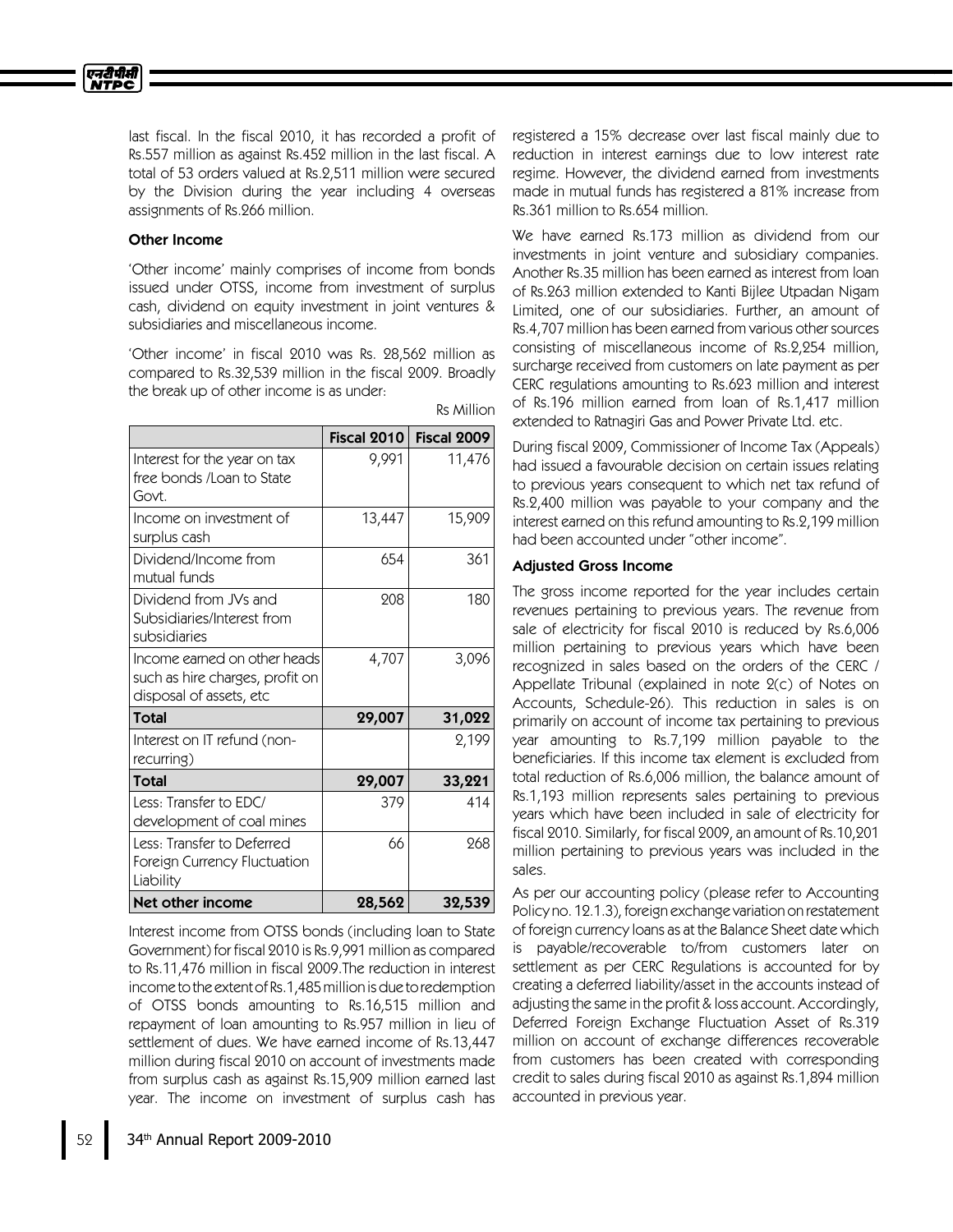last fiscal. In the fiscal 2010, it has recorded a profit of Rs.557 million as against Rs.452 million in the last fiscal. A total of 53 orders valued at Rs.2,511 million were secured by the Division during the year including 4 overseas assignments of Rs.266 million.

### Other Income

'Other income' mainly comprises of income from bonds issued under OTSS, income from investment of surplus cash, dividend on equity investment in joint ventures & subsidiaries and miscellaneous income.

'Other income' in fiscal 2010 was Rs. 28,562 million as compared to Rs.32,539 million in the fiscal 2009. Broadly the break up of other income is as under:

Rs Million

| | Fiscal 2010 | Fiscal 2009 |
|---|---|---|
| Interest for the year on tax free bonds /Loan to State Govt. | 9,991 | 11,476 |
| Income on investment of surplus cash | 13,447 | 15,909 |
| Dividend/Income from mutual funds | 654 | 361 |
| Dividend from JVs and Subsidiaries/Interest from subsidiaries | 208 | 180 |
| Income earned on other heads such as hire charges, profit on disposal of assets, etc | 4,707 | 3,096 |
| **Total** | **29,007** | **31,022** |
| Interest on IT refund (non-recurring) | | 2,199 |
| **Total** | **29,007** | **33,221** |
| Less: Transfer to EDC/ development of coal mines | 379 | 414 |
| Less: Transfer to Deferred Foreign Currency Fluctuation Liability | 66 | 268 |
| **Net other income** | **28,562** | **32,539** |

Interest income from OTSS bonds (including loan to State Government) for fiscal 2010 is Rs.9,991 million as compared to Rs.11,476 million in fiscal 2009.The reduction in interest income to the extent of Rs.1,485 million is due to redemption of OTSS bonds amounting to Rs.16,515 million and repayment of loan amounting to Rs.957 million in lieu of settlement of dues. We have earned income of Rs.13,447 million during fiscal 2010 on account of investments made from surplus cash as against Rs.15,909 million earned last year. The income on investment of surplus cash has registered a 15% decrease over last fiscal mainly due to reduction in interest earnings due to low interest rate regime. However, the dividend earned from investments made in mutual funds has registered a 81% increase from Rs.361 million to Rs.654 million.

We have earned Rs.173 million as dividend from our investments in joint venture and subsidiary companies. Another Rs.35 million has been earned as interest from loan of Rs.263 million extended to Kanti Bijlee Utpadan Nigam Limited, one of our subsidiaries. Further, an amount of Rs.4,707 million has been earned from various other sources consisting of miscellaneous income of Rs.2,254 million, surcharge received from customers on late payment as per CERC regulations amounting to Rs.623 million and interest of Rs.196 million earned from loan of Rs.1,417 million extended to Ratnagiri Gas and Power Private Ltd. etc.

During fiscal 2009, Commissioner of Income Tax (Appeals) had issued a favourable decision on certain issues relating to previous years consequent to which net tax refund of Rs.2,400 million was payable to your company and the interest earned on this refund amounting to Rs.2,199 million had been accounted under "other income".

### Adjusted Gross Income

The gross income reported for the year includes certain revenues pertaining to previous years. The revenue from sale of electricity for fiscal 2010 is reduced by Rs.6,006 million pertaining to previous years which have been recognized in sales based on the orders of the CERC / Appellate Tribunal (explained in note 2(c) of Notes on Accounts, Schedule-26). This reduction in sales is on primarily on account of income tax pertaining to previous year amounting to Rs.7,199 million payable to the beneficiaries. If this income tax element is excluded from total reduction of Rs.6,006 million, the balance amount of Rs.1,193 million represents sales pertaining to previous years which have been included in sale of electricity for fiscal 2010. Similarly, for fiscal 2009, an amount of Rs.10,201 million pertaining to previous years was included in the sales.

As per our accounting policy (please refer to Accounting Policy no. 12.1.3), foreign exchange variation on restatement of foreign currency loans as at the Balance Sheet date which is payable/recoverable to/from customers later on settlement as per CERC Regulations is accounted for by creating a deferred liability/asset in the accounts instead of adjusting the same in the profit & loss account. Accordingly, Deferred Foreign Exchange Fluctuation Asset of Rs.319 million on account of exchange differences recoverable from customers has been created with corresponding credit to sales during fiscal 2010 as against Rs.1,894 million accounted in previous year.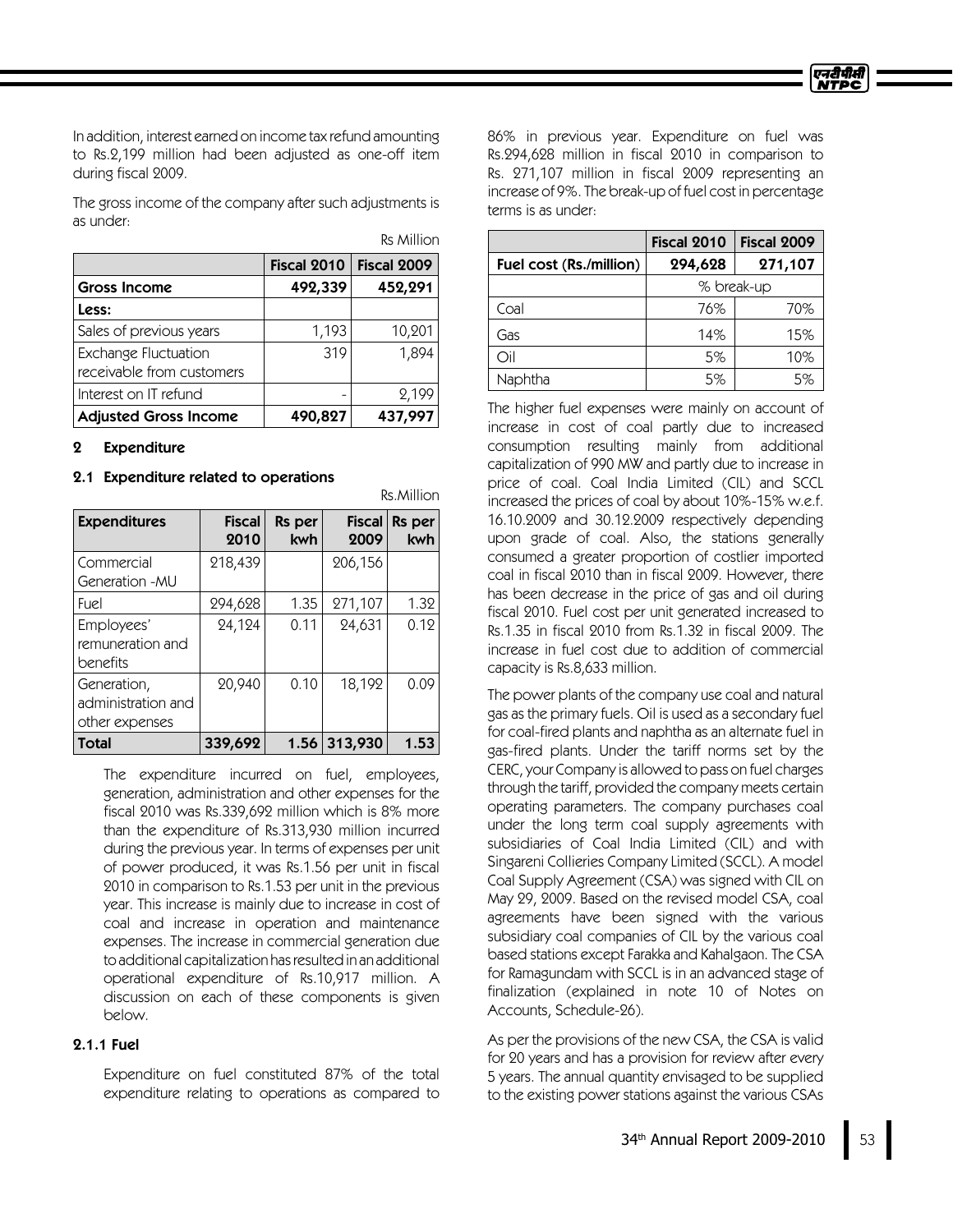In addition, interest earned on income tax refund amounting to Rs.2,199 million had been adjusted as one-off item during fiscal 2009.

The gross income of the company after such adjustments is as under:

Rs Million

| | Fiscal 2010 | Fiscal 2009 |
|---|---|---|
| **Gross Income** | **492,339** | **452,291** |
| **Less:** | | |
| Sales of previous years | 1,193 | 10,201 |
| Exchange Fluctuation receivable from customers | 319 | 1,894 |
| Interest on IT refund | - | 2,199 |
| **Adjusted Gross Income** | **490,827** | **437,997** |

## 2 Expenditure

### 2.1 Expenditure related to operations

Rs.Million

| Expenditures | Fiscal 2010 | Rs per kwh | Fiscal 2009 | Rs per kwh |
|---|---|---|---|---|
| Commercial Generation -MU | 218,439 | | 206,156 | |
| Fuel | 294,628 | 1.35 | 271,107 | 1.32 |
| Employees' remuneration and benefits | 24,124 | 0.11 | 24,631 | 0.12 |
| Generation, administration and other expenses | 20,940 | 0.10 | 18,192 | 0.09 |
| **Total** | **339,692** | **1.56** | **313,930** | **1.53** |

The expenditure incurred on fuel, employees, generation, administration and other expenses for the fiscal 2010 was Rs.339,692 million which is 8% more than the expenditure of Rs.313,930 million incurred during the previous year. In terms of expenses per unit of power produced, it was Rs.1.56 per unit in fiscal 2010 in comparison to Rs.1.53 per unit in the previous year. This increase is mainly due to increase in cost of coal and increase in operation and maintenance expenses. The increase in commercial generation due to additional capitalization has resulted in an additional operational expenditure of Rs.10,917 million. A discussion on each of these components is given below.

#### 2.1.1 Fuel

Expenditure on fuel constituted 87% of the total expenditure relating to operations as compared to 86% in previous year. Expenditure on fuel was Rs.294,628 million in fiscal 2010 in comparison to Rs. 271,107 million in fiscal 2009 representing an increase of 9%. The break-up of fuel cost in percentage terms is as under:

| | Fiscal 2010 | Fiscal 2009 |
|---|---|---|
| **Fuel cost (Rs./million)** | **294,628** | **271,107** |
| | % break-up | |
| Coal | 76% | 70% |
| Gas | 14% | 15% |
| Oil | 5% | 10% |
| Naphtha | 5% | 5% |

The higher fuel expenses were mainly on account of increase in cost of coal partly due to increased consumption resulting mainly from additional capitalization of 990 MW and partly due to increase in price of coal. Coal India Limited (CIL) and SCCL increased the prices of coal by about 10%-15% w.e.f. 16.10.2009 and 30.12.2009 respectively depending upon grade of coal. Also, the stations generally consumed a greater proportion of costlier imported coal in fiscal 2010 than in fiscal 2009. However, there has been decrease in the price of gas and oil during fiscal 2010. Fuel cost per unit generated increased to Rs.1.35 in fiscal 2010 from Rs.1.32 in fiscal 2009. The increase in fuel cost due to addition of commercial capacity is Rs.8,633 million.

The power plants of the company use coal and natural gas as the primary fuels. Oil is used as a secondary fuel for coal-fired plants and naphtha as an alternate fuel in gas-fired plants. Under the tariff norms set by the CERC, your Company is allowed to pass on fuel charges through the tariff, provided the company meets certain operating parameters. The company purchases coal under the long term coal supply agreements with subsidiaries of Coal India Limited (CIL) and with Singareni Collieries Company Limited (SCCL). A model Coal Supply Agreement (CSA) was signed with CIL on May 29, 2009. Based on the revised model CSA, coal agreements have been signed with the various subsidiary coal companies of CIL by the various coal based stations except Farakka and Kahalgaon. The CSA for Ramagundam with SCCL is in an advanced stage of finalization (explained in note 10 of Notes on Accounts, Schedule-26).

As per the provisions of the new CSA, the CSA is valid for 20 years and has a provision for review after every 5 years. The annual quantity envisaged to be supplied to the existing power stations against the various CSAs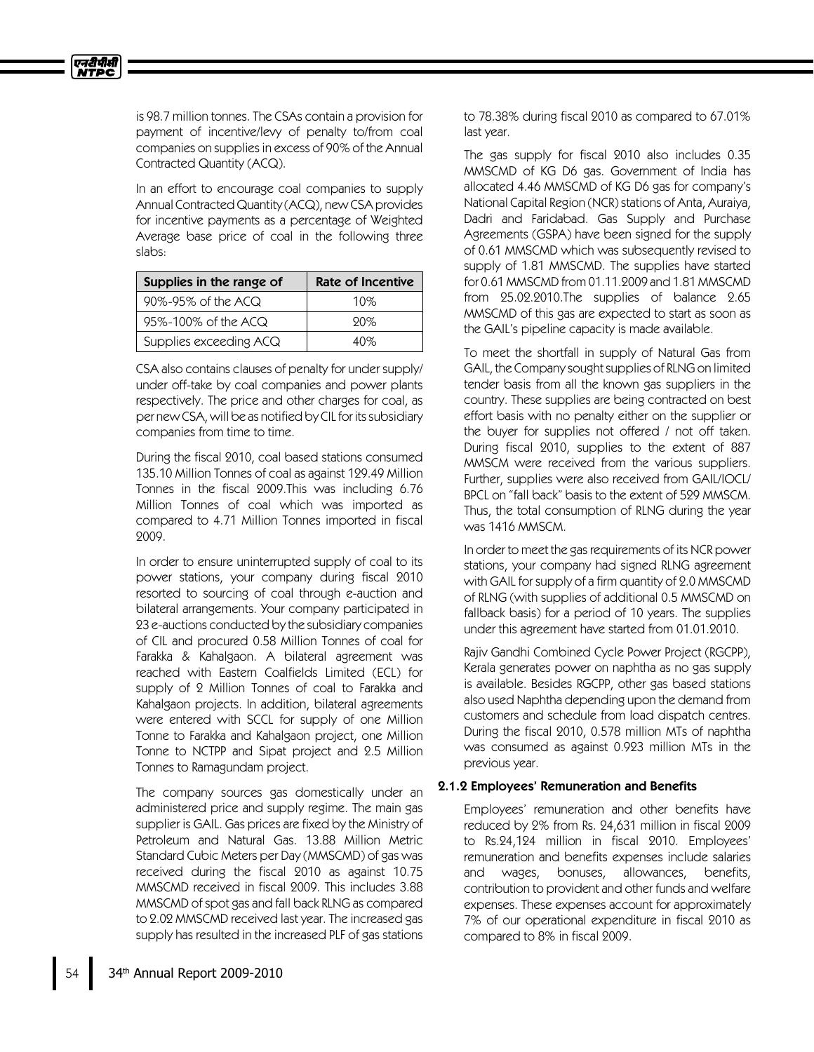is 98.7 million tonnes. The CSAs contain a provision for payment of incentive/levy of penalty to/from coal companies on supplies in excess of 90% of the Annual Contracted Quantity (ACQ).

In an effort to encourage coal companies to supply Annual Contracted Quantity (ACQ), new CSA provides for incentive payments as a percentage of Weighted Average base price of coal in the following three slabs:

| Supplies in the range of | Rate of Incentive |
|---|---|
| 90%-95% of the ACQ | 10% |
| 95%-100% of the ACQ | 20% |
| Supplies exceeding ACQ | 40% |

CSA also contains clauses of penalty for under supply/ under off-take by coal companies and power plants respectively. The price and other charges for coal, as per new CSA, will be as notified by CIL for its subsidiary companies from time to time.

During the fiscal 2010, coal based stations consumed 135.10 Million Tonnes of coal as against 129.49 Million Tonnes in the fiscal 2009.This was including 6.76 Million Tonnes of coal which was imported as compared to 4.71 Million Tonnes imported in fiscal 2009.

In order to ensure uninterrupted supply of coal to its power stations, your company during fiscal 2010 resorted to sourcing of coal through e-auction and bilateral arrangements. Your company participated in 23 e-auctions conducted by the subsidiary companies of CIL and procured 0.58 Million Tonnes of coal for Farakka & Kahalgaon. A bilateral agreement was reached with Eastern Coalfields Limited (ECL) for supply of 2 Million Tonnes of coal to Farakka and Kahalgaon projects. In addition, bilateral agreements were entered with SCCL for supply of one Million Tonne to Farakka and Kahalgaon project, one Million Tonne to NCTPP and Sipat project and 2.5 Million Tonnes to Ramagundam project.

The company sources gas domestically under an administered price and supply regime. The main gas supplier is GAIL. Gas prices are fixed by the Ministry of Petroleum and Natural Gas. 13.88 Million Metric Standard Cubic Meters per Day (MMSCMD) of gas was received during the fiscal 2010 as against 10.75 MMSCMD received in fiscal 2009. This includes 3.88 MMSCMD of spot gas and fall back RLNG as compared to 2.02 MMSCMD received last year. The increased gas supply has resulted in the increased PLF of gas stations to 78.38% during fiscal 2010 as compared to 67.01% last year.

The gas supply for fiscal 2010 also includes 0.35 MMSCMD of KG D6 gas. Government of India has allocated 4.46 MMSCMD of KG D6 gas for company's National Capital Region (NCR) stations of Anta, Auraiya, Dadri and Faridabad. Gas Supply and Purchase Agreements (GSPA) have been signed for the supply of 0.61 MMSCMD which was subsequently revised to supply of 1.81 MMSCMD. The supplies have started for 0.61 MMSCMD from 01.11.2009 and 1.81 MMSCMD from 25.02.2010.The supplies of balance 2.65 MMSCMD of this gas are expected to start as soon as the GAIL's pipeline capacity is made available.

To meet the shortfall in supply of Natural Gas from GAIL, the Company sought supplies of RLNG on limited tender basis from all the known gas suppliers in the country. These supplies are being contracted on best effort basis with no penalty either on the supplier or the buyer for supplies not offered / not off taken. During fiscal 2010, supplies to the extent of 887 MMSCM were received from the various suppliers. Further, supplies were also received from GAIL/IOCL/ BPCL on "fall back" basis to the extent of 529 MMSCM. Thus, the total consumption of RLNG during the year was 1416 MMSCM.

In order to meet the gas requirements of its NCR power stations, your company had signed RLNG agreement with GAIL for supply of a firm quantity of 2.0 MMSCMD of RLNG (with supplies of additional 0.5 MMSCMD on fallback basis) for a period of 10 years. The supplies under this agreement have started from 01.01.2010.

Rajiv Gandhi Combined Cycle Power Project (RGCPP), Kerala generates power on naphtha as no gas supply is available. Besides RGCPP, other gas based stations also used Naphtha depending upon the demand from customers and schedule from load dispatch centres. During the fiscal 2010, 0.578 million MTs of naphtha was consumed as against 0.923 million MTs in the previous year.

### 2.1.2 Employees' Remuneration and Benefits

Employees' remuneration and other benefits have reduced by 2% from Rs. 24,631 million in fiscal 2009 to Rs.24,124 million in fiscal 2010. Employees' remuneration and benefits expenses include salaries and wages, bonuses, allowances, benefits, contribution to provident and other funds and welfare expenses. These expenses account for approximately 7% of our operational expenditure in fiscal 2010 as compared to 8% in fiscal 2009.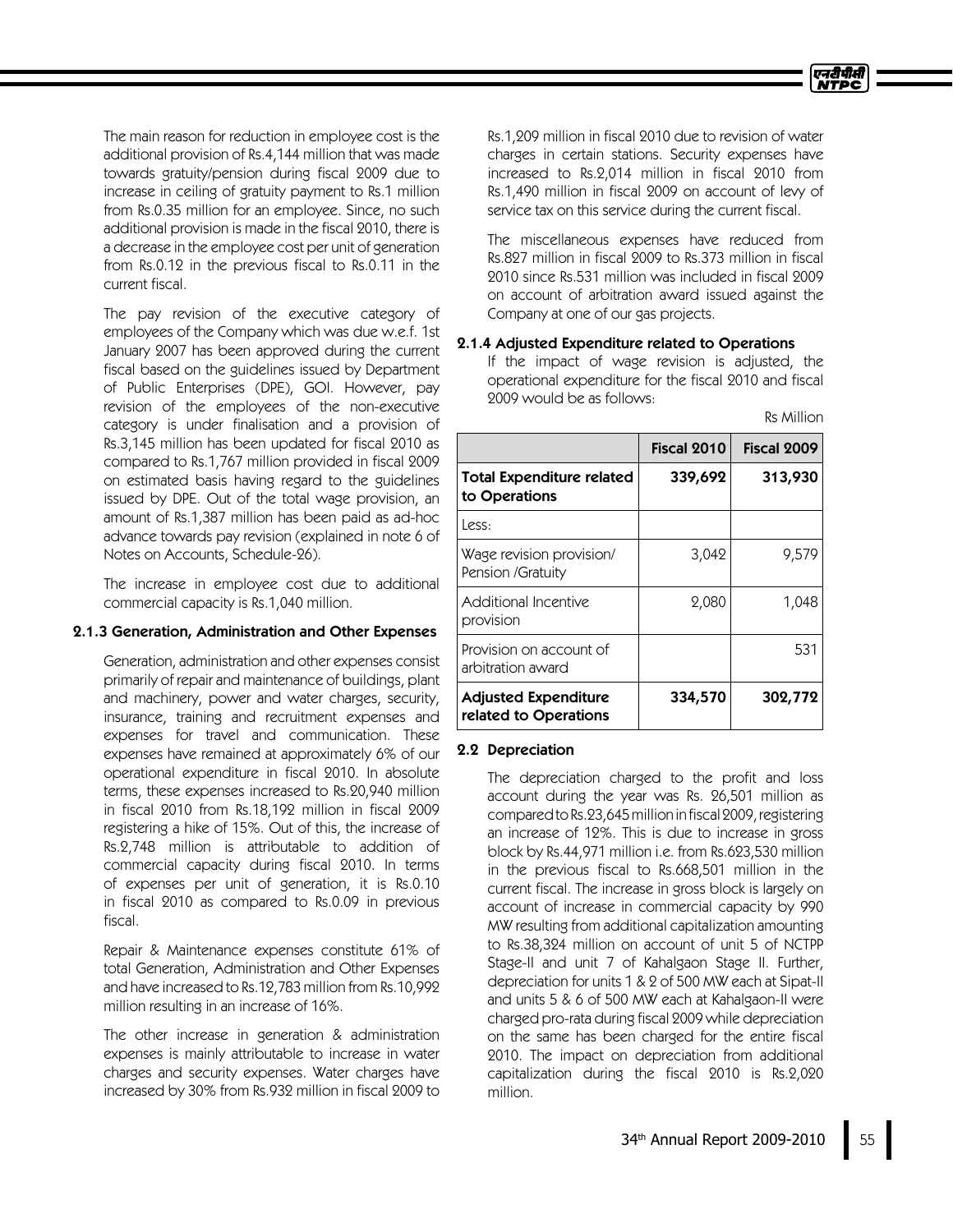The main reason for reduction in employee cost is the additional provision of Rs.4,144 million that was made towards gratuity/pension during fiscal 2009 due to increase in ceiling of gratuity payment to Rs.1 million from Rs.0.35 million for an employee. Since, no such additional provision is made in the fiscal 2010, there is a decrease in the employee cost per unit of generation from Rs.0.12 in the previous fiscal to Rs.0.11 in the current fiscal.

The pay revision of the executive category of employees of the Company which was due w.e.f. 1st January 2007 has been approved during the current fiscal based on the guidelines issued by Department of Public Enterprises (DPE), GOI. However, pay revision of the employees of the non-executive category is under finalisation and a provision of Rs.3,145 million has been updated for fiscal 2010 as compared to Rs.1,767 million provided in fiscal 2009 on estimated basis having regard to the guidelines issued by DPE. Out of the total wage provision, an amount of Rs.1,387 million has been paid as ad-hoc advance towards pay revision (explained in note 6 of Notes on Accounts, Schedule-26).

The increase in employee cost due to additional commercial capacity is Rs.1,040 million.

### 2.1.3 Generation, Administration and Other Expenses

Generation, administration and other expenses consist primarily of repair and maintenance of buildings, plant and machinery, power and water charges, security, insurance, training and recruitment expenses and expenses for travel and communication. These expenses have remained at approximately 6% of our operational expenditure in fiscal 2010. In absolute terms, these expenses increased to Rs.20,940 million in fiscal 2010 from Rs.18,192 million in fiscal 2009 registering a hike of 15%. Out of this, the increase of Rs.2,748 million is attributable to addition of commercial capacity during fiscal 2010. In terms of expenses per unit of generation, it is Rs.0.10 in fiscal 2010 as compared to Rs.0.09 in previous fiscal.

Repair & Maintenance expenses constitute 61% of total Generation, Administration and Other Expenses and have increased to Rs.12,783 million from Rs.10,992 million resulting in an increase of 16%.

The other increase in generation & administration expenses is mainly attributable to increase in water charges and security expenses. Water charges have increased by 30% from Rs.932 million in fiscal 2009 to Rs.1,209 million in fiscal 2010 due to revision of water charges in certain stations. Security expenses have increased to Rs.2,014 million in fiscal 2010 from Rs.1,490 million in fiscal 2009 on account of levy of service tax on this service during the current fiscal.

The miscellaneous expenses have reduced from Rs.827 million in fiscal 2009 to Rs.373 million in fiscal 2010 since Rs.531 million was included in fiscal 2009 on account of arbitration award issued against the Company at one of our gas projects.

### 2.1.4 Adjusted Expenditure related to Operations

If the impact of wage revision is adjusted, the operational expenditure for the fiscal 2010 and fiscal 2009 would be as follows:

Rs Million

| | Fiscal 2010 | Fiscal 2009 |
|---|---|---|
| **Total Expenditure related to Operations** | **339,692** | **313,930** |
| Less: | | |
| Wage revision provision/ Pension /Gratuity | 3,042 | 9,579 |
| Additional Incentive provision | 2,080 | 1,048 |
| Provision on account of arbitration award | | 531 |
| **Adjusted Expenditure related to Operations** | **334,570** | **302,772** |

### 2.2 Depreciation

The depreciation charged to the profit and loss account during the year was Rs. 26,501 million as compared to Rs.23,645 million in fiscal 2009, registering an increase of 12%. This is due to increase in gross block by Rs.44,971 million i.e. from Rs.623,530 million in the previous fiscal to Rs.668,501 million in the current fiscal. The increase in gross block is largely on account of increase in commercial capacity by 990 MW resulting from additional capitalization amounting to Rs.38,324 million on account of unit 5 of NCTPP Stage-II and unit 7 of Kahalgaon Stage II. Further, depreciation for units 1 & 2 of 500 MW each at Sipat-II and units 5 & 6 of 500 MW each at Kahalgaon-II were charged pro-rata during fiscal 2009 while depreciation on the same has been charged for the entire fiscal 2010. The impact on depreciation from additional capitalization during the fiscal 2010 is Rs.2,020 million.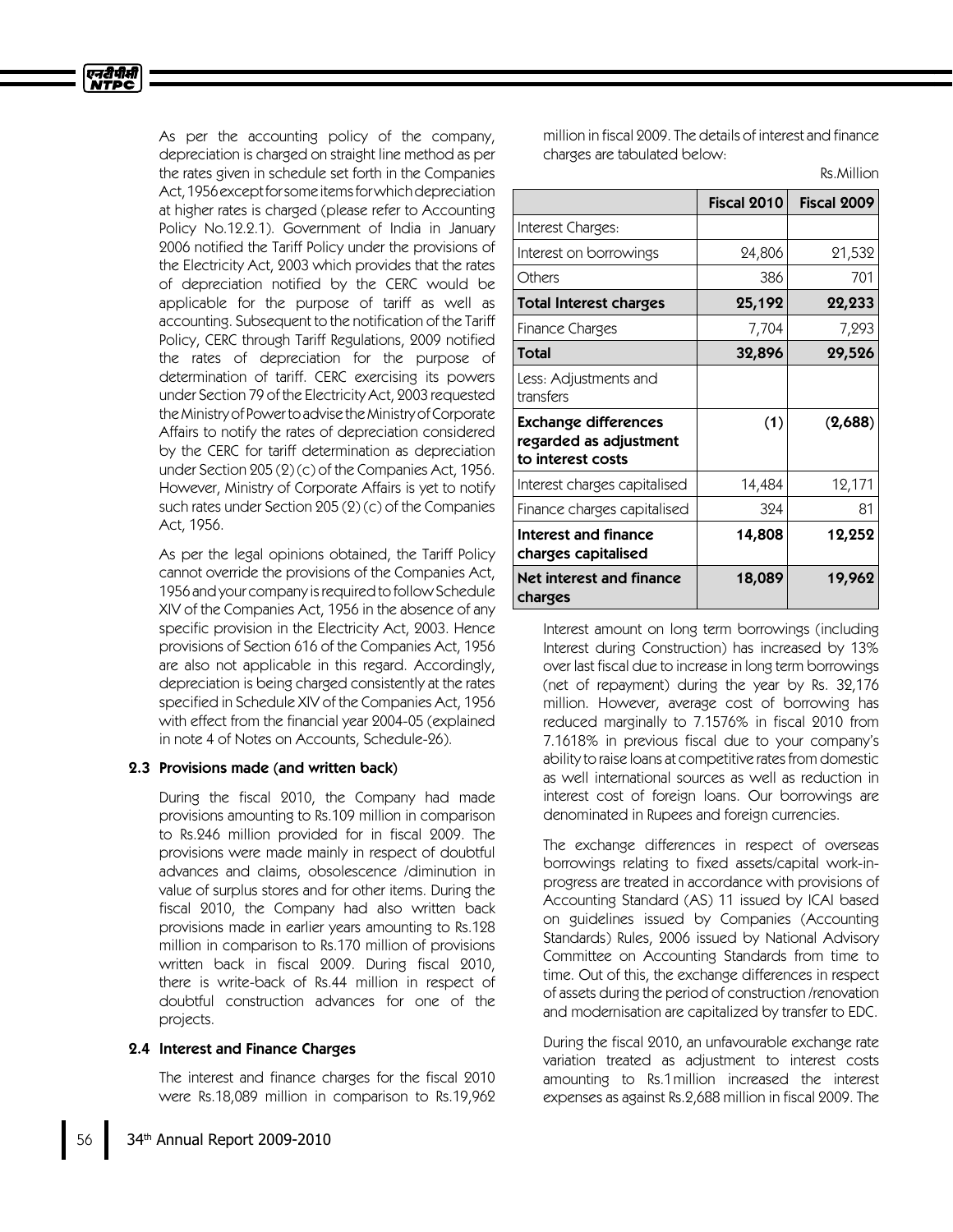As per the accounting policy of the company, depreciation is charged on straight line method as per the rates given in schedule set forth in the Companies Act, 1956 except for some items for which depreciation at higher rates is charged (please refer to Accounting Policy No.12.2.1). Government of India in January 2006 notified the Tariff Policy under the provisions of the Electricity Act, 2003 which provides that the rates of depreciation notified by the CERC would be applicable for the purpose of tariff as well as accounting. Subsequent to the notification of the Tariff Policy, CERC through Tariff Regulations, 2009 notified the rates of depreciation for the purpose of determination of tariff. CERC exercising its powers under Section 79 of the Electricity Act, 2003 requested the Ministry of Power to advise the Ministry of Corporate Affairs to notify the rates of depreciation considered by the CERC for tariff determination as depreciation under Section 205 (2) (c) of the Companies Act, 1956. However, Ministry of Corporate Affairs is yet to notify such rates under Section 205 (2) (c) of the Companies Act, 1956.

As per the legal opinions obtained, the Tariff Policy cannot override the provisions of the Companies Act, 1956 and your company is required to follow Schedule XIV of the Companies Act, 1956 in the absence of any specific provision in the Electricity Act, 2003. Hence provisions of Section 616 of the Companies Act, 1956 are also not applicable in this regard. Accordingly, depreciation is being charged consistently at the rates specified in Schedule XIV of the Companies Act, 1956 with effect from the financial year 2004-05 (explained in note 4 of Notes on Accounts, Schedule-26).

### 2.3 Provisions made (and written back)

During the fiscal 2010, the Company had made provisions amounting to Rs.109 million in comparison to Rs.246 million provided for in fiscal 2009. The provisions were made mainly in respect of doubtful advances and claims, obsolescence /diminution in value of surplus stores and for other items. During the fiscal 2010, the Company had also written back provisions made in earlier years amounting to Rs.128 million in comparison to Rs.170 million of provisions written back in fiscal 2009. During fiscal 2010, there is write-back of Rs.44 million in respect of doubtful construction advances for one of the projects.

### 2.4 Interest and Finance Charges

The interest and finance charges for the fiscal 2010 were Rs.18,089 million in comparison to Rs.19,962 million in fiscal 2009. The details of interest and finance charges are tabulated below:

Rs.Million

| | Fiscal 2010 | Fiscal 2009 |
|---|---|---|
| Interest Charges: | | |
| Interest on borrowings | 24,806 | 21,532 |
| Others | 386 | 701 |
| **Total Interest charges** | **25,192** | **22,233** |
| Finance Charges | 7,704 | 7,293 |
| **Total** | **32,896** | **29,526** |
| Less: Adjustments and transfers | | |
| **Exchange differences regarded as adjustment to interest costs** | **(1)** | **(2,688)** |
| Interest charges capitalised | 14,484 | 12,171 |
| Finance charges capitalised | 324 | 81 |
| **Interest and finance charges capitalised** | **14,808** | **12,252** |
| **Net interest and finance charges** | **18,089** | **19,962** |

Interest amount on long term borrowings (including Interest during Construction) has increased by 13% over last fiscal due to increase in long term borrowings (net of repayment) during the year by Rs. 32,176 million. However, average cost of borrowing has reduced marginally to 7.1576% in fiscal 2010 from 7.1618% in previous fiscal due to your company's ability to raise loans at competitive rates from domestic as well international sources as well as reduction in interest cost of foreign loans. Our borrowings are denominated in Rupees and foreign currencies.

The exchange differences in respect of overseas borrowings relating to fixed assets/capital work-in-progress are treated in accordance with provisions of Accounting Standard (AS) 11 issued by ICAI based on guidelines issued by Companies (Accounting Standards) Rules, 2006 issued by National Advisory Committee on Accounting Standards from time to time. Out of this, the exchange differences in respect of assets during the period of construction /renovation and modernisation are capitalized by transfer to EDC.

During the fiscal 2010, an unfavourable exchange rate variation treated as adjustment to interest costs amounting to Rs.1million increased the interest expenses as against Rs.2,688 million in fiscal 2009. The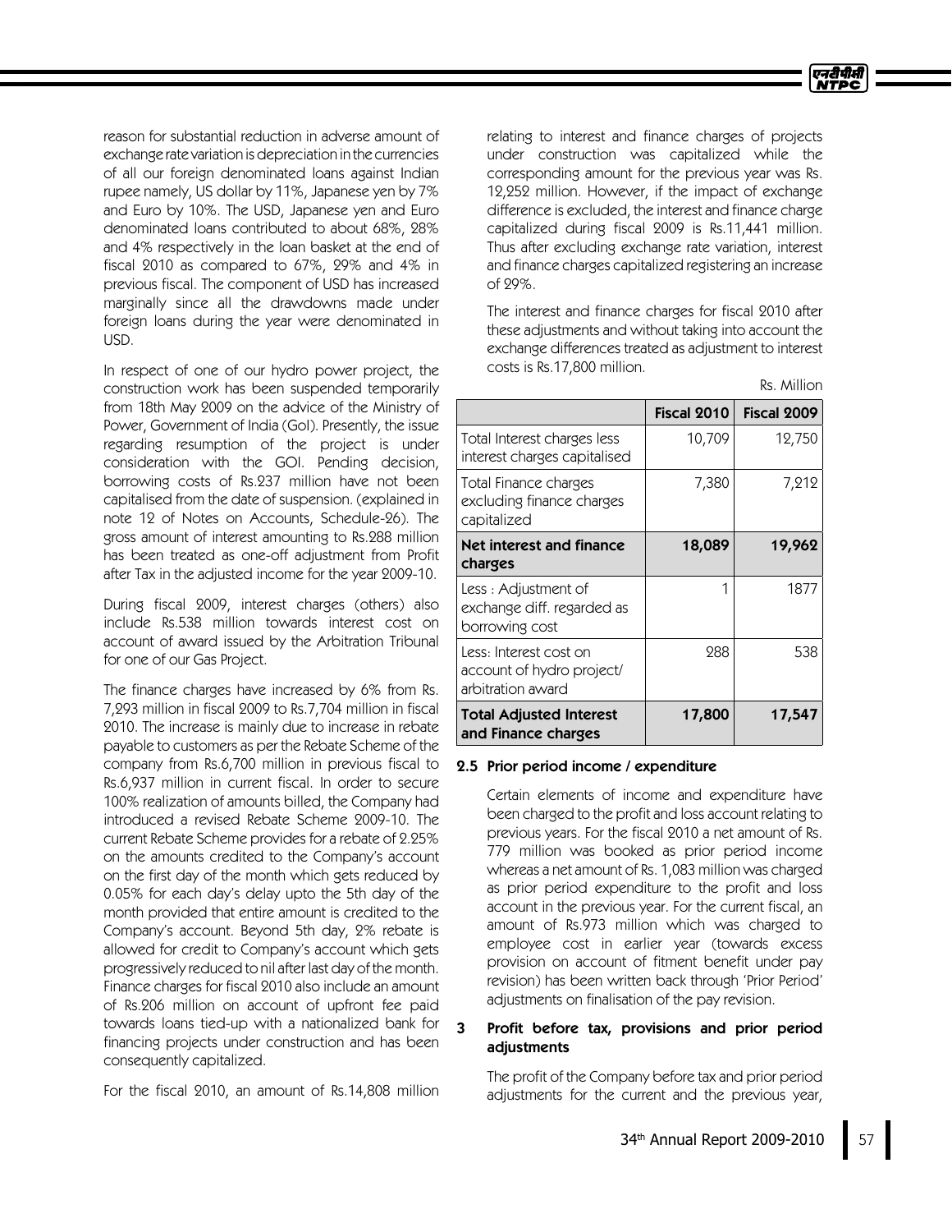reason for substantial reduction in adverse amount of exchange rate variation is depreciation in the currencies of all our foreign denominated loans against Indian rupee namely, US dollar by 11%, Japanese yen by 7% and Euro by 10%. The USD, Japanese yen and Euro denominated loans contributed to about 68%, 28% and 4% respectively in the loan basket at the end of fiscal 2010 as compared to 67%, 29% and 4% in previous fiscal. The component of USD has increased marginally since all the drawdowns made under foreign loans during the year were denominated in USD.

In respect of one of our hydro power project, the construction work has been suspended temporarily from 18th May 2009 on the advice of the Ministry of Power, Government of India (GoI). Presently, the issue regarding resumption of the project is under consideration with the GOI. Pending decision, borrowing costs of Rs.237 million have not been capitalised from the date of suspension. (explained in note 12 of Notes on Accounts, Schedule-26). The gross amount of interest amounting to Rs.288 million has been treated as one-off adjustment from Profit after Tax in the adjusted income for the year 2009-10.

During fiscal 2009, interest charges (others) also include Rs.538 million towards interest cost on account of award issued by the Arbitration Tribunal for one of our Gas Project.

The finance charges have increased by 6% from Rs. 7,293 million in fiscal 2009 to Rs.7,704 million in fiscal 2010. The increase is mainly due to increase in rebate payable to customers as per the Rebate Scheme of the company from Rs.6,700 million in previous fiscal to Rs.6,937 million in current fiscal. In order to secure 100% realization of amounts billed, the Company had introduced a revised Rebate Scheme 2009-10. The current Rebate Scheme provides for a rebate of 2.25% on the amounts credited to the Company's account on the first day of the month which gets reduced by 0.05% for each day's delay upto the 5th day of the month provided that entire amount is credited to the Company's account. Beyond 5th day, 2% rebate is allowed for credit to Company's account which gets progressively reduced to nil after last day of the month. Finance charges for fiscal 2010 also include an amount of Rs.206 million on account of upfront fee paid towards loans tied-up with a nationalized bank for financing projects under construction and has been consequently capitalized.

For the fiscal 2010, an amount of Rs.14,808 million relating to interest and finance charges of projects under construction was capitalized while the corresponding amount for the previous year was Rs. 12,252 million. However, if the impact of exchange difference is excluded, the interest and finance charge capitalized during fiscal 2009 is Rs.11,441 million. Thus after excluding exchange rate variation, interest and finance charges capitalized registering an increase of 29%.

The interest and finance charges for fiscal 2010 after these adjustments and without taking into account the exchange differences treated as adjustment to interest costs is Rs.17,800 million.

Rs. Million

| | Fiscal 2010 | Fiscal 2009 |
|---|---|---|
| Total Interest charges less interest charges capitalised | 10,709 | 12,750 |
| Total Finance charges excluding finance charges capitalized | 7,380 | 7,212 |
| **Net interest and finance charges** | **18,089** | **19,962** |
| Less : Adjustment of exchange diff. regarded as borrowing cost | 1 | 1877 |
| Less: Interest cost on account of hydro project/ arbitration award | 288 | 538 |
| **Total Adjusted Interest and Finance charges** | **17,800** | **17,547** |

### 2.5 Prior period income / expenditure

Certain elements of income and expenditure have been charged to the profit and loss account relating to previous years. For the fiscal 2010 a net amount of Rs. 779 million was booked as prior period income whereas a net amount of Rs. 1,083 million was charged as prior period expenditure to the profit and loss account in the previous year. For the current fiscal, an amount of Rs.973 million which was charged to employee cost in earlier year (towards excess provision on account of fitment benefit under pay revision) has been written back through 'Prior Period' adjustments on finalisation of the pay revision.

## 3 Profit before tax, provisions and prior period adjustments

The profit of the Company before tax and prior period adjustments for the current and the previous year,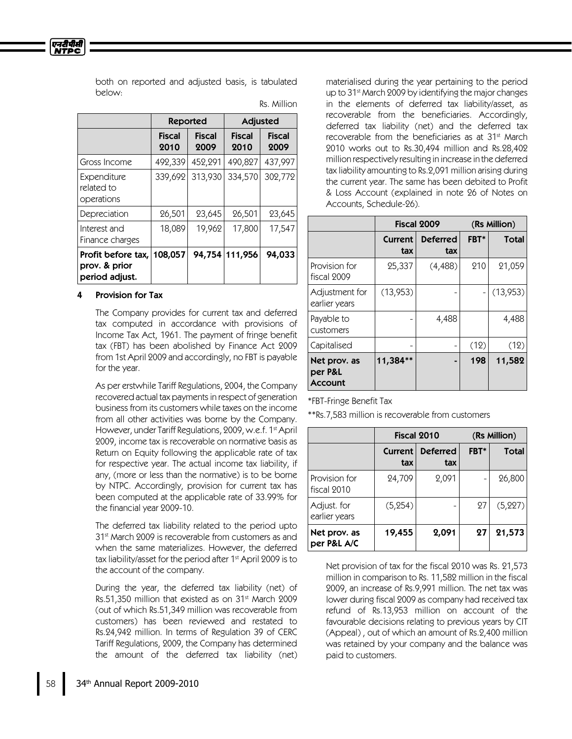both on reported and adjusted basis, is tabulated below:

Rs. Million

| | Reported | | Adjusted | |
|---|---|---|---|---|
| | Fiscal 2010 | Fiscal 2009 | Fiscal 2010 | Fiscal 2009 |
| Gross Income | 492,339 | 452,291 | 490,827 | 437,997 |
| Expenditure related to operations | 339,692 | 313,930 | 334,570 | 302,772 |
| Depreciation | 26,501 | 23,645 | 26,501 | 23,645 |
| Interest and Finance charges | 18,089 | 19,962 | 17,800 | 17,547 |
| **Profit before tax, prov. & prior period adjust.** | **108,057** | **94,754** | **111,956** | **94,033** |

## 4 Provision for Tax

The Company provides for current tax and deferred tax computed in accordance with provisions of Income Tax Act, 1961. The payment of fringe benefit tax (FBT) has been abolished by Finance Act 2009 from 1st April 2009 and accordingly, no FBT is payable for the year.

As per erstwhile Tariff Regulations, 2004, the Company recovered actual tax payments in respect of generation business from its customers while taxes on the income from all other activities was borne by the Company. However, under Tariff Regulations, 2009, w.e.f. 1st April 2009, income tax is recoverable on normative basis as Return on Equity following the applicable rate of tax for respective year. The actual income tax liability, if any, (more or less than the normative) is to be borne by NTPC. Accordingly, provision for current tax has been computed at the applicable rate of 33.99% for the financial year 2009-10.

The deferred tax liability related to the period upto 31st March 2009 is recoverable from customers as and when the same materializes. However, the deferred tax liability/asset for the period after 1st April 2009 is to the account of the company.

During the year, the deferred tax liability (net) of Rs.51,350 million that existed as on 31st March 2009 (out of which Rs.51,349 million was recoverable from customers) has been reviewed and restated to Rs.24,942 million. In terms of Regulation 39 of CERC Tariff Regulations, 2009, the Company has determined the amount of the deferred tax liability (net) materialised during the year pertaining to the period up to 31st March 2009 by identifying the major changes in the elements of deferred tax liability/asset, as recoverable from the beneficiaries. Accordingly, deferred tax liability (net) and the deferred tax recoverable from the beneficiaries as at 31st March 2010 works out to Rs.30,494 million and Rs.28,402 million respectively resulting in increase in the deferred tax liability amounting to Rs.2,091 million arising during the current year. The same has been debited to Profit & Loss Account (explained in note 26 of Notes on Accounts, Schedule-26).

| | Fiscal 2009 | | | (Rs Million) |
|---|---|---|---|---|
| | Current tax | Deferred tax | FBT* | Total |
| Provision for fiscal 2009 | 25,337 | (4,488) | 210 | 21,059 |
| Adjustment for earlier years | (13,953) | - | - | (13,953) |
| Payable to customers | - | 4,488 | | 4,488 |
| Capitalised | - | - | (12) | (12) |
| **Net prov. as per P&L Account** | **11,384**** | **-** | **198** | **11,582** |

*FBT-Fringe Benefit Tax

**Rs.7,583 million is recoverable from customers

| | Fiscal 2010 | | | (Rs Million) |
|---|---|---|---|---|
| | Current tax | Deferred tax | FBT* | Total |
| Provision for fiscal 2010 | 24,709 | 2,091 | - | 26,800 |
| Adjust. for earlier years | (5,254) | - | 27 | (5,227) |
| **Net prov. as per P&L A/C** | **19,455** | **2,091** | **27** | **21,573** |

Net provision of tax for the fiscal 2010 was Rs. 21,573 million in comparison to Rs. 11,582 million in the fiscal 2009, an increase of Rs.9,991 million. The net tax was lower during fiscal 2009 as company had received tax refund of Rs.13,953 million on account of the favourable decisions relating to previous years by CIT (Appeal) , out of which an amount of Rs.2,400 million was retained by your company and the balance was paid to customers.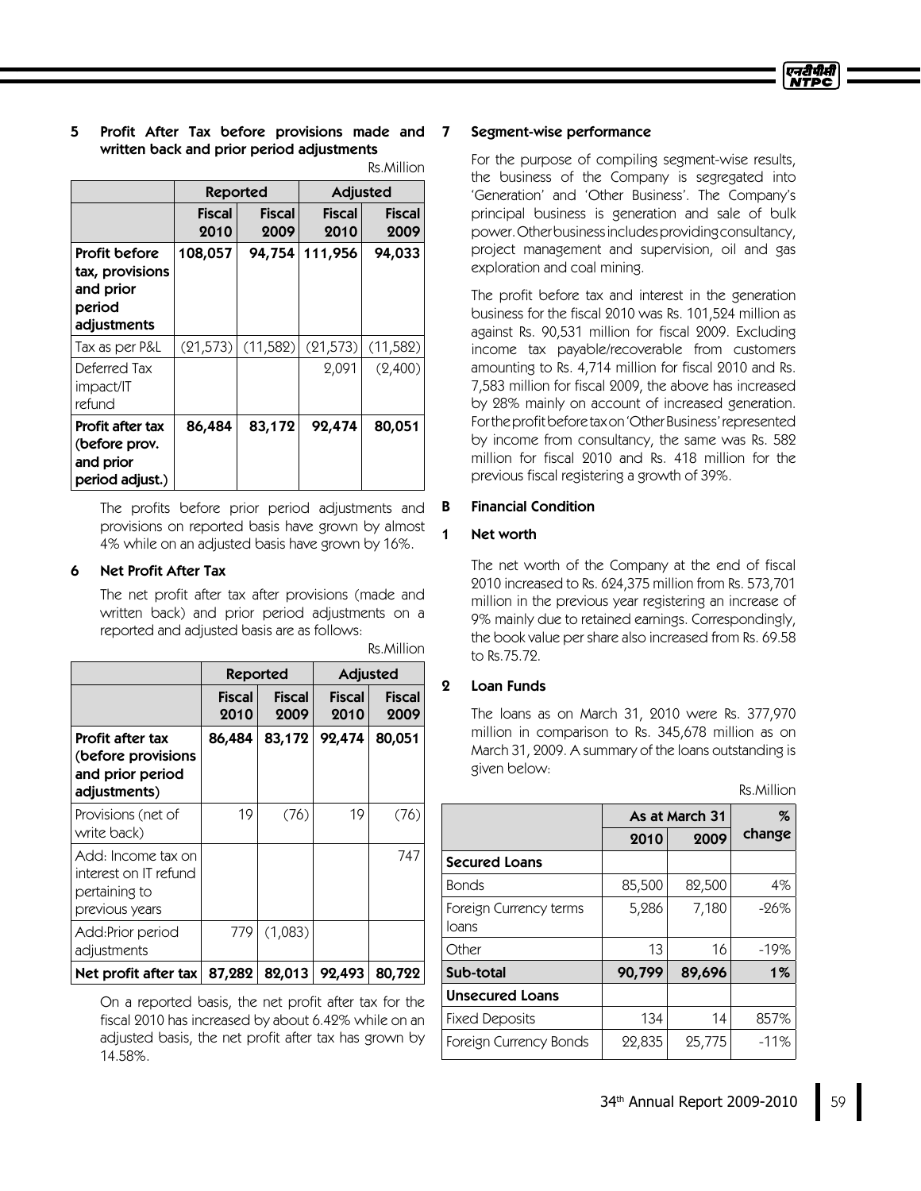## 5 Profit After Tax before provisions made and written back and prior period adjustments

Rs.Million

| | Reported | | Adjusted | |
|---|---|---|---|---|
| | Fiscal 2010 | Fiscal 2009 | Fiscal 2010 | Fiscal 2009 |
| **Profit before tax, provisions and prior period adjustments** | **108,057** | **94,754** | **111,956** | **94,033** |
| Tax as per P&L | (21,573) | (11,582) | (21,573) | (11,582) |
| Deferred Tax impact/IT refund | | | 2,091 | (2,400) |
| **Profit after tax (before prov. and prior period adjust.)** | **86,484** | **83,172** | **92,474** | **80,051** |

The profits before prior period adjustments and provisions on reported basis have grown by almost 4% while on an adjusted basis have grown by 16%.

## 6 Net Profit After Tax

The net profit after tax after provisions (made and written back) and prior period adjustments on a reported and adjusted basis are as follows:

Rs.Million

| | Reported | | Adjusted | |
|---|---|---|---|---|
| | Fiscal 2010 | Fiscal 2009 | Fiscal 2010 | Fiscal 2009 |
| **Profit after tax (before provisions and prior period adjustments)** | **86,484** | **83,172** | **92,474** | **80,051** |
| Provisions (net of write back) | 19 | (76) | 19 | (76) |
| Add: Income tax on interest on IT refund pertaining to previous years | | | | 747 |
| Add:Prior period adjustments | 779 | (1,083) | | |
| **Net profit after tax** | **87,282** | **82,013** | **92,493** | **80,722** |

On a reported basis, the net profit after tax for the fiscal 2010 has increased by about 6.42% while on an adjusted basis, the net profit after tax has grown by 14.58%.

## 7 Segment-wise performance

For the purpose of compiling segment-wise results, the business of the Company is segregated into 'Generation' and 'Other Business'. The Company's principal business is generation and sale of bulk power. Other business includes providing consultancy, project management and supervision, oil and gas exploration and coal mining.

The profit before tax and interest in the generation business for the fiscal 2010 was Rs. 101,524 million as against Rs. 90,531 million for fiscal 2009. Excluding income tax payable/recoverable from customers amounting to Rs. 4,714 million for fiscal 2010 and Rs. 7,583 million for fiscal 2009, the above has increased by 28% mainly on account of increased generation. For the profit before tax on 'Other Business' represented by income from consultancy, the same was Rs. 582 million for fiscal 2010 and Rs. 418 million for the previous fiscal registering a growth of 39%.

## B Financial Condition

## 1 Net worth

The net worth of the Company at the end of fiscal 2010 increased to Rs. 624,375 million from Rs. 573,701 million in the previous year registering an increase of 9% mainly due to retained earnings. Correspondingly, the book value per share also increased from Rs. 69.58 to Rs.75.72.

## 2 Loan Funds

The loans as on March 31, 2010 were Rs. 377,970 million in comparison to Rs. 345,678 million as on March 31, 2009. A summary of the loans outstanding is given below:

Rs.Million

| | As at March 31 | | % change |
|---|---|---|---|
| | 2010 | 2009 | |
| **Secured Loans** | | | |
| Bonds | 85,500 | 82,500 | 4% |
| Foreign Currency terms loans | 5,286 | 7,180 | -26% |
| Other | 13 | 16 | -19% |
| **Sub-total** | **90,799** | **89,696** | **1%** |
| **Unsecured Loans** | | | |
| Fixed Deposits | 134 | 14 | 857% |
| Foreign Currency Bonds | 22,835 | 25,775 | -11% |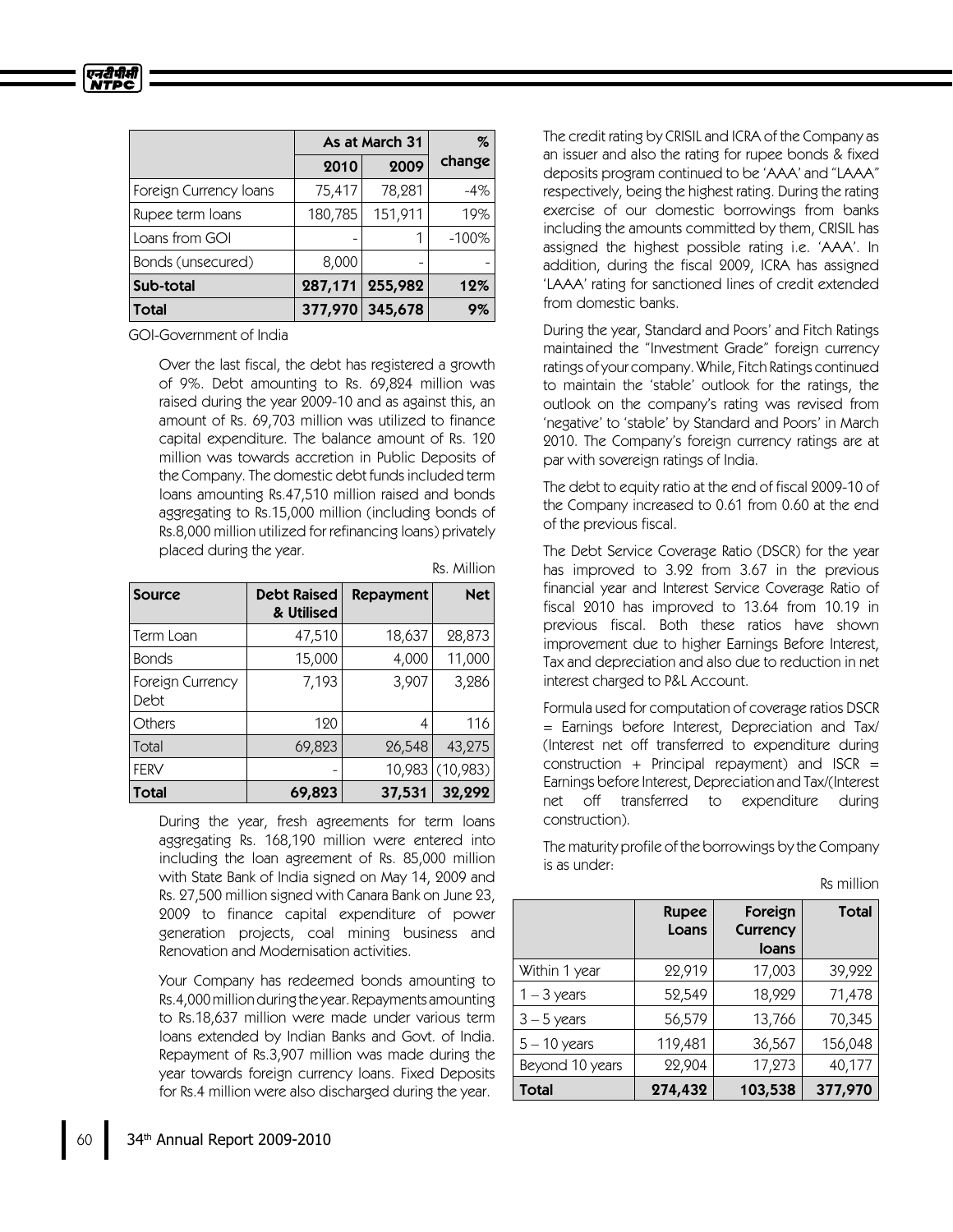| | As at March 31 | | % change |
|---|---|---|---|
| | 2010 | 2009 | |
| Foreign Currency loans | 75,417 | 78,281 | -4% |
| Rupee term loans | 180,785 | 151,911 | 19% |
| Loans from GOI | - | 1 | -100% |
| Bonds (unsecured) | 8,000 | - | - |
| **Sub-total** | **287,171** | **255,982** | **12%** |
| **Total** | **377,970** | **345,678** | **9%** |

GOI-Government of India

Over the last fiscal, the debt has registered a growth of 9%. Debt amounting to Rs. 69,824 million was raised during the year 2009-10 and as against this, an amount of Rs. 69,703 million was utilized to finance capital expenditure. The balance amount of Rs. 120 million was towards accretion in Public Deposits of the Company. The domestic debt funds included term loans amounting Rs.47,510 million raised and bonds aggregating to Rs.15,000 million (including bonds of Rs.8,000 million utilized for refinancing loans) privately placed during the year.

Rs. Million

| Source | Debt Raised & Utilised | Repayment | Net |
|---|---|---|---|
| Term Loan | 47,510 | 18,637 | 28,873 |
| Bonds | 15,000 | 4,000 | 11,000 |
| Foreign Currency Debt | 7,193 | 3,907 | 3,286 |
| Others | 120 | 4 | 116 |
| Total | 69,823 | 26,548 | 43,275 |
| FERV | - | 10,983 | (10,983) |
| **Total** | **69,823** | **37,531** | **32,292** |

During the year, fresh agreements for term loans aggregating Rs. 168,190 million were entered into including the loan agreement of Rs. 85,000 million with State Bank of India signed on May 14, 2009 and Rs. 27,500 million signed with Canara Bank on June 23, 2009 to finance capital expenditure of power generation projects, coal mining business and Renovation and Modernisation activities.

Your Company has redeemed bonds amounting to Rs.4,000 million during the year. Repayments amounting to Rs.18,637 million were made under various term loans extended by Indian Banks and Govt. of India. Repayment of Rs.3,907 million was made during the year towards foreign currency loans. Fixed Deposits for Rs.4 million were also discharged during the year.

The credit rating by CRISIL and ICRA of the Company as an issuer and also the rating for rupee bonds & fixed deposits program continued to be 'AAA' and "LAAA" respectively, being the highest rating. During the rating exercise of our domestic borrowings from banks including the amounts committed by them, CRISIL has assigned the highest possible rating i.e. 'AAA'. In addition, during the fiscal 2009, ICRA has assigned 'LAAA' rating for sanctioned lines of credit extended from domestic banks.

During the year, Standard and Poors' and Fitch Ratings maintained the "Investment Grade" foreign currency ratings of your company. While, Fitch Ratings continued to maintain the 'stable' outlook for the ratings, the outlook on the company's rating was revised from 'negative' to 'stable' by Standard and Poors' in March 2010. The Company's foreign currency ratings are at par with sovereign ratings of India.

The debt to equity ratio at the end of fiscal 2009-10 of the Company increased to 0.61 from 0.60 at the end of the previous fiscal.

The Debt Service Coverage Ratio (DSCR) for the year has improved to 3.92 from 3.67 in the previous financial year and Interest Service Coverage Ratio of fiscal 2010 has improved to 13.64 from 10.19 in previous fiscal. Both these ratios have shown improvement due to higher Earnings Before Interest, Tax and depreciation and also due to reduction in net interest charged to P&L Account.

Formula used for computation of coverage ratios DSCR = Earnings before Interest, Depreciation and Tax/ (Interest net off transferred to expenditure during construction + Principal repayment) and ISCR = Earnings before Interest, Depreciation and Tax/(Interest net off transferred to expenditure during construction).

The maturity profile of the borrowings by the Company is as under:

Rs million

| | Rupee Loans | Foreign Currency loans | Total |
|---|---|---|---|
| Within 1 year | 22,919 | 17,003 | 39,922 |
| 1 – 3 years | 52,549 | 18,929 | 71,478 |
| 3 – 5 years | 56,579 | 13,766 | 70,345 |
| 5 – 10 years | 119,481 | 36,567 | 156,048 |
| Beyond 10 years | 22,904 | 17,273 | 40,177 |
| **Total** | **274,432** | **103,538** | **377,970** |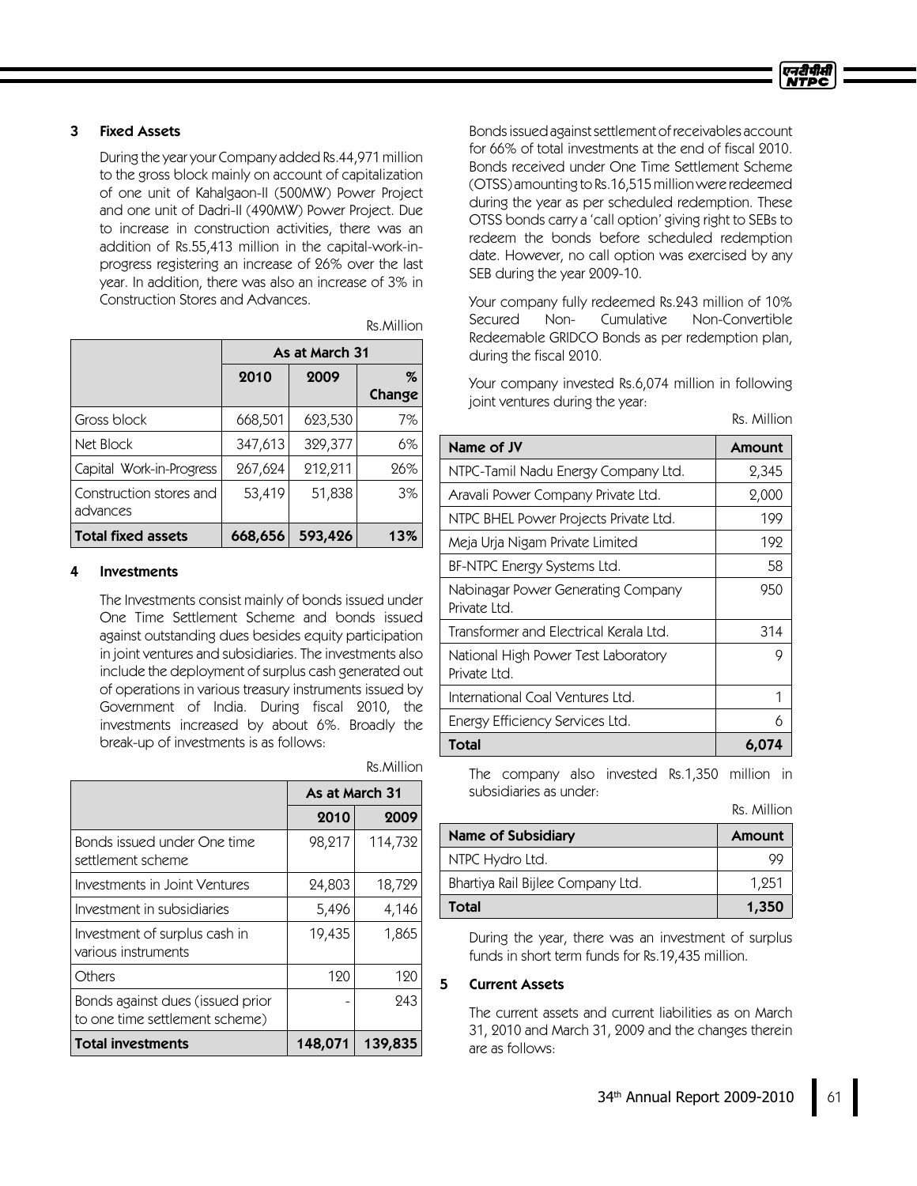## 3 Fixed Assets

During the year your Company added Rs.44,971 million to the gross block mainly on account of capitalization of one unit of Kahalgaon-II (500MW) Power Project and one unit of Dadri-II (490MW) Power Project. Due to increase in construction activities, there was an addition of Rs.55,413 million in the capital-work-in-progress registering an increase of 26% over the last year. In addition, there was also an increase of 3% in Construction Stores and Advances.

Rs.Million

| | As at March 31 | | |
|---|---|---|---|
| | 2010 | 2009 | % Change |
| Gross block | 668,501 | 623,530 | 7% |
| Net Block | 347,613 | 329,377 | 6% |
| Capital Work-in-Progress | 267,624 | 212,211 | 26% |
| Construction stores and advances | 53,419 | 51,838 | 3% |
| **Total fixed assets** | **668,656** | **593,426** | **13%** |

## 4 Investments

The Investments consist mainly of bonds issued under One Time Settlement Scheme and bonds issued against outstanding dues besides equity participation in joint ventures and subsidiaries. The investments also include the deployment of surplus cash generated out of operations in various treasury instruments issued by Government of India. During fiscal 2010, the investments increased by about 6%. Broadly the break-up of investments is as follows:

Rs.Million

| | As at March 31 | |
|---|---|---|
| | 2010 | 2009 |
| Bonds issued under One time settlement scheme | 98,217 | 114,732 |
| Investments in Joint Ventures | 24,803 | 18,729 |
| Investment in subsidiaries | 5,496 | 4,146 |
| Investment of surplus cash in various instruments | 19,435 | 1,865 |
| Others | 120 | 120 |
| Bonds against dues (issued prior to one time settlement scheme) | - | 243 |
| **Total investments** | **148,071** | **139,835** |

Bonds issued against settlement of receivables account for 66% of total investments at the end of fiscal 2010. Bonds received under One Time Settlement Scheme (OTSS) amounting to Rs.16,515 million were redeemed during the year as per scheduled redemption. These OTSS bonds carry a 'call option' giving right to SEBs to redeem the bonds before scheduled redemption date. However, no call option was exercised by any SEB during the year 2009-10.

Your company fully redeemed Rs.243 million of 10% Secured Non- Cumulative Non-Convertible Redeemable GRIDCO Bonds as per redemption plan, during the fiscal 2010.

Your company invested Rs.6,074 million in following joint ventures during the year:

Rs. Million

| Name of JV | Amount |
|---|---|
| NTPC-Tamil Nadu Energy Company Ltd. | 2,345 |
| Aravali Power Company Private Ltd. | 2,000 |
| NTPC BHEL Power Projects Private Ltd. | 199 |
| Meja Urja Nigam Private Limited | 192 |
| BF-NTPC Energy Systems Ltd. | 58 |
| Nabinagar Power Generating Company Private Ltd. | 950 |
| Transformer and Electrical Kerala Ltd. | 314 |
| National High Power Test Laboratory Private Ltd. | 9 |
| International Coal Ventures Ltd. | 1 |
| Energy Efficiency Services Ltd. | 6 |
| **Total** | **6,074** |

The company also invested Rs.1,350 million in subsidiaries as under:

Rs. Million

| Name of Subsidiary | Amount |
|---|---|
| NTPC Hydro Ltd. | 99 |
| Bhartiya Rail Bijlee Company Ltd. | 1,251 |
| **Total** | **1,350** |

During the year, there was an investment of surplus funds in short term funds for Rs.19,435 million.

## 5 Current Assets

The current assets and current liabilities as on March 31, 2010 and March 31, 2009 and the changes therein are as follows: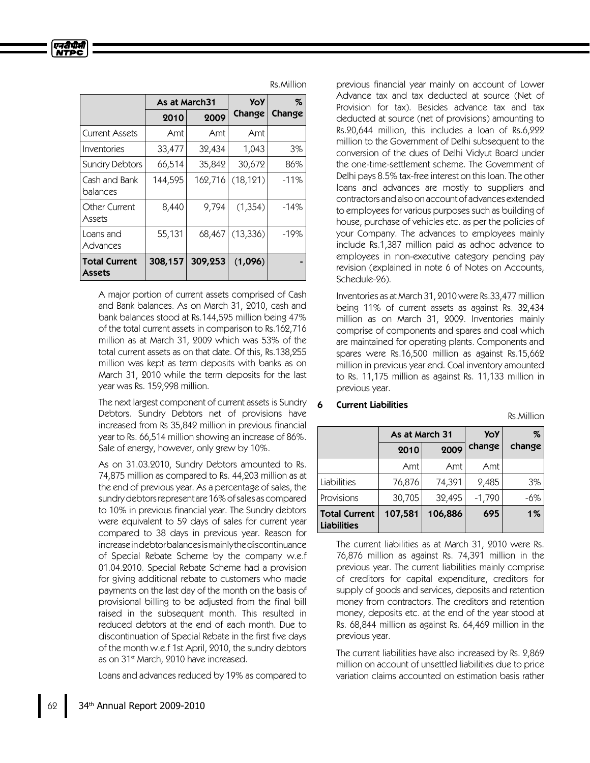Rs.Million

| | As at March31 | | YoY Change | % Change |
|---|---|---|---|---|
| | 2010 | 2009 | | |
| Current Assets | Amt | Amt | Amt | |
| Inventories | 33,477 | 32,434 | 1,043 | 3% |
| Sundry Debtors | 66,514 | 35,842 | 30,672 | 86% |
| Cash and Bank balances | 144,595 | 162,716 | (18,121) | -11% |
| Other Current Assets | 8,440 | 9,794 | (1,354) | -14% |
| Loans and Advances | 55,131 | 68,467 | (13,336) | -19% |
| **Total Current Assets** | **308,157** | **309,253** | **(1,096)** | **-** |

A major portion of current assets comprised of Cash and Bank balances. As on March 31, 2010, cash and bank balances stood at Rs.144,595 million being 47% of the total current assets in comparison to Rs.162,716 million as at March 31, 2009 which was 53% of the total current assets as on that date. Of this, Rs.138,255 million was kept as term deposits with banks as on March 31, 2010 while the term deposits for the last year was Rs. 159,998 million.

The next largest component of current assets is Sundry Debtors. Sundry Debtors net of provisions have increased from Rs 35,842 million in previous financial year to Rs. 66,514 million showing an increase of 86%. Sale of energy, however, only grew by 10%.

As on 31.03.2010, Sundry Debtors amounted to Rs. 74,875 million as compared to Rs. 44,203 million as at the end of previous year. As a percentage of sales, the sundry debtors represent are 16% of sales as compared to 10% in previous financial year. The Sundry debtors were equivalent to 59 days of sales for current year compared to 38 days in previous year. Reason for increase in debtor balances is mainly the discontinuance of Special Rebate Scheme by the company w.e.f 01.04.2010. Special Rebate Scheme had a provision for giving additional rebate to customers who made payments on the last day of the month on the basis of provisional billing to be adjusted from the final bill raised in the subsequent month. This resulted in reduced debtors at the end of each month. Due to discontinuation of Special Rebate in the first five days of the month w.e.f 1st April, 2010, the sundry debtors as on 31st March, 2010 have increased.

Loans and advances reduced by 19% as compared to previous financial year mainly on account of Lower Advance tax and tax deducted at source (Net of Provision for tax). Besides advance tax and tax deducted at source (net of provisions) amounting to Rs.20,644 million, this includes a loan of Rs.6,222 million to the Government of Delhi subsequent to the conversion of the dues of Delhi Vidyut Board under the one-time-settlement scheme. The Government of Delhi pays 8.5% tax-free interest on this loan. The other loans and advances are mostly to suppliers and contractors and also on account of advances extended to employees for various purposes such as building of house, purchase of vehicles etc. as per the policies of your Company. The advances to employees mainly include Rs.1,387 million paid as adhoc advance to employees in non-executive category pending pay revision (explained in note 6 of Notes on Accounts, Schedule-26).

Inventories as at March 31, 2010 were Rs.33,477 million being 11% of current assets as against Rs. 32,434 million as on March 31, 2009. Inventories mainly comprise of components and spares and coal which are maintained for operating plants. Components and spares were Rs.16,500 million as against Rs.15,662 million in previous year end. Coal inventory amounted to Rs. 11,175 million as against Rs. 11,133 million in previous year.

## 6 Current Liabilities

Rs.Million

| | As at March 31 | | YoY change | % change |
|---|---|---|---|---|
| | 2010 | 2009 | | |
| | Amt | Amt | Amt | |
| Liabilities | 76,876 | 74,391 | 2,485 | 3% |
| Provisions | 30,705 | 32,495 | -1,790 | -6% |
| **Total Current Liabilities** | **107,581** | **106,886** | **695** | **1%** |

The current liabilities as at March 31, 2010 were Rs. 76,876 million as against Rs. 74,391 million in the previous year. The current liabilities mainly comprise of creditors for capital expenditure, creditors for supply of goods and services, deposits and retention money from contractors. The creditors and retention money, deposits etc. at the end of the year stood at Rs. 68,844 million as against Rs. 64,469 million in the previous year.

The current liabilities have also increased by Rs. 2,869 million on account of unsettled liabilities due to price variation claims accounted on estimation basis rather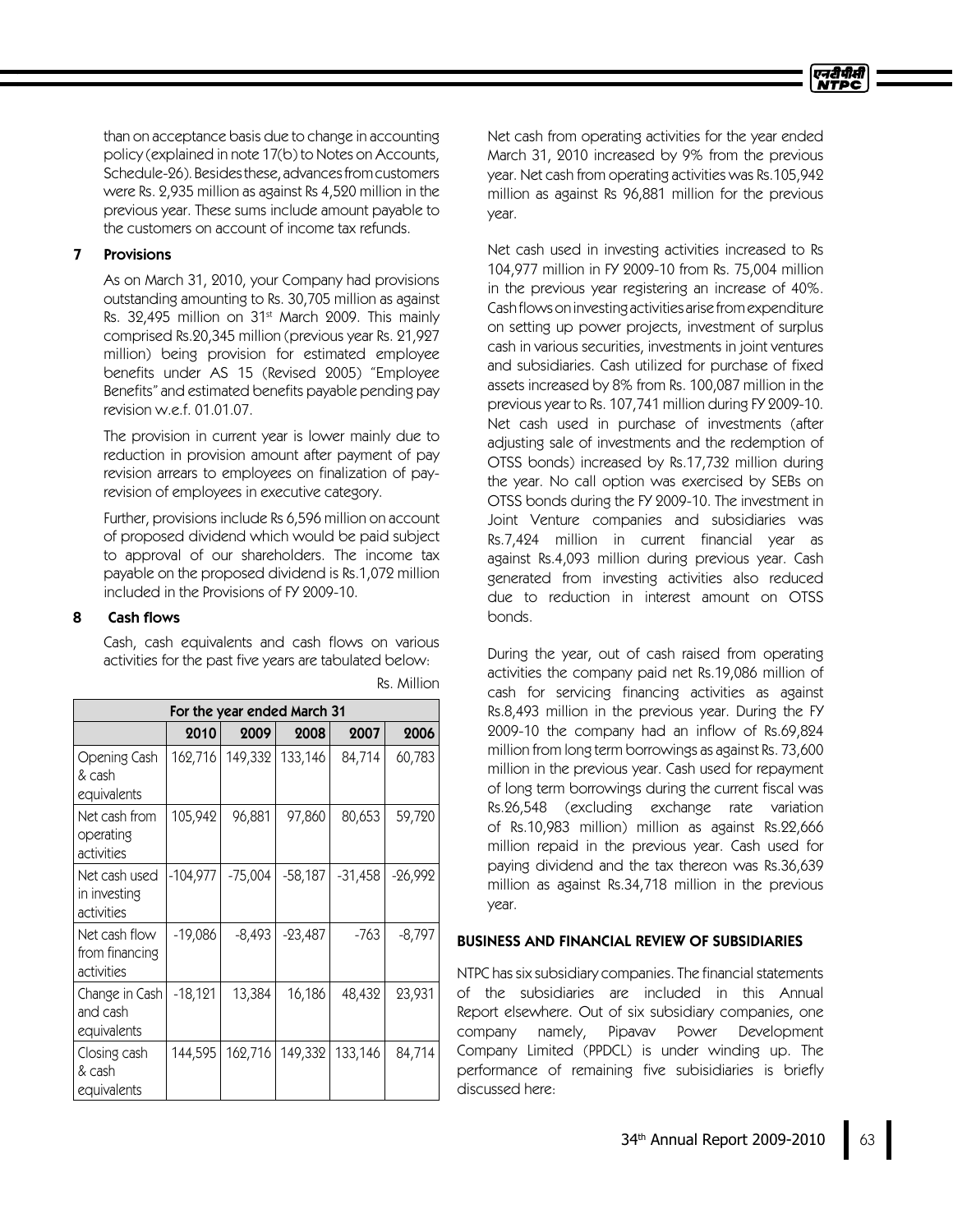than on acceptance basis due to change in accounting policy (explained in note 17(b) to Notes on Accounts, Schedule-26). Besides these, advances from customers were Rs. 2,935 million as against Rs 4,520 million in the previous year. These sums include amount payable to the customers on account of income tax refunds.

## 7 Provisions

As on March 31, 2010, your Company had provisions outstanding amounting to Rs. 30,705 million as against Rs. 32,495 million on 31st March 2009. This mainly comprised Rs.20,345 million (previous year Rs. 21,927 million) being provision for estimated employee benefits under AS 15 (Revised 2005) "Employee Benefits" and estimated benefits payable pending pay revision w.e.f. 01.01.07.

The provision in current year is lower mainly due to reduction in provision amount after payment of pay revision arrears to employees on finalization of pay-revision of employees in executive category.

Further, provisions include Rs 6,596 million on account of proposed dividend which would be paid subject to approval of our shareholders. The income tax payable on the proposed dividend is Rs.1,072 million included in the Provisions of FY 2009-10.

## 8 Cash flows

Cash, cash equivalents and cash flows on various activities for the past five years are tabulated below:

Rs. Million

| For the year ended March 31 | | | | | |
|---|---|---|---|---|---|
| | 2010 | 2009 | 2008 | 2007 | 2006 |
| Opening Cash & cash equivalents | 162,716 | 149,332 | 133,146 | 84,714 | 60,783 |
| Net cash from operating activities | 105,942 | 96,881 | 97,860 | 80,653 | 59,720 |
| Net cash used in investing activities | -104,977 | -75,004 | -58,187 | -31,458 | -26,992 |
| Net cash flow from financing activities | -19,086 | -8,493 | -23,487 | -763 | -8,797 |
| Change in Cash and cash equivalents | -18,121 | 13,384 | 16,186 | 48,432 | 23,931 |
| Closing cash & cash equivalents | 144,595 | 162,716 | 149,332 | 133,146 | 84,714 |

Net cash from operating activities for the year ended March 31, 2010 increased by 9% from the previous year. Net cash from operating activities was Rs.105,942 million as against Rs 96,881 million for the previous year.

Net cash used in investing activities increased to Rs 104,977 million in FY 2009-10 from Rs. 75,004 million in the previous year registering an increase of 40%. Cash flows on investing activities arise from expenditure on setting up power projects, investment of surplus cash in various securities, investments in joint ventures and subsidiaries. Cash utilized for purchase of fixed assets increased by 8% from Rs. 100,087 million in the previous year to Rs. 107,741 million during FY 2009-10. Net cash used in purchase of investments (after adjusting sale of investments and the redemption of OTSS bonds) increased by Rs.17,732 million during the year. No call option was exercised by SEBs on OTSS bonds during the FY 2009-10. The investment in Joint Venture companies and subsidiaries was Rs.7,424 million in current financial year as against Rs.4,093 million during previous year. Cash generated from investing activities also reduced due to reduction in interest amount on OTSS bonds.

During the year, out of cash raised from operating activities the company paid net Rs.19,086 million of cash for servicing financing activities as against Rs.8,493 million in the previous year. During the FY 2009-10 the company had an inflow of Rs.69,824 million from long term borrowings as against Rs. 73,600 million in the previous year. Cash used for repayment of long term borrowings during the current fiscal was Rs.26,548 (excluding exchange rate variation of Rs.10,983 million) million as against Rs.22,666 million repaid in the previous year. Cash used for paying dividend and the tax thereon was Rs.36,639 million as against Rs.34,718 million in the previous year.

## BUSINESS AND FINANCIAL REVIEW OF SUBSIDIARIES

NTPC has six subsidiary companies. The financial statements of the subsidiaries are included in this Annual Report elsewhere. Out of six subsidiary companies, one company namely, Pipavav Power Development Company Limited (PPDCL) is under winding up. The performance of remaining five subisidiaries is briefly discussed here: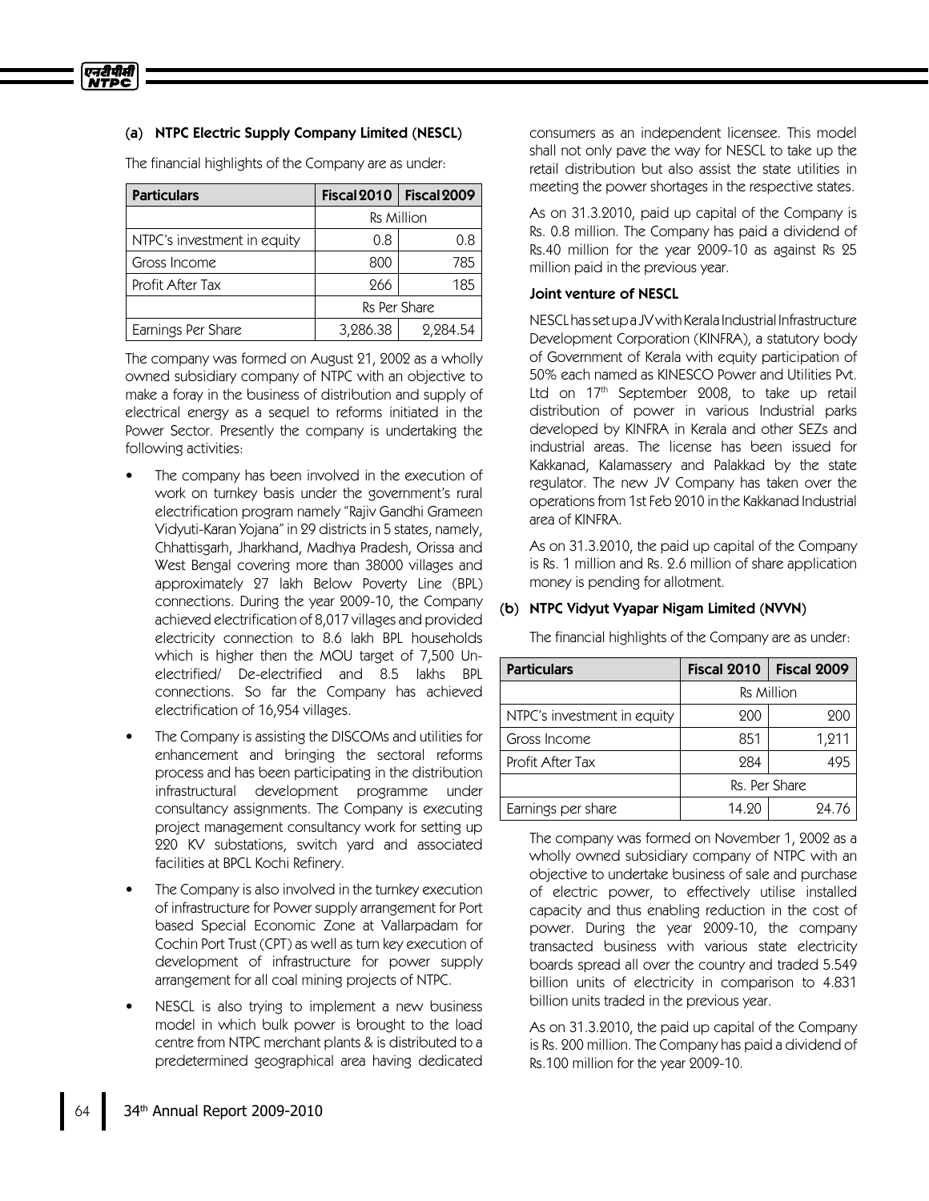### (a) NTPC Electric Supply Company Limited (NESCL)

The financial highlights of the Company are as under:

| Particulars | Fiscal 2010 | Fiscal 2009 |
|---|---|---|
| | Rs Million | |
| NTPC's investment in equity | 0.8 | 0.8 |
| Gross Income | 800 | 785 |
| Profit After Tax | 266 | 185 |
| | Rs Per Share | |
| Earnings Per Share | 3,286.38 | 2,284.54 |

The company was formed on August 21, 2002 as a wholly owned subsidiary company of NTPC with an objective to make a foray in the business of distribution and supply of electrical energy as a sequel to reforms initiated in the Power Sector. Presently the company is undertaking the following activities:

- The company has been involved in the execution of work on turnkey basis under the government's rural electrification program namely "Rajiv Gandhi Grameen Vidyuti-Karan Yojana" in 29 districts in 5 states, namely, Chhattisgarh, Jharkhand, Madhya Pradesh, Orissa and West Bengal covering more than 38000 villages and approximately 27 lakh Below Poverty Line (BPL) connections. During the year 2009-10, the Company achieved electrification of 8,017 villages and provided electricity connection to 8.6 lakh BPL households which is higher then the MOU target of 7,500 Un-electrified/ De-electrified and 8.5 lakhs BPL connections. So far the Company has achieved electrification of 16,954 villages.
- The Company is assisting the DISCOMs and utilities for enhancement and bringing the sectoral reforms process and has been participating in the distribution infrastructural development programme under consultancy assignments. The Company is executing project management consultancy work for setting up 220 KV substations, switch yard and associated facilities at BPCL Kochi Refinery.
- The Company is also involved in the turnkey execution of infrastructure for Power supply arrangement for Port based Special Economic Zone at Vallarpadam for Cochin Port Trust (CPT) as well as turn key execution of development of infrastructure for power supply arrangement for all coal mining projects of NTPC.
- NESCL is also trying to implement a new business model in which bulk power is brought to the load centre from NTPC merchant plants & is distributed to a predetermined geographical area having dedicated consumers as an independent licensee. This model shall not only pave the way for NESCL to take up the retail distribution but also assist the state utilities in meeting the power shortages in the respective states.

As on 31.3.2010, paid up capital of the Company is Rs. 0.8 million. The Company has paid a dividend of Rs.40 million for the year 2009-10 as against Rs 25 million paid in the previous year.

#### Joint venture of NESCL

NESCL has set up a JV with Kerala Industrial Infrastructure Development Corporation (KINFRA), a statutory body of Government of Kerala with equity participation of 50% each named as KINESCO Power and Utilities Pvt. Ltd on 17th September 2008, to take up retail distribution of power in various Industrial parks developed by KINFRA in Kerala and other SEZs and industrial areas. The license has been issued for Kakkanad, Kalamassery and Palakkad by the state regulator. The new JV Company has taken over the operations from 1st Feb 2010 in the Kakkanad Industrial area of KINFRA.

As on 31.3.2010, the paid up capital of the Company is Rs. 1 million and Rs. 2.6 million of share application money is pending for allotment.

### (b) NTPC Vidyut Vyapar Nigam Limited (NVVN)

The financial highlights of the Company are as under:

| Particulars | Fiscal 2010 | Fiscal 2009 |
|---|---|---|
| | Rs Million | |
| NTPC's investment in equity | 200 | 200 |
| Gross Income | 851 | 1,211 |
| Profit After Tax | 284 | 495 |
| | Rs. Per Share | |
| Earnings per share | 14.20 | 24.76 |

The company was formed on November 1, 2002 as a wholly owned subsidiary company of NTPC with an objective to undertake business of sale and purchase of electric power, to effectively utilise installed capacity and thus enabling reduction in the cost of power. During the year 2009-10, the company transacted business with various state electricity boards spread all over the country and traded 5.549 billion units of electricity in comparison to 4.831 billion units traded in the previous year.

As on 31.3.2010, the paid up capital of the Company is Rs. 200 million. The Company has paid a dividend of Rs.100 million for the year 2009-10.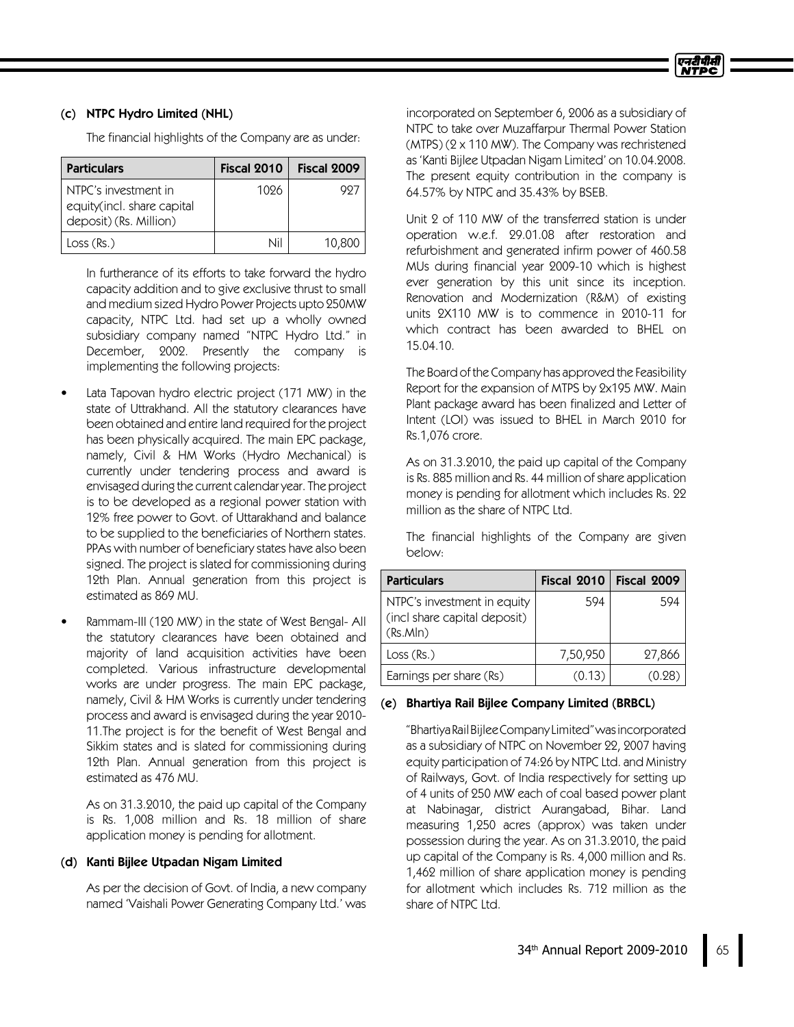### (c) NTPC Hydro Limited (NHL)

The financial highlights of the Company are as under:

| Particulars | Fiscal 2010 | Fiscal 2009 |
|---|---|---|
| NTPC's investment in equity(incl. share capital deposit) (Rs. Million) | 1026 | 927 |
| Loss (Rs.) | Nil | 10,800 |

In furtherance of its efforts to take forward the hydro capacity addition and to give exclusive thrust to small and medium sized Hydro Power Projects upto 250MW capacity, NTPC Ltd. had set up a wholly owned subsidiary company named "NTPC Hydro Ltd." in December, 2002. Presently the company is implementing the following projects:

- Lata Tapovan hydro electric project (171 MW) in the state of Uttrakhand. All the statutory clearances have been obtained and entire land required for the project has been physically acquired. The main EPC package, namely, Civil & HM Works (Hydro Mechanical) is currently under tendering process and award is envisaged during the current calendar year. The project is to be developed as a regional power station with 12% free power to Govt. of Uttarakhand and balance to be supplied to the beneficiaries of Northern states. PPAs with number of beneficiary states have also been signed. The project is slated for commissioning during 12th Plan. Annual generation from this project is estimated as 869 MU.
- Rammam-III (120 MW) in the state of West Bengal- All the statutory clearances have been obtained and majority of land acquisition activities have been completed. Various infrastructure developmental works are under progress. The main EPC package, namely, Civil & HM Works is currently under tendering process and award is envisaged during the year 2010-11.The project is for the benefit of West Bengal and Sikkim states and is slated for commissioning during 12th Plan. Annual generation from this project is estimated as 476 MU.

As on 31.3.2010, the paid up capital of the Company is Rs. 1,008 million and Rs. 18 million of share application money is pending for allotment.

### (d) Kanti Bijlee Utpadan Nigam Limited

As per the decision of Govt. of India, a new company named 'Vaishali Power Generating Company Ltd.' was incorporated on September 6, 2006 as a subsidiary of NTPC to take over Muzaffarpur Thermal Power Station (MTPS) (2 x 110 MW). The Company was rechristened as 'Kanti Bijlee Utpadan Nigam Limited' on 10.04.2008. The present equity contribution in the company is 64.57% by NTPC and 35.43% by BSEB.

Unit 2 of 110 MW of the transferred station is under operation w.e.f. 29.01.08 after restoration and refurbishment and generated infirm power of 460.58 MUs during financial year 2009-10 which is highest ever generation by this unit since its inception. Renovation and Modernization (R&M) of existing units 2X110 MW is to commence in 2010-11 for which contract has been awarded to BHEL on 15.04.10.

The Board of the Company has approved the Feasibility Report for the expansion of MTPS by 2x195 MW. Main Plant package award has been finalized and Letter of Intent (LOI) was issued to BHEL in March 2010 for Rs.1,076 crore.

As on 31.3.2010, the paid up capital of the Company is Rs. 885 million and Rs. 44 million of share application money is pending for allotment which includes Rs. 22 million as the share of NTPC Ltd.

The financial highlights of the Company are given below:

| Particulars | Fiscal 2010 | Fiscal 2009 |
|---|---|---|
| NTPC's investment in equity (incl share capital deposit) (Rs.Mln) | 594 | 594 |
| Loss (Rs.) | 7,50,950 | 27,866 |
| Earnings per share (Rs) | (0.13) | (0.28) |

### (e) Bhartiya Rail Bijlee Company Limited (BRBCL)

"Bhartiya Rail Bijlee Company Limited" was incorporated as a subsidiary of NTPC on November 22, 2007 having equity participation of 74:26 by NTPC Ltd. and Ministry of Railways, Govt. of India respectively for setting up of 4 units of 250 MW each of coal based power plant at Nabinagar, district Aurangabad, Bihar. Land measuring 1,250 acres (approx) was taken under possession during the year. As on 31.3.2010, the paid up capital of the Company is Rs. 4,000 million and Rs. 1,462 million of share application money is pending for allotment which includes Rs. 712 million as the share of NTPC Ltd.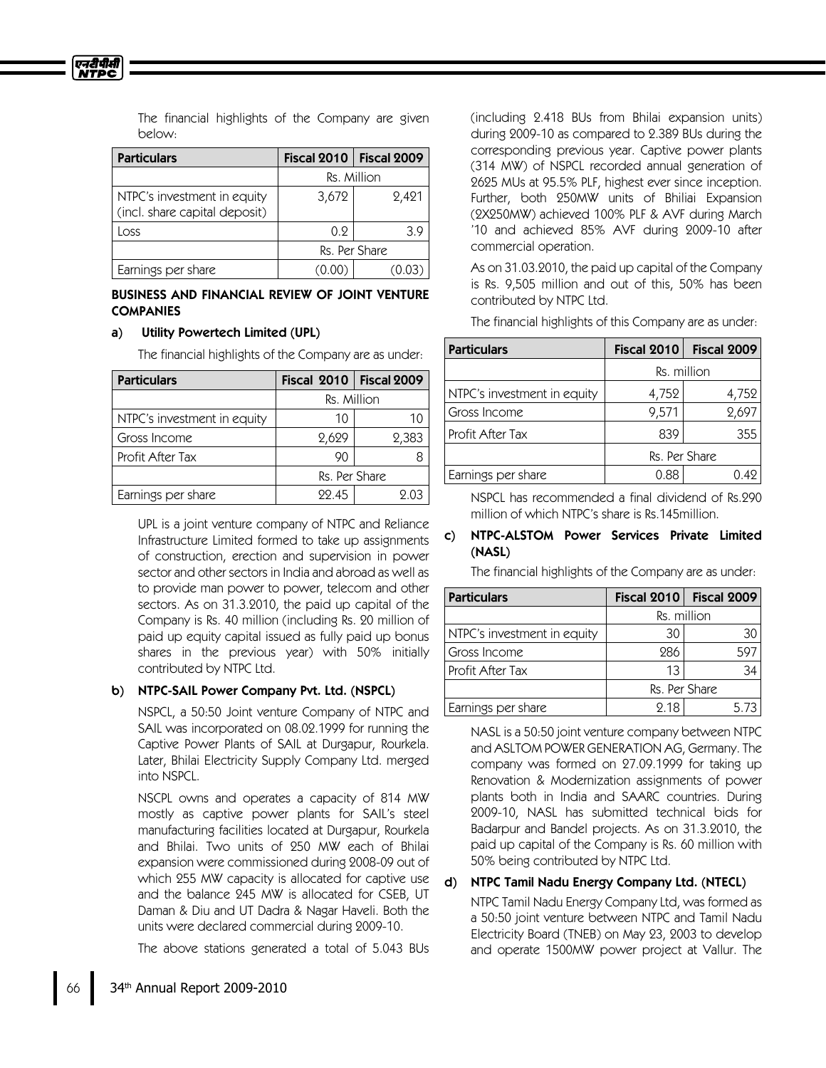The financial highlights of the Company are given below:

| Particulars | Fiscal 2010 | Fiscal 2009 |
|---|---|---|
| | Rs. Million | |
| NTPC's investment in equity (incl. share capital deposit) | 3,672 | 2,421 |
| Loss | 0.2 | 3.9 |
| | Rs. Per Share | |
| Earnings per share | (0.00) | (0.03) |

## BUSINESS AND FINANCIAL REVIEW OF JOINT VENTURE COMPANIES

### a) Utility Powertech Limited (UPL)

The financial highlights of the Company are as under:

| Particulars | Fiscal 2010 | Fiscal 2009 |
|---|---|---|
| | Rs. Million | |
| NTPC's investment in equity | 10 | 10 |
| Gross Income | 2,629 | 2,383 |
| Profit After Tax | 90 | 8 |
| | Rs. Per Share | |
| Earnings per share | 22.45 | 2.03 |

UPL is a joint venture company of NTPC and Reliance Infrastructure Limited formed to take up assignments of construction, erection and supervision in power sector and other sectors in India and abroad as well as to provide man power to power, telecom and other sectors. As on 31.3.2010, the paid up capital of the Company is Rs. 40 million (including Rs. 20 million of paid up equity capital issued as fully paid up bonus shares in the previous year) with 50% initially contributed by NTPC Ltd.

### b) NTPC-SAIL Power Company Pvt. Ltd. (NSPCL)

NSPCL, a 50:50 Joint venture Company of NTPC and SAIL was incorporated on 08.02.1999 for running the Captive Power Plants of SAIL at Durgapur, Rourkela. Later, Bhilai Electricity Supply Company Ltd. merged into NSPCL.

NSCPL owns and operates a capacity of 814 MW mostly as captive power plants for SAIL's steel manufacturing facilities located at Durgapur, Rourkela and Bhilai. Two units of 250 MW each of Bhilai expansion were commissioned during 2008-09 out of which 255 MW capacity is allocated for captive use and the balance 245 MW is allocated for CSEB, UT Daman & Diu and UT Dadra & Nagar Haveli. Both the units were declared commercial during 2009-10.

The above stations generated a total of 5.043 BUs (including 2.418 BUs from Bhilai expansion units) during 2009-10 as compared to 2.389 BUs during the corresponding previous year. Captive power plants (314 MW) of NSPCL recorded annual generation of 2625 MUs at 95.5% PLF, highest ever since inception. Further, both 250MW units of Bhiliai Expansion (2X250MW) achieved 100% PLF & AVF during March '10 and achieved 85% AVF during 2009-10 after commercial operation.

As on 31.03.2010, the paid up capital of the Company is Rs. 9,505 million and out of this, 50% has been contributed by NTPC Ltd.

The financial highlights of this Company are as under:

| Particulars | Fiscal 2010 | Fiscal 2009 |
|---|---|---|
| | Rs. million | |
| NTPC's investment in equity | 4,752 | 4,752 |
| Gross Income | 9,571 | 2,697 |
| Profit After Tax | 839 | 355 |
| | Rs. Per Share | |
| Earnings per share | 0.88 | 0.42 |

NSPCL has recommended a final dividend of Rs.290 million of which NTPC's share is Rs.145million.

### c) NTPC-ALSTOM Power Services Private Limited (NASL)

The financial highlights of the Company are as under:

| Particulars | Fiscal 2010 | Fiscal 2009 |
|---|---|---|
| | Rs. million | |
| NTPC's investment in equity | 30 | 30 |
| Gross Income | 286 | 597 |
| Profit After Tax | 13 | 34 |
| | Rs. Per Share | |
| Earnings per share | 2.18 | 5.73 |

NASL is a 50:50 joint venture company between NTPC and ASLTOM POWER GENERATION AG, Germany. The company was formed on 27.09.1999 for taking up Renovation & Modernization assignments of power plants both in India and SAARC countries. During 2009-10, NASL has submitted technical bids for Badarpur and Bandel projects. As on 31.3.2010, the paid up capital of the Company is Rs. 60 million with 50% being contributed by NTPC Ltd.

### d) NTPC Tamil Nadu Energy Company Ltd. (NTECL)

NTPC Tamil Nadu Energy Company Ltd, was formed as a 50:50 joint venture between NTPC and Tamil Nadu Electricity Board (TNEB) on May 23, 2003 to develop and operate 1500MW power project at Vallur. The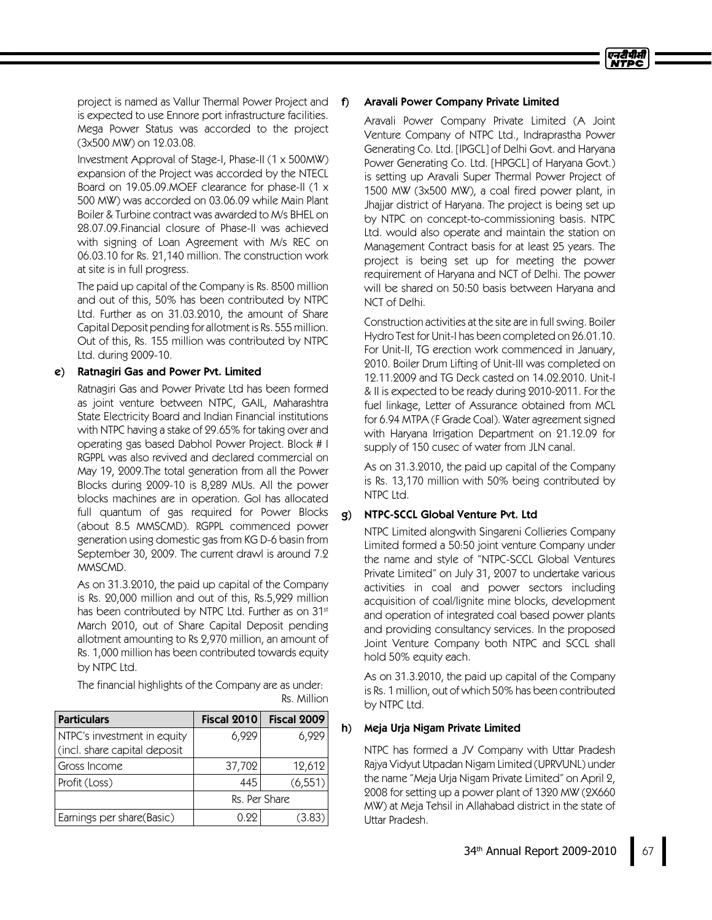project is named as Vallur Thermal Power Project and is expected to use Ennore port infrastructure facilities. Mega Power Status was accorded to the project (3x500 MW) on 12.03.08.

Investment Approval of Stage-I, Phase-II (1 x 500MW) expansion of the Project was accorded by the NTECL Board on 19.05.09.MOEF clearance for phase-II (1 x 500 MW) was accorded on 03.06.09 while Main Plant Boiler & Turbine contract was awarded to M/s BHEL on 28.07.09.Financial closure of Phase-II was achieved with signing of Loan Agreement with M/s REC on 06.03.10 for Rs. 21,140 million. The construction work at site is in full progress.

The paid up capital of the Company is Rs. 8500 million and out of this, 50% has been contributed by NTPC Ltd. Further as on 31.03.2010, the amount of Share Capital Deposit pending for allotment is Rs. 555 million. Out of this, Rs. 155 million was contributed by NTPC Ltd. during 2009-10.

**e) Ratnagiri Gas and Power Pvt. Limited**

Ratnagiri Gas and Power Private Ltd has been formed as joint venture between NTPC, GAIL, Maharashtra State Electricity Board and Indian Financial institutions with NTPC having a stake of 29.65% for taking over and operating gas based Dabhol Power Project. Block # I RGPPL was also revived and declared commercial on May 19, 2009.The total generation from all the Power Blocks during 2009-10 is 8,289 MUs. All the power blocks machines are in operation. GoI has allocated full quantum of gas required for Power Blocks (about 8.5 MMSCMD). RGPPL commenced power generation using domestic gas from KG D-6 basin from September 30, 2009. The current drawl is around 7.2 MMSCMD.

As on 31.3.2010, the paid up capital of the Company is Rs. 20,000 million and out of this, Rs.5,929 million has been contributed by NTPC Ltd. Further as on 31st March 2010, out of Share Capital Deposit pending allotment amounting to Rs 2,970 million, an amount of Rs. 1,000 million has been contributed towards equity by NTPC Ltd.

The financial highlights of the Company are as under:

Rs. Million

| Particulars | Fiscal 2010 | Fiscal 2009 |
|---|---|---|
| NTPC's investment in equity (incl. share capital deposit | 6,929 | 6,929 |
| Gross Income | 37,702 | 12,612 |
| Profit (Loss) | 445 | (6,551) |
| | Rs. Per Share | |
| Earnings per share(Basic) | 0.22 | (3.83) |

**f) Aravali Power Company Private Limited**

Aravali Power Company Private Limited (A Joint Venture Company of NTPC Ltd., Indraprastha Power Generating Co. Ltd. [IPGCL] of Delhi Govt. and Haryana Power Generating Co. Ltd. [HPGCL] of Haryana Govt.) is setting up Aravali Super Thermal Power Project of 1500 MW (3x500 MW), a coal fired power plant, in Jhajjar district of Haryana. The project is being set up by NTPC on concept-to-commissioning basis. NTPC Ltd. would also operate and maintain the station on Management Contract basis for at least 25 years. The project is being set up for meeting the power requirement of Haryana and NCT of Delhi. The power will be shared on 50:50 basis between Haryana and NCT of Delhi.

Construction activities at the site are in full swing. Boiler Hydro Test for Unit-I has been completed on 26.01.10. For Unit-II, TG erection work commenced in January, 2010. Boiler Drum Lifting of Unit-III was completed on 12.11.2009 and TG Deck casted on 14.02.2010. Unit-I & II is expected to be ready during 2010-2011. For the fuel linkage, Letter of Assurance obtained from MCL for 6.94 MTPA (F Grade Coal). Water agreement signed with Haryana Irrigation Department on 21.12.09 for supply of 150 cusec of water from JLN canal.

As on 31.3.2010, the paid up capital of the Company is Rs. 13,170 million with 50% being contributed by NTPC Ltd.

**g) NTPC-SCCL Global Venture Pvt. Ltd**

NTPC Limited alongwith Singareni Collieries Company Limited formed a 50:50 joint venture Company under the name and style of "NTPC-SCCL Global Ventures Private Limited" on July 31, 2007 to undertake various activities in coal and power sectors including acquisition of coal/lignite mine blocks, development and operation of integrated coal based power plants and providing consultancy services. In the proposed Joint Venture Company both NTPC and SCCL shall hold 50% equity each.

As on 31.3.2010, the paid up capital of the Company is Rs. 1 million, out of which 50% has been contributed by NTPC Ltd.

**h) Meja Urja Nigam Private Limited**

NTPC has formed a JV Company with Uttar Pradesh Rajya Vidyut Utpadan Nigam Limited (UPRVUNL) under the name "Meja Urja Nigam Private Limited" on April 2, 2008 for setting up a power plant of 1320 MW (2X660 MW) at Meja Tehsil in Allahabad district in the state of Uttar Pradesh.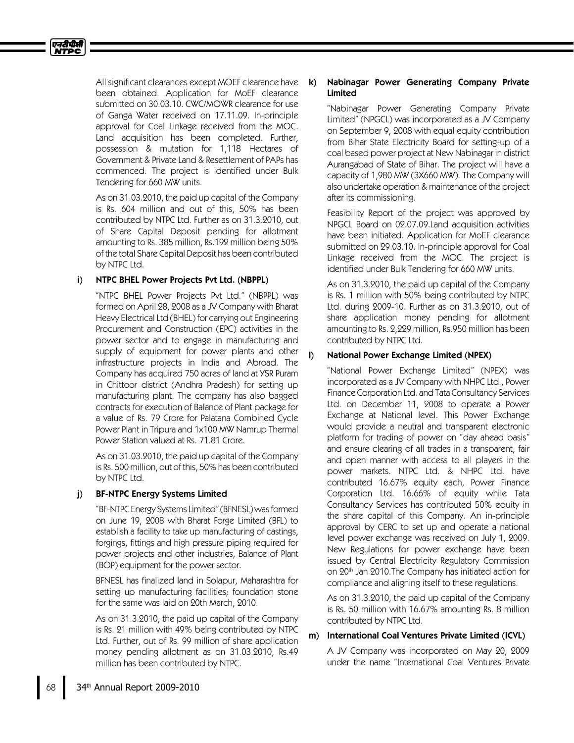All significant clearances except MOEF clearance have been obtained. Application for MoEF clearance submitted on 30.03.10. CWC/MOWR clearance for use of Ganga Water received on 17.11.09. In-principle approval for Coal Linkage received from the MOC. Land acquisition has been completed. Further, possession & mutation for 1,118 Hectares of Government & Private Land & Resettlement of PAPs has commenced. The project is identified under Bulk Tendering for 660 MW units.

As on 31.03.2010, the paid up capital of the Company is Rs. 604 million and out of this, 50% has been contributed by NTPC Ltd. Further as on 31.3.2010, out of Share Capital Deposit pending for allotment amounting to Rs. 385 million, Rs.192 million being 50% of the total Share Capital Deposit has been contributed by NTPC Ltd.

### i) NTPC BHEL Power Projects Pvt Ltd. (NBPPL)

"NTPC BHEL Power Projects Pvt Ltd." (NBPPL) was formed on April 28, 2008 as a JV Company with Bharat Heavy Electrical Ltd (BHEL) for carrying out Engineering Procurement and Construction (EPC) activities in the power sector and to engage in manufacturing and supply of equipment for power plants and other infrastructure projects in India and Abroad. The Company has acquired 750 acres of land at YSR Puram in Chittoor district (Andhra Pradesh) for setting up manufacturing plant. The company has also bagged contracts for execution of Balance of Plant package for a value of Rs. 79 Crore for Palatana Combined Cycle Power Plant in Tripura and 1x100 MW Namrup Thermal Power Station valued at Rs. 71.81 Crore.

As on 31.03.2010, the paid up capital of the Company is Rs. 500 million, out of this, 50% has been contributed by NTPC Ltd.

### j) BF-NTPC Energy Systems Limited

"BF-NTPC Energy Systems Limited" (BFNESL) was formed on June 19, 2008 with Bharat Forge Limited (BFL) to establish a facility to take up manufacturing of castings, forgings, fittings and high pressure piping required for power projects and other industries, Balance of Plant (BOP) equipment for the power sector.

BFNESL has finalized land in Solapur, Maharashtra for setting up manufacturing facilities; foundation stone for the same was laid on 20th March, 2010.

As on 31.3.2010, the paid up capital of the Company is Rs. 21 million with 49% being contributed by NTPC Ltd. Further, out of Rs. 99 million of share application money pending allotment as on 31.03.2010, Rs.49 million has been contributed by NTPC.

### k) Nabinagar Power Generating Company Private Limited

"Nabinagar Power Generating Company Private Limited" (NPGCL) was incorporated as a JV Company on September 9, 2008 with equal equity contribution from Bihar State Electricity Board for setting-up of a coal based power project at New Nabinagar in district Aurangabad of State of Bihar. The project will have a capacity of 1,980 MW (3X660 MW). The Company will also undertake operation & maintenance of the project after its commissioning.

Feasibility Report of the project was approved by NPGCL Board on 02.07.09.Land acquisition activities have been initiated. Application for MoEF clearance submitted on 29.03.10. In-principle approval for Coal Linkage received from the MOC. The project is identified under Bulk Tendering for 660 MW units.

As on 31.3.2010, the paid up capital of the Company is Rs. 1 million with 50% being contributed by NTPC Ltd. during 2009-10. Further as on 31.3.2010, out of share application money pending for allotment amounting to Rs. 2,229 million, Rs.950 million has been contributed by NTPC Ltd.

### l) National Power Exchange Limited (NPEX)

"National Power Exchange Limited" (NPEX) was incorporated as a JV Company with NHPC Ltd., Power Finance Corporation Ltd. and Tata Consultancy Services Ltd. on December 11, 2008 to operate a Power Exchange at National level. This Power Exchange would provide a neutral and transparent electronic platform for trading of power on "day ahead basis" and ensure clearing of all trades in a transparent, fair and open manner with access to all players in the power markets. NTPC Ltd. & NHPC Ltd. have contributed 16.67% equity each, Power Finance Corporation Ltd. 16.66% of equity while Tata Consultancy Services has contributed 50% equity in the share capital of this Company. An in-principle approval by CERC to set up and operate a national level power exchange was received on July 1, 2009. New Regulations for power exchange have been issued by Central Electricity Regulatory Commission on 20th Jan 2010.The Company has initiated action for compliance and aligning itself to these regulations.

As on 31.3.2010, the paid up capital of the Company is Rs. 50 million with 16.67% amounting Rs. 8 million contributed by NTPC Ltd.

### m) International Coal Ventures Private Limited (ICVL)

A JV Company was incorporated on May 20, 2009 under the name "International Coal Ventures Private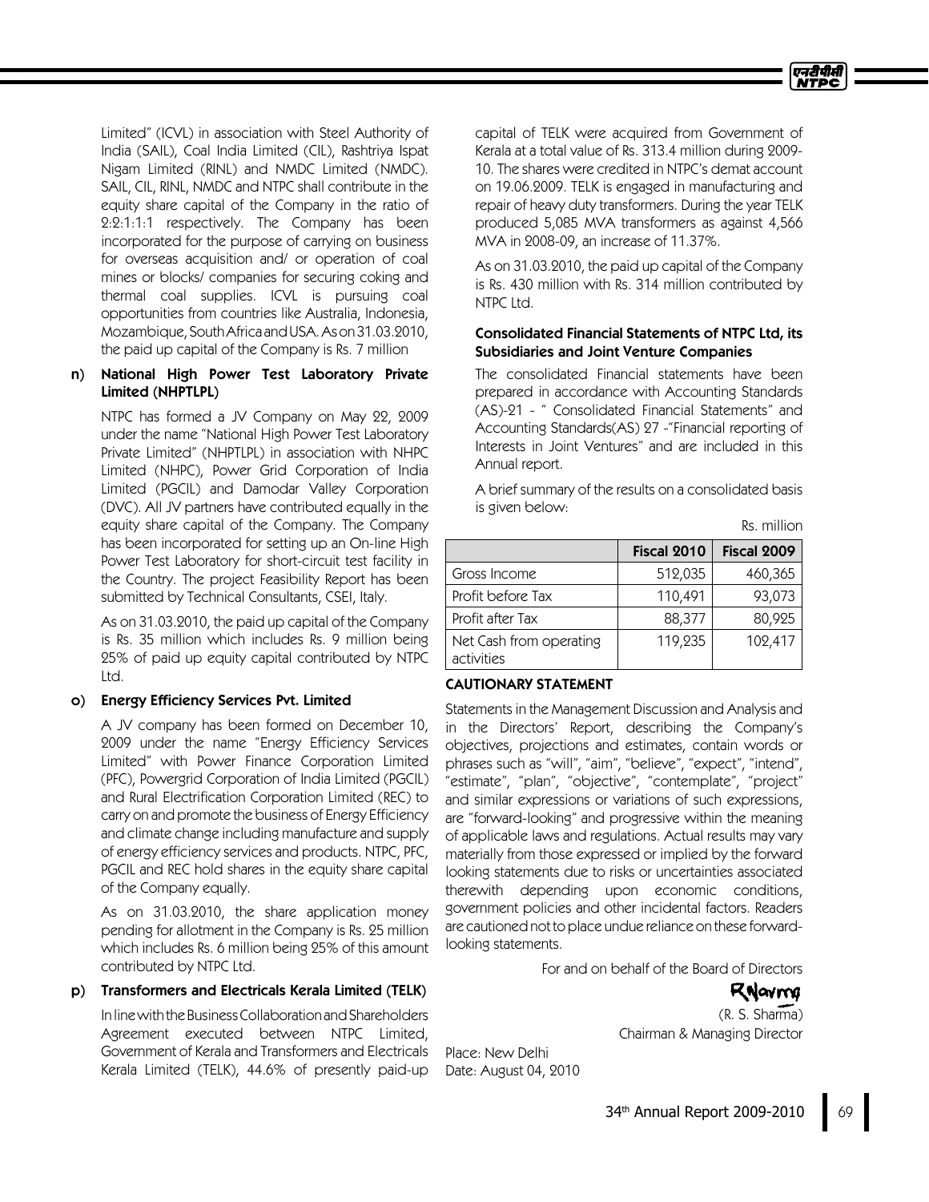Limited" (ICVL) in association with Steel Authority of India (SAIL), Coal India Limited (CIL), Rashtriya Ispat Nigam Limited (RINL) and NMDC Limited (NMDC). SAIL, CIL, RINL, NMDC and NTPC shall contribute in the equity share capital of the Company in the ratio of 2:2:1:1:1 respectively. The Company has been incorporated for the purpose of carrying on business for overseas acquisition and/ or operation of coal mines or blocks/ companies for securing coking and thermal coal supplies. ICVL is pursuing coal opportunities from countries like Australia, Indonesia, Mozambique, South Africa and USA. As on 31.03.2010, the paid up capital of the Company is Rs. 7 million

**n) National High Power Test Laboratory Private Limited (NHPTLPL)**

NTPC has formed a JV Company on May 22, 2009 under the name "National High Power Test Laboratory Private Limited" (NHPTLPL) in association with NHPC Limited (NHPC), Power Grid Corporation of India Limited (PGCIL) and Damodar Valley Corporation (DVC). All JV partners have contributed equally in the equity share capital of the Company. The Company has been incorporated for setting up an On-line High Power Test Laboratory for short-circuit test facility in the Country. The project Feasibility Report has been submitted by Technical Consultants, CSEI, Italy.

As on 31.03.2010, the paid up capital of the Company is Rs. 35 million which includes Rs. 9 million being 25% of paid up equity capital contributed by NTPC Ltd.

**o) Energy Efficiency Services Pvt. Limited**

A JV company has been formed on December 10, 2009 under the name "Energy Efficiency Services Limited" with Power Finance Corporation Limited (PFC), Powergrid Corporation of India Limited (PGCIL) and Rural Electrification Corporation Limited (REC) to carry on and promote the business of Energy Efficiency and climate change including manufacture and supply of energy efficiency services and products. NTPC, PFC, PGCIL and REC hold shares in the equity share capital of the Company equally.

As on 31.03.2010, the share application money pending for allotment in the Company is Rs. 25 million which includes Rs. 6 million being 25% of this amount contributed by NTPC Ltd.

**p) Transformers and Electricals Kerala Limited (TELK)**

In line with the Business Collaboration and Shareholders Agreement executed between NTPC Limited, Government of Kerala and Transformers and Electricals Kerala Limited (TELK), 44.6% of presently paid-up capital of TELK were acquired from Government of Kerala at a total value of Rs. 313.4 million during 2009-10. The shares were credited in NTPC's demat account on 19.06.2009. TELK is engaged in manufacturing and repair of heavy duty transformers. During the year TELK produced 5,085 MVA transformers as against 4,566 MVA in 2008-09, an increase of 11.37%.

As on 31.03.2010, the paid up capital of the Company is Rs. 430 million with Rs. 314 million contributed by NTPC Ltd.

**Consolidated Financial Statements of NTPC Ltd, its Subsidiaries and Joint Venture Companies**

The consolidated Financial statements have been prepared in accordance with Accounting Standards (AS)-21 - " Consolidated Financial Statements" and Accounting Standards(AS) 27 -"Financial reporting of Interests in Joint Ventures" and are included in this Annual report.

A brief summary of the results on a consolidated basis is given below:

Rs. million

| | Fiscal 2010 | Fiscal 2009 |
|---|---|---|
| Gross Income | 512,035 | 460,365 |
| Profit before Tax | 110,491 | 93,073 |
| Profit after Tax | 88,377 | 80,925 |
| Net Cash from operating activities | 119,235 | 102,417 |

**CAUTIONARY STATEMENT**

Statements in the Management Discussion and Analysis and in the Directors' Report, describing the Company's objectives, projections and estimates, contain words or phrases such as "will", "aim", "believe", "expect", "intend", "estimate", "plan", "objective", "contemplate", "project" and similar expressions or variations of such expressions, are "forward-looking" and progressive within the meaning of applicable laws and regulations. Actual results may vary materially from those expressed or implied by the forward looking statements due to risks or uncertainties associated therewith depending upon economic conditions, government policies and other incidental factors. Readers are cautioned not to place undue reliance on these forward-looking statements.

For and on behalf of the Board of Directors

(R. S. Sharma)
Chairman & Managing Director

Place: New Delhi
Date: August 04, 2010